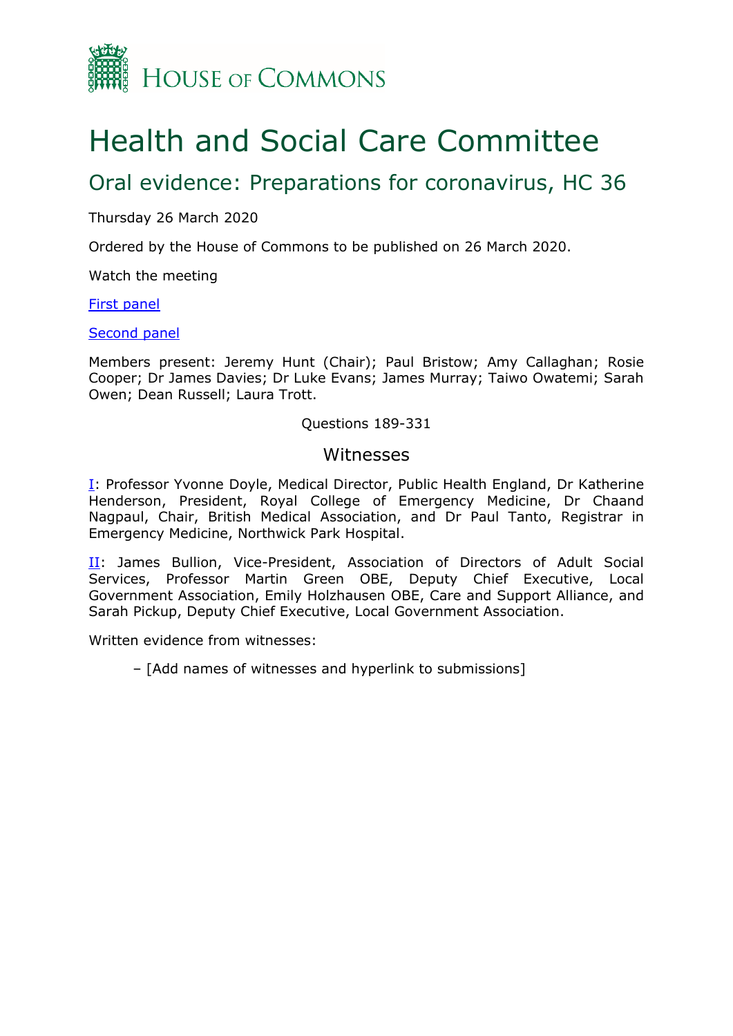House of Commons

# Health and Social Care Committee

## Oral evidence: Preparations for coronavirus, HC 36

Thursday 26 March 2020

Ordered by the House of Commons to be published on 26 March 2020.

Watch the meeting

[First panel]

[Second panel]

Members present: Jeremy Hunt (Chair); Paul Bristow; Amy Callaghan; Rosie Cooper; Dr James Davies; Dr Luke Evans; James Murray; Taiwo Owatemi; Sarah Owen; Dean Russell; Laura Trott.

Questions 189-331

### Witnesses

I: Professor Yvonne Doyle, Medical Director, Public Health England, Dr Katherine Henderson, President, Royal College of Emergency Medicine, Dr Chaand Nagpaul, Chair, British Medical Association, and Dr Paul Tanto, Registrar in Emergency Medicine, Northwick Park Hospital.

II: James Bullion, Vice-President, Association of Directors of Adult Social Services, Professor Martin Green OBE, Deputy Chief Executive, Local Government Association, Emily Holzhausen OBE, Care and Support Alliance, and Sarah Pickup, Deputy Chief Executive, Local Government Association.

Written evidence from witnesses:

– [Add names of witnesses and hyperlink to submissions]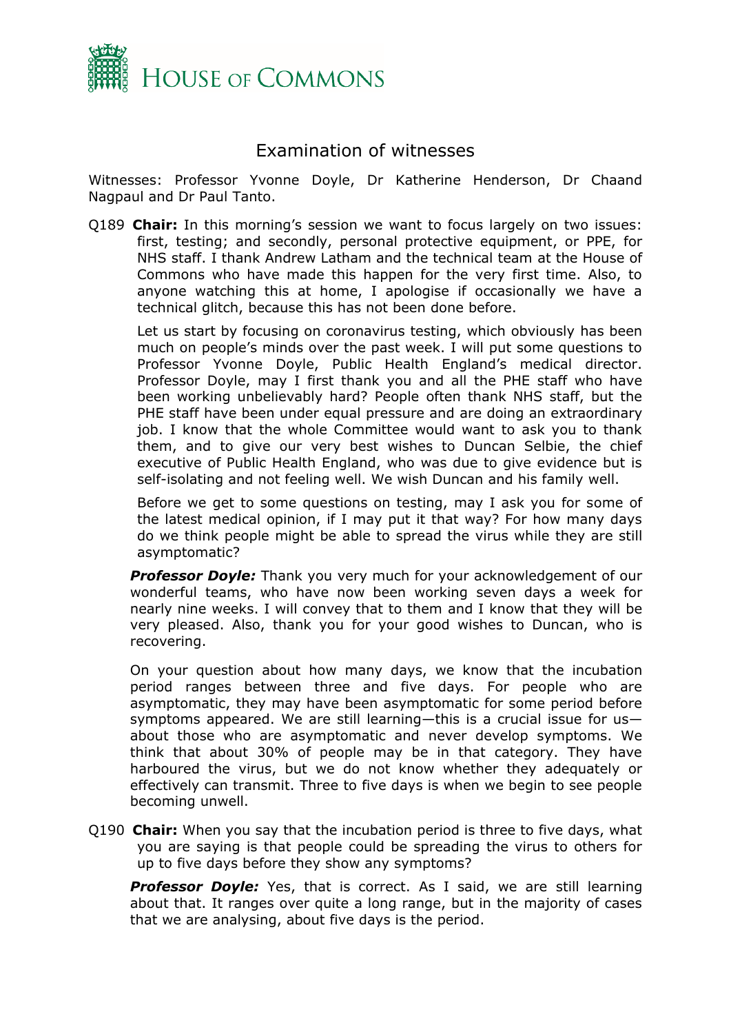# Examination of witnesses

Witnesses: Professor Yvonne Doyle, Dr Katherine Henderson, Dr Chaand Nagpaul and Dr Paul Tanto.

Q189 **Chair:** In this morning's session we want to focus largely on two issues: first, testing; and secondly, personal protective equipment, or PPE, for NHS staff. I thank Andrew Latham and the technical team at the House of Commons who have made this happen for the very first time. Also, to anyone watching this at home, I apologise if occasionally we have a technical glitch, because this has not been done before.

Let us start by focusing on coronavirus testing, which obviously has been much on people's minds over the past week. I will put some questions to Professor Yvonne Doyle, Public Health England's medical director. Professor Doyle, may I first thank you and all the PHE staff who have been working unbelievably hard? People often thank NHS staff, but the PHE staff have been under equal pressure and are doing an extraordinary job. I know that the whole Committee would want to ask you to thank them, and to give our very best wishes to Duncan Selbie, the chief executive of Public Health England, who was due to give evidence but is self-isolating and not feeling well. We wish Duncan and his family well.

Before we get to some questions on testing, may I ask you for some of the latest medical opinion, if I may put it that way? For how many days do we think people might be able to spread the virus while they are still asymptomatic?

***Professor Doyle:*** Thank you very much for your acknowledgement of our wonderful teams, who have now been working seven days a week for nearly nine weeks. I will convey that to them and I know that they will be very pleased. Also, thank you for your good wishes to Duncan, who is recovering.

On your question about how many days, we know that the incubation period ranges between three and five days. For people who are asymptomatic, they may have been asymptomatic for some period before symptoms appeared. We are still learning—this is a crucial issue for us—about those who are asymptomatic and never develop symptoms. We think that about 30% of people may be in that category. They have harboured the virus, but we do not know whether they adequately or effectively can transmit. Three to five days is when we begin to see people becoming unwell.

Q190 **Chair:** When you say that the incubation period is three to five days, what you are saying is that people could be spreading the virus to others for up to five days before they show any symptoms?

***Professor Doyle:*** Yes, that is correct. As I said, we are still learning about that. It ranges over quite a long range, but in the majority of cases that we are analysing, about five days is the period.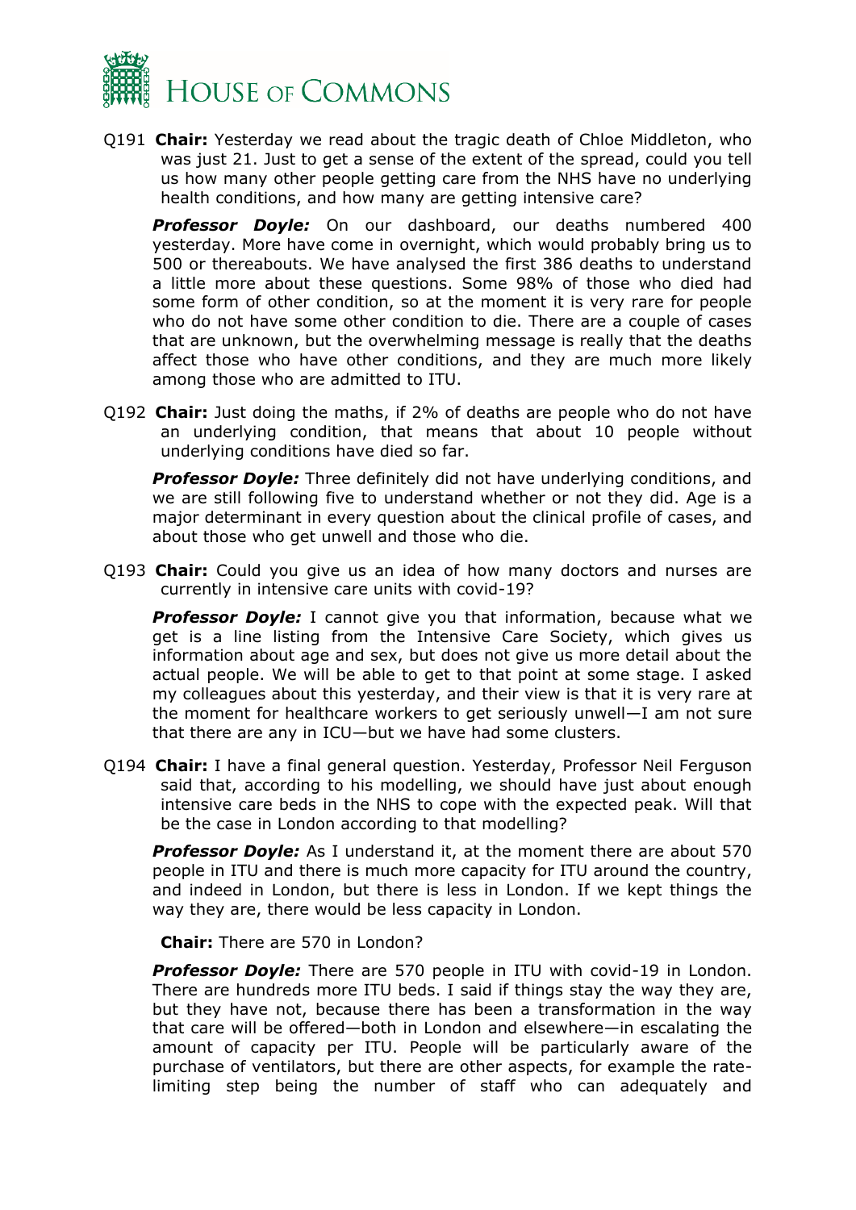Q191 **Chair:** Yesterday we read about the tragic death of Chloe Middleton, who was just 21. Just to get a sense of the extent of the spread, could you tell us how many other people getting care from the NHS have no underlying health conditions, and how many are getting intensive care?

***Professor Doyle:*** On our dashboard, our deaths numbered 400 yesterday. More have come in overnight, which would probably bring us to 500 or thereabouts. We have analysed the first 386 deaths to understand a little more about these questions. Some 98% of those who died had some form of other condition, so at the moment it is very rare for people who do not have some other condition to die. There are a couple of cases that are unknown, but the overwhelming message is really that the deaths affect those who have other conditions, and they are much more likely among those who are admitted to ITU.

Q192 **Chair:** Just doing the maths, if 2% of deaths are people who do not have an underlying condition, that means that about 10 people without underlying conditions have died so far.

***Professor Doyle:*** Three definitely did not have underlying conditions, and we are still following five to understand whether or not they did. Age is a major determinant in every question about the clinical profile of cases, and about those who get unwell and those who die.

Q193 **Chair:** Could you give us an idea of how many doctors and nurses are currently in intensive care units with covid-19?

***Professor Doyle:*** I cannot give you that information, because what we get is a line listing from the Intensive Care Society, which gives us information about age and sex, but does not give us more detail about the actual people. We will be able to get to that point at some stage. I asked my colleagues about this yesterday, and their view is that it is very rare at the moment for healthcare workers to get seriously unwell—I am not sure that there are any in ICU—but we have had some clusters.

Q194 **Chair:** I have a final general question. Yesterday, Professor Neil Ferguson said that, according to his modelling, we should have just about enough intensive care beds in the NHS to cope with the expected peak. Will that be the case in London according to that modelling?

***Professor Doyle:*** As I understand it, at the moment there are about 570 people in ITU and there is much more capacity for ITU around the country, and indeed in London, but there is less in London. If we kept things the way they are, there would be less capacity in London.

**Chair:** There are 570 in London?

***Professor Doyle:*** There are 570 people in ITU with covid-19 in London. There are hundreds more ITU beds. I said if things stay the way they are, but they have not, because there has been a transformation in the way that care will be offered—both in London and elsewhere—in escalating the amount of capacity per ITU. People will be particularly aware of the purchase of ventilators, but there are other aspects, for example the rate-limiting step being the number of staff who can adequately and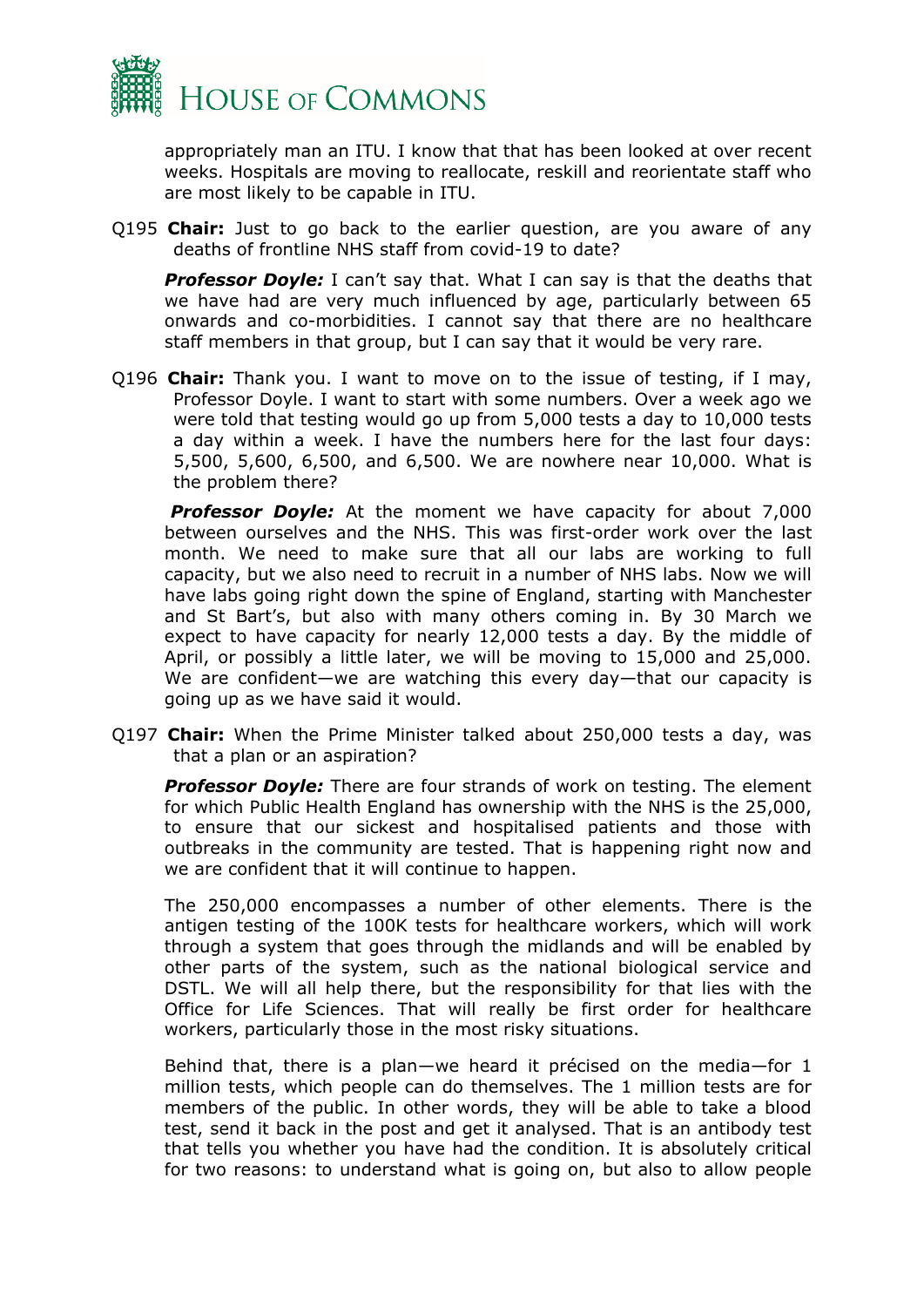appropriately man an ITU. I know that that has been looked at over recent weeks. Hospitals are moving to reallocate, reskill and reorientate staff who are most likely to be capable in ITU.

Q195 **Chair:** Just to go back to the earlier question, are you aware of any deaths of frontline NHS staff from covid-19 to date?

***Professor Doyle:*** I can't say that. What I can say is that the deaths that we have had are very much influenced by age, particularly between 65 onwards and co-morbidities. I cannot say that there are no healthcare staff members in that group, but I can say that it would be very rare.

Q196 **Chair:** Thank you. I want to move on to the issue of testing, if I may, Professor Doyle. I want to start with some numbers. Over a week ago we were told that testing would go up from 5,000 tests a day to 10,000 tests a day within a week. I have the numbers here for the last four days: 5,500, 5,600, 6,500, and 6,500. We are nowhere near 10,000. What is the problem there?

***Professor Doyle:*** At the moment we have capacity for about 7,000 between ourselves and the NHS. This was first-order work over the last month. We need to make sure that all our labs are working to full capacity, but we also need to recruit in a number of NHS labs. Now we will have labs going right down the spine of England, starting with Manchester and St Bart's, but also with many others coming in. By 30 March we expect to have capacity for nearly 12,000 tests a day. By the middle of April, or possibly a little later, we will be moving to 15,000 and 25,000. We are confident—we are watching this every day—that our capacity is going up as we have said it would.

Q197 **Chair:** When the Prime Minister talked about 250,000 tests a day, was that a plan or an aspiration?

***Professor Doyle:*** There are four strands of work on testing. The element for which Public Health England has ownership with the NHS is the 25,000, to ensure that our sickest and hospitalised patients and those with outbreaks in the community are tested. That is happening right now and we are confident that it will continue to happen.

The 250,000 encompasses a number of other elements. There is the antigen testing of the 100K tests for healthcare workers, which will work through a system that goes through the midlands and will be enabled by other parts of the system, such as the national biological service and DSTL. We will all help there, but the responsibility for that lies with the Office for Life Sciences. That will really be first order for healthcare workers, particularly those in the most risky situations.

Behind that, there is a plan—we heard it précised on the media—for 1 million tests, which people can do themselves. The 1 million tests are for members of the public. In other words, they will be able to take a blood test, send it back in the post and get it analysed. That is an antibody test that tells you whether you have had the condition. It is absolutely critical for two reasons: to understand what is going on, but also to allow people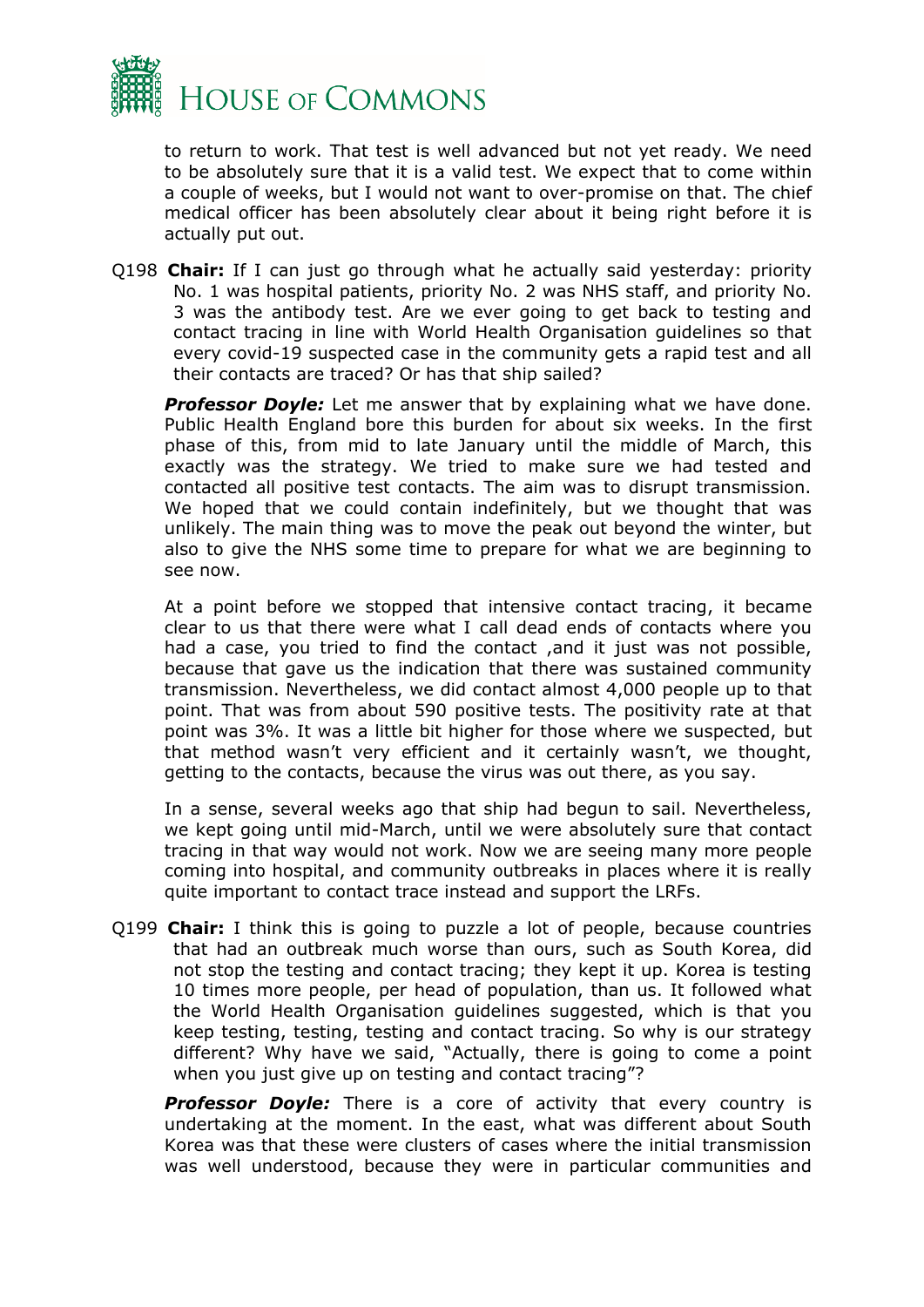to return to work. That test is well advanced but not yet ready. We need to be absolutely sure that it is a valid test. We expect that to come within a couple of weeks, but I would not want to over-promise on that. The chief medical officer has been absolutely clear about it being right before it is actually put out.

Q198 **Chair:** If I can just go through what he actually said yesterday: priority No. 1 was hospital patients, priority No. 2 was NHS staff, and priority No. 3 was the antibody test. Are we ever going to get back to testing and contact tracing in line with World Health Organisation guidelines so that every covid-19 suspected case in the community gets a rapid test and all their contacts are traced? Or has that ship sailed?

***Professor Doyle:*** Let me answer that by explaining what we have done. Public Health England bore this burden for about six weeks. In the first phase of this, from mid to late January until the middle of March, this exactly was the strategy. We tried to make sure we had tested and contacted all positive test contacts. The aim was to disrupt transmission. We hoped that we could contain indefinitely, but we thought that was unlikely. The main thing was to move the peak out beyond the winter, but also to give the NHS some time to prepare for what we are beginning to see now.

At a point before we stopped that intensive contact tracing, it became clear to us that there were what I call dead ends of contacts where you had a case, you tried to find the contact ,and it just was not possible, because that gave us the indication that there was sustained community transmission. Nevertheless, we did contact almost 4,000 people up to that point. That was from about 590 positive tests. The positivity rate at that point was 3%. It was a little bit higher for those where we suspected, but that method wasn't very efficient and it certainly wasn't, we thought, getting to the contacts, because the virus was out there, as you say.

In a sense, several weeks ago that ship had begun to sail. Nevertheless, we kept going until mid-March, until we were absolutely sure that contact tracing in that way would not work. Now we are seeing many more people coming into hospital, and community outbreaks in places where it is really quite important to contact trace instead and support the LRFs.

Q199 **Chair:** I think this is going to puzzle a lot of people, because countries that had an outbreak much worse than ours, such as South Korea, did not stop the testing and contact tracing; they kept it up. Korea is testing 10 times more people, per head of population, than us. It followed what the World Health Organisation guidelines suggested, which is that you keep testing, testing, testing and contact tracing. So why is our strategy different? Why have we said, "Actually, there is going to come a point when you just give up on testing and contact tracing"?

***Professor Doyle:*** There is a core of activity that every country is undertaking at the moment. In the east, what was different about South Korea was that these were clusters of cases where the initial transmission was well understood, because they were in particular communities and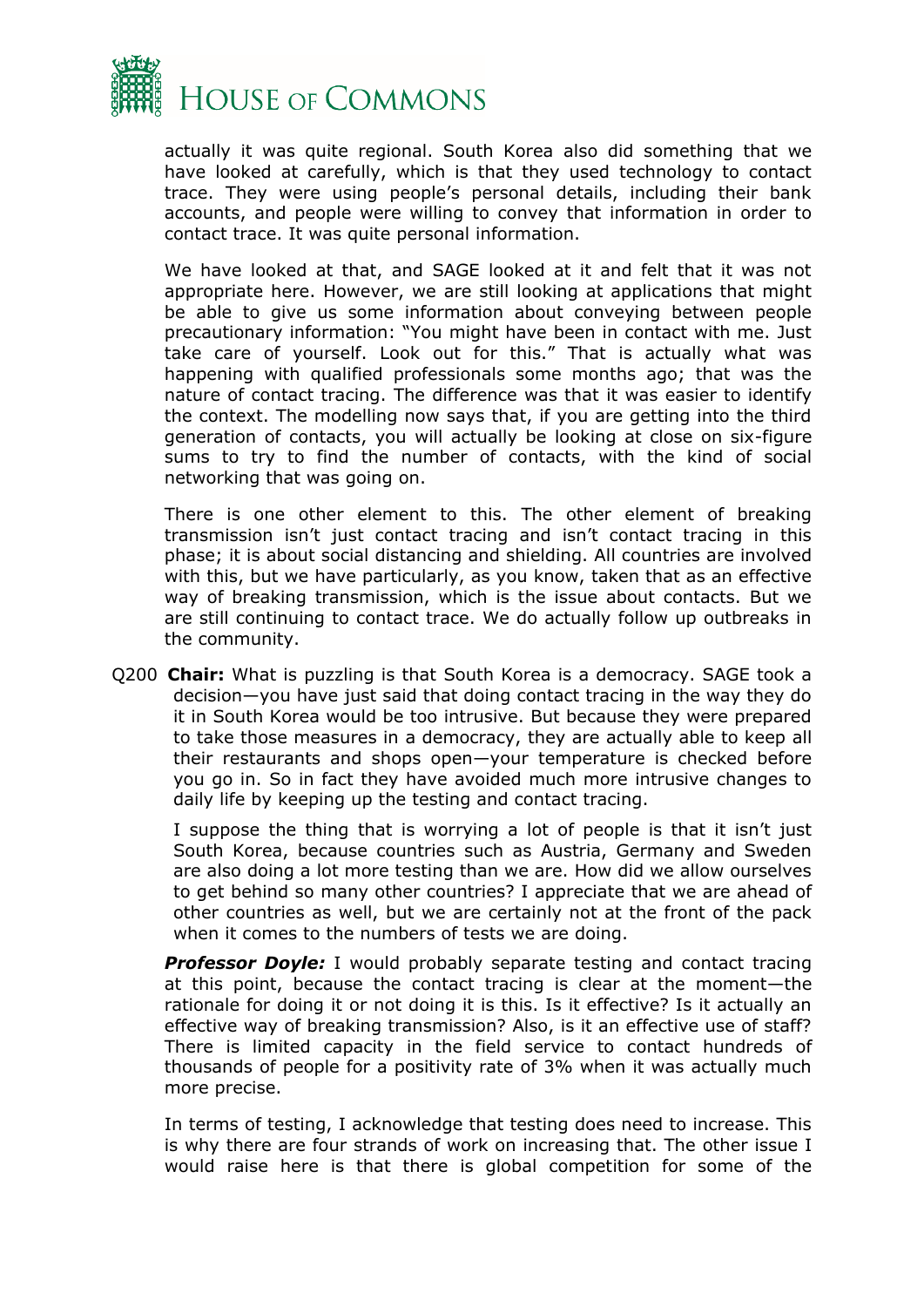actually it was quite regional. South Korea also did something that we have looked at carefully, which is that they used technology to contact trace. They were using people's personal details, including their bank accounts, and people were willing to convey that information in order to contact trace. It was quite personal information.

We have looked at that, and SAGE looked at it and felt that it was not appropriate here. However, we are still looking at applications that might be able to give us some information about conveying between people precautionary information: "You might have been in contact with me. Just take care of yourself. Look out for this." That is actually what was happening with qualified professionals some months ago; that was the nature of contact tracing. The difference was that it was easier to identify the context. The modelling now says that, if you are getting into the third generation of contacts, you will actually be looking at close on six-figure sums to try to find the number of contacts, with the kind of social networking that was going on.

There is one other element to this. The other element of breaking transmission isn't just contact tracing and isn't contact tracing in this phase; it is about social distancing and shielding. All countries are involved with this, but we have particularly, as you know, taken that as an effective way of breaking transmission, which is the issue about contacts. But we are still continuing to contact trace. We do actually follow up outbreaks in the community.

Q200 **Chair:** What is puzzling is that South Korea is a democracy. SAGE took a decision—you have just said that doing contact tracing in the way they do it in South Korea would be too intrusive. But because they were prepared to take those measures in a democracy, they are actually able to keep all their restaurants and shops open—your temperature is checked before you go in. So in fact they have avoided much more intrusive changes to daily life by keeping up the testing and contact tracing.

I suppose the thing that is worrying a lot of people is that it isn't just South Korea, because countries such as Austria, Germany and Sweden are also doing a lot more testing than we are. How did we allow ourselves to get behind so many other countries? I appreciate that we are ahead of other countries as well, but we are certainly not at the front of the pack when it comes to the numbers of tests we are doing.

***Professor Doyle:*** I would probably separate testing and contact tracing at this point, because the contact tracing is clear at the moment—the rationale for doing it or not doing it is this. Is it effective? Is it actually an effective way of breaking transmission? Also, is it an effective use of staff? There is limited capacity in the field service to contact hundreds of thousands of people for a positivity rate of 3% when it was actually much more precise.

In terms of testing, I acknowledge that testing does need to increase. This is why there are four strands of work on increasing that. The other issue I would raise here is that there is global competition for some of the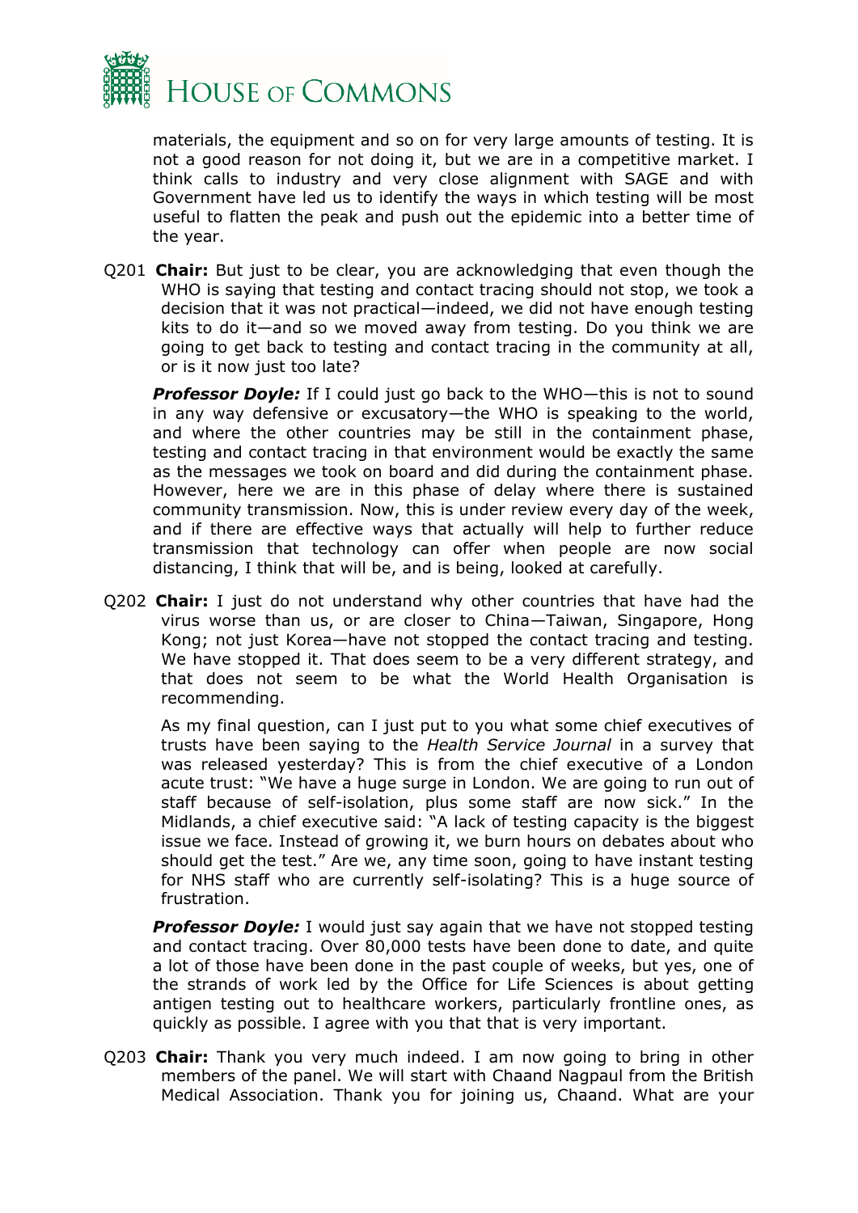materials, the equipment and so on for very large amounts of testing. It is not a good reason for not doing it, but we are in a competitive market. I think calls to industry and very close alignment with SAGE and with Government have led us to identify the ways in which testing will be most useful to flatten the peak and push out the epidemic into a better time of the year.

Q201 **Chair:** But just to be clear, you are acknowledging that even though the WHO is saying that testing and contact tracing should not stop, we took a decision that it was not practical—indeed, we did not have enough testing kits to do it—and so we moved away from testing. Do you think we are going to get back to testing and contact tracing in the community at all, or is it now just too late?

***Professor Doyle:*** If I could just go back to the WHO—this is not to sound in any way defensive or excusatory—the WHO is speaking to the world, and where the other countries may be still in the containment phase, testing and contact tracing in that environment would be exactly the same as the messages we took on board and did during the containment phase. However, here we are in this phase of delay where there is sustained community transmission. Now, this is under review every day of the week, and if there are effective ways that actually will help to further reduce transmission that technology can offer when people are now social distancing, I think that will be, and is being, looked at carefully.

Q202 **Chair:** I just do not understand why other countries that have had the virus worse than us, or are closer to China—Taiwan, Singapore, Hong Kong; not just Korea—have not stopped the contact tracing and testing. We have stopped it. That does seem to be a very different strategy, and that does not seem to be what the World Health Organisation is recommending.

As my final question, can I just put to you what some chief executives of trusts have been saying to the *Health Service Journal* in a survey that was released yesterday? This is from the chief executive of a London acute trust: "We have a huge surge in London. We are going to run out of staff because of self-isolation, plus some staff are now sick." In the Midlands, a chief executive said: "A lack of testing capacity is the biggest issue we face. Instead of growing it, we burn hours on debates about who should get the test." Are we, any time soon, going to have instant testing for NHS staff who are currently self-isolating? This is a huge source of frustration.

***Professor Doyle:*** I would just say again that we have not stopped testing and contact tracing. Over 80,000 tests have been done to date, and quite a lot of those have been done in the past couple of weeks, but yes, one of the strands of work led by the Office for Life Sciences is about getting antigen testing out to healthcare workers, particularly frontline ones, as quickly as possible. I agree with you that that is very important.

Q203 **Chair:** Thank you very much indeed. I am now going to bring in other members of the panel. We will start with Chaand Nagpaul from the British Medical Association. Thank you for joining us, Chaand. What are your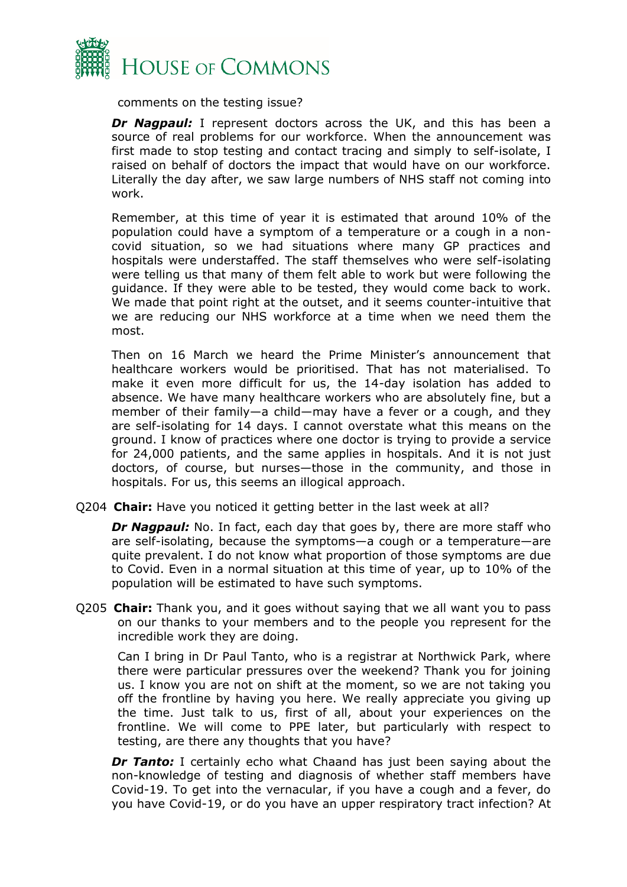comments on the testing issue?

***Dr Nagpaul:*** I represent doctors across the UK, and this has been a source of real problems for our workforce. When the announcement was first made to stop testing and contact tracing and simply to self-isolate, I raised on behalf of doctors the impact that would have on our workforce. Literally the day after, we saw large numbers of NHS staff not coming into work.

Remember, at this time of year it is estimated that around 10% of the population could have a symptom of a temperature or a cough in a non-covid situation, so we had situations where many GP practices and hospitals were understaffed. The staff themselves who were self-isolating were telling us that many of them felt able to work but were following the guidance. If they were able to be tested, they would come back to work. We made that point right at the outset, and it seems counter-intuitive that we are reducing our NHS workforce at a time when we need them the most.

Then on 16 March we heard the Prime Minister's announcement that healthcare workers would be prioritised. That has not materialised. To make it even more difficult for us, the 14-day isolation has added to absence. We have many healthcare workers who are absolutely fine, but a member of their family—a child—may have a fever or a cough, and they are self-isolating for 14 days. I cannot overstate what this means on the ground. I know of practices where one doctor is trying to provide a service for 24,000 patients, and the same applies in hospitals. And it is not just doctors, of course, but nurses—those in the community, and those in hospitals. For us, this seems an illogical approach.

Q204 **Chair:** Have you noticed it getting better in the last week at all?

***Dr Nagpaul:*** No. In fact, each day that goes by, there are more staff who are self-isolating, because the symptoms—a cough or a temperature—are quite prevalent. I do not know what proportion of those symptoms are due to Covid. Even in a normal situation at this time of year, up to 10% of the population will be estimated to have such symptoms.

Q205 **Chair:** Thank you, and it goes without saying that we all want you to pass on our thanks to your members and to the people you represent for the incredible work they are doing.

Can I bring in Dr Paul Tanto, who is a registrar at Northwick Park, where there were particular pressures over the weekend? Thank you for joining us. I know you are not on shift at the moment, so we are not taking you off the frontline by having you here. We really appreciate you giving up the time. Just talk to us, first of all, about your experiences on the frontline. We will come to PPE later, but particularly with respect to testing, are there any thoughts that you have?

***Dr Tanto:*** I certainly echo what Chaand has just been saying about the non-knowledge of testing and diagnosis of whether staff members have Covid-19. To get into the vernacular, if you have a cough and a fever, do you have Covid-19, or do you have an upper respiratory tract infection? At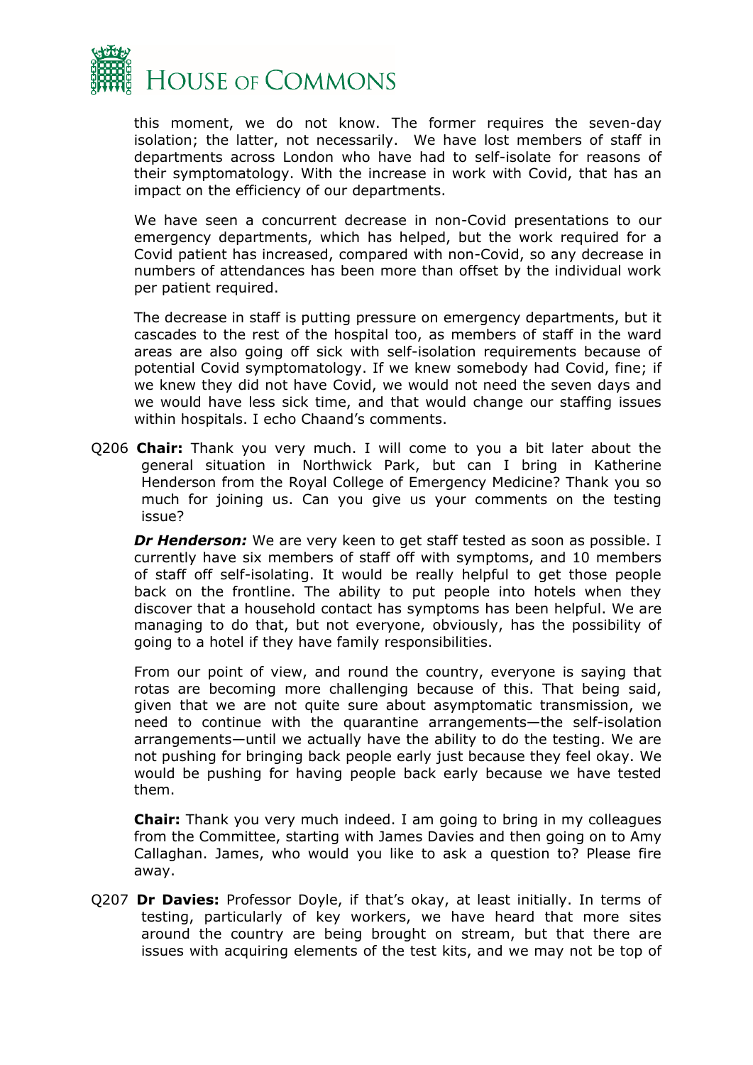this moment, we do not know. The former requires the seven-day isolation; the latter, not necessarily. We have lost members of staff in departments across London who have had to self-isolate for reasons of their symptomatology. With the increase in work with Covid, that has an impact on the efficiency of our departments.

We have seen a concurrent decrease in non-Covid presentations to our emergency departments, which has helped, but the work required for a Covid patient has increased, compared with non-Covid, so any decrease in numbers of attendances has been more than offset by the individual work per patient required.

The decrease in staff is putting pressure on emergency departments, but it cascades to the rest of the hospital too, as members of staff in the ward areas are also going off sick with self-isolation requirements because of potential Covid symptomatology. If we knew somebody had Covid, fine; if we knew they did not have Covid, we would not need the seven days and we would have less sick time, and that would change our staffing issues within hospitals. I echo Chaand's comments.

Q206 **Chair:** Thank you very much. I will come to you a bit later about the general situation in Northwick Park, but can I bring in Katherine Henderson from the Royal College of Emergency Medicine? Thank you so much for joining us. Can you give us your comments on the testing issue?

***Dr Henderson:*** We are very keen to get staff tested as soon as possible. I currently have six members of staff off with symptoms, and 10 members of staff off self-isolating. It would be really helpful to get those people back on the frontline. The ability to put people into hotels when they discover that a household contact has symptoms has been helpful. We are managing to do that, but not everyone, obviously, has the possibility of going to a hotel if they have family responsibilities.

From our point of view, and round the country, everyone is saying that rotas are becoming more challenging because of this. That being said, given that we are not quite sure about asymptomatic transmission, we need to continue with the quarantine arrangements—the self-isolation arrangements—until we actually have the ability to do the testing. We are not pushing for bringing back people early just because they feel okay. We would be pushing for having people back early because we have tested them.

**Chair:** Thank you very much indeed. I am going to bring in my colleagues from the Committee, starting with James Davies and then going on to Amy Callaghan. James, who would you like to ask a question to? Please fire away.

Q207 **Dr Davies:** Professor Doyle, if that's okay, at least initially. In terms of testing, particularly of key workers, we have heard that more sites around the country are being brought on stream, but that there are issues with acquiring elements of the test kits, and we may not be top of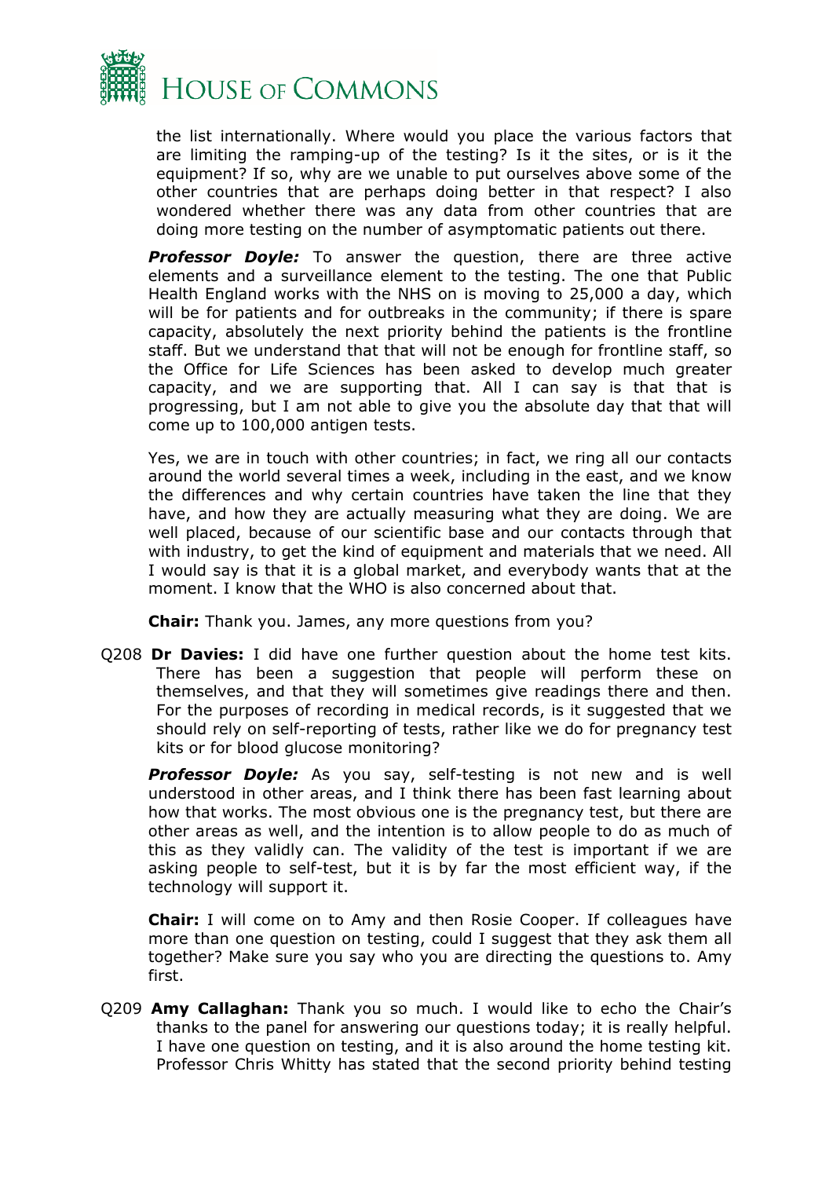the list internationally. Where would you place the various factors that are limiting the ramping-up of the testing? Is it the sites, or is it the equipment? If so, why are we unable to put ourselves above some of the other countries that are perhaps doing better in that respect? I also wondered whether there was any data from other countries that are doing more testing on the number of asymptomatic patients out there.

***Professor Doyle:*** To answer the question, there are three active elements and a surveillance element to the testing. The one that Public Health England works with the NHS on is moving to 25,000 a day, which will be for patients and for outbreaks in the community; if there is spare capacity, absolutely the next priority behind the patients is the frontline staff. But we understand that that will not be enough for frontline staff, so the Office for Life Sciences has been asked to develop much greater capacity, and we are supporting that. All I can say is that that is progressing, but I am not able to give you the absolute day that that will come up to 100,000 antigen tests.

Yes, we are in touch with other countries; in fact, we ring all our contacts around the world several times a week, including in the east, and we know the differences and why certain countries have taken the line that they have, and how they are actually measuring what they are doing. We are well placed, because of our scientific base and our contacts through that with industry, to get the kind of equipment and materials that we need. All I would say is that it is a global market, and everybody wants that at the moment. I know that the WHO is also concerned about that.

**Chair:** Thank you. James, any more questions from you?

Q208 **Dr Davies:** I did have one further question about the home test kits. There has been a suggestion that people will perform these on themselves, and that they will sometimes give readings there and then. For the purposes of recording in medical records, is it suggested that we should rely on self-reporting of tests, rather like we do for pregnancy test kits or for blood glucose monitoring?

***Professor Doyle:*** As you say, self-testing is not new and is well understood in other areas, and I think there has been fast learning about how that works. The most obvious one is the pregnancy test, but there are other areas as well, and the intention is to allow people to do as much of this as they validly can. The validity of the test is important if we are asking people to self-test, but it is by far the most efficient way, if the technology will support it.

**Chair:** I will come on to Amy and then Rosie Cooper. If colleagues have more than one question on testing, could I suggest that they ask them all together? Make sure you say who you are directing the questions to. Amy first.

Q209 **Amy Callaghan:** Thank you so much. I would like to echo the Chair's thanks to the panel for answering our questions today; it is really helpful. I have one question on testing, and it is also around the home testing kit. Professor Chris Whitty has stated that the second priority behind testing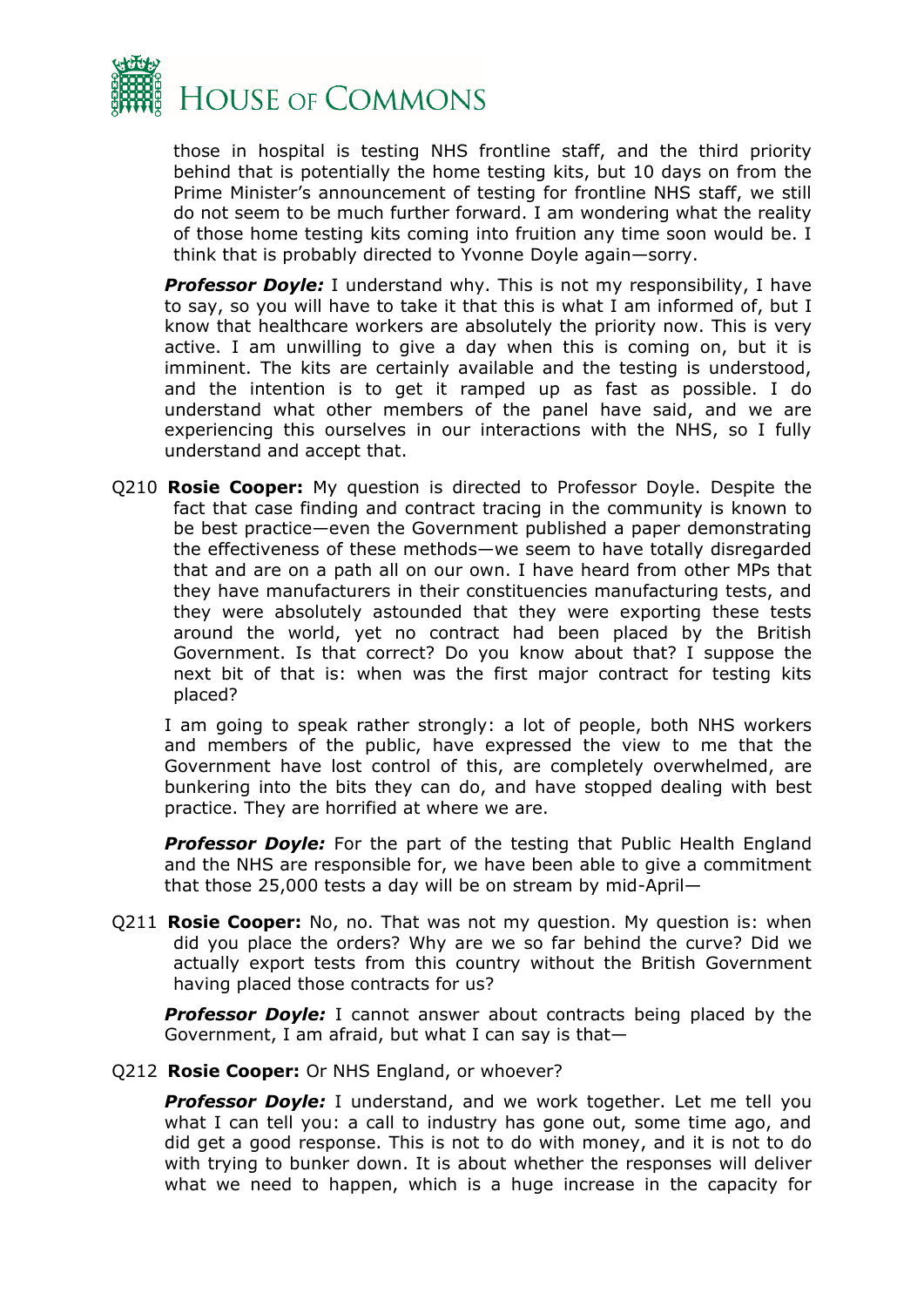those in hospital is testing NHS frontline staff, and the third priority behind that is potentially the home testing kits, but 10 days on from the Prime Minister's announcement of testing for frontline NHS staff, we still do not seem to be much further forward. I am wondering what the reality of those home testing kits coming into fruition any time soon would be. I think that is probably directed to Yvonne Doyle again—sorry.

***Professor Doyle:*** I understand why. This is not my responsibility, I have to say, so you will have to take it that this is what I am informed of, but I know that healthcare workers are absolutely the priority now. This is very active. I am unwilling to give a day when this is coming on, but it is imminent. The kits are certainly available and the testing is understood, and the intention is to get it ramped up as fast as possible. I do understand what other members of the panel have said, and we are experiencing this ourselves in our interactions with the NHS, so I fully understand and accept that.

Q210 **Rosie Cooper:** My question is directed to Professor Doyle. Despite the fact that case finding and contract tracing in the community is known to be best practice—even the Government published a paper demonstrating the effectiveness of these methods—we seem to have totally disregarded that and are on a path all on our own. I have heard from other MPs that they have manufacturers in their constituencies manufacturing tests, and they were absolutely astounded that they were exporting these tests around the world, yet no contract had been placed by the British Government. Is that correct? Do you know about that? I suppose the next bit of that is: when was the first major contract for testing kits placed?

I am going to speak rather strongly: a lot of people, both NHS workers and members of the public, have expressed the view to me that the Government have lost control of this, are completely overwhelmed, are bunkering into the bits they can do, and have stopped dealing with best practice. They are horrified at where we are.

***Professor Doyle:*** For the part of the testing that Public Health England and the NHS are responsible for, we have been able to give a commitment that those 25,000 tests a day will be on stream by mid-April—

Q211 **Rosie Cooper:** No, no. That was not my question. My question is: when did you place the orders? Why are we so far behind the curve? Did we actually export tests from this country without the British Government having placed those contracts for us?

***Professor Doyle:*** I cannot answer about contracts being placed by the Government, I am afraid, but what I can say is that—

Q212 **Rosie Cooper:** Or NHS England, or whoever?

***Professor Doyle:*** I understand, and we work together. Let me tell you what I can tell you: a call to industry has gone out, some time ago, and did get a good response. This is not to do with money, and it is not to do with trying to bunker down. It is about whether the responses will deliver what we need to happen, which is a huge increase in the capacity for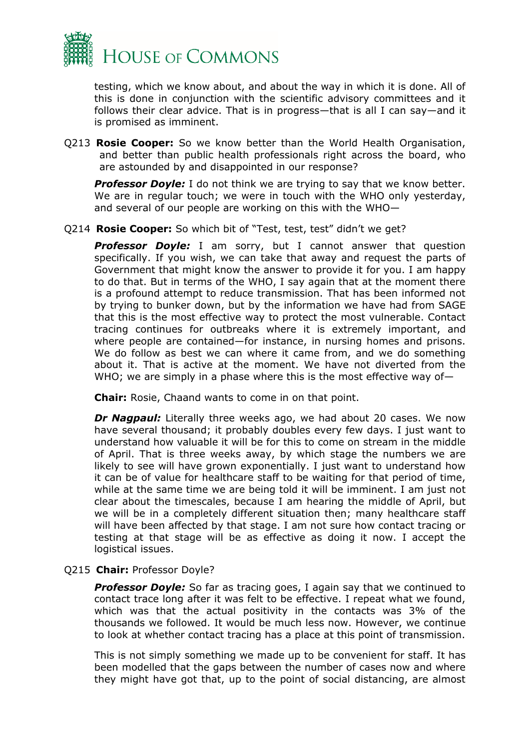testing, which we know about, and about the way in which it is done. All of this is done in conjunction with the scientific advisory committees and it follows their clear advice. That is in progress—that is all I can say—and it is promised as imminent.

Q213 **Rosie Cooper:** So we know better than the World Health Organisation, and better than public health professionals right across the board, who are astounded by and disappointed in our response?

***Professor Doyle:*** I do not think we are trying to say that we know better. We are in regular touch; we were in touch with the WHO only yesterday, and several of our people are working on this with the WHO—

Q214 **Rosie Cooper:** So which bit of "Test, test, test" didn't we get?

***Professor Doyle:*** I am sorry, but I cannot answer that question specifically. If you wish, we can take that away and request the parts of Government that might know the answer to provide it for you. I am happy to do that. But in terms of the WHO, I say again that at the moment there is a profound attempt to reduce transmission. That has been informed not by trying to bunker down, but by the information we have had from SAGE that this is the most effective way to protect the most vulnerable. Contact tracing continues for outbreaks where it is extremely important, and where people are contained—for instance, in nursing homes and prisons. We do follow as best we can where it came from, and we do something about it. That is active at the moment. We have not diverted from the WHO; we are simply in a phase where this is the most effective way of—

**Chair:** Rosie, Chaand wants to come in on that point.

***Dr Nagpaul:*** Literally three weeks ago, we had about 20 cases. We now have several thousand; it probably doubles every few days. I just want to understand how valuable it will be for this to come on stream in the middle of April. That is three weeks away, by which stage the numbers we are likely to see will have grown exponentially. I just want to understand how it can be of value for healthcare staff to be waiting for that period of time, while at the same time we are being told it will be imminent. I am just not clear about the timescales, because I am hearing the middle of April, but we will be in a completely different situation then; many healthcare staff will have been affected by that stage. I am not sure how contact tracing or testing at that stage will be as effective as doing it now. I accept the logistical issues.

Q215 **Chair:** Professor Doyle?

***Professor Doyle:*** So far as tracing goes, I again say that we continued to contact trace long after it was felt to be effective. I repeat what we found, which was that the actual positivity in the contacts was 3% of the thousands we followed. It would be much less now. However, we continue to look at whether contact tracing has a place at this point of transmission.

This is not simply something we made up to be convenient for staff. It has been modelled that the gaps between the number of cases now and where they might have got that, up to the point of social distancing, are almost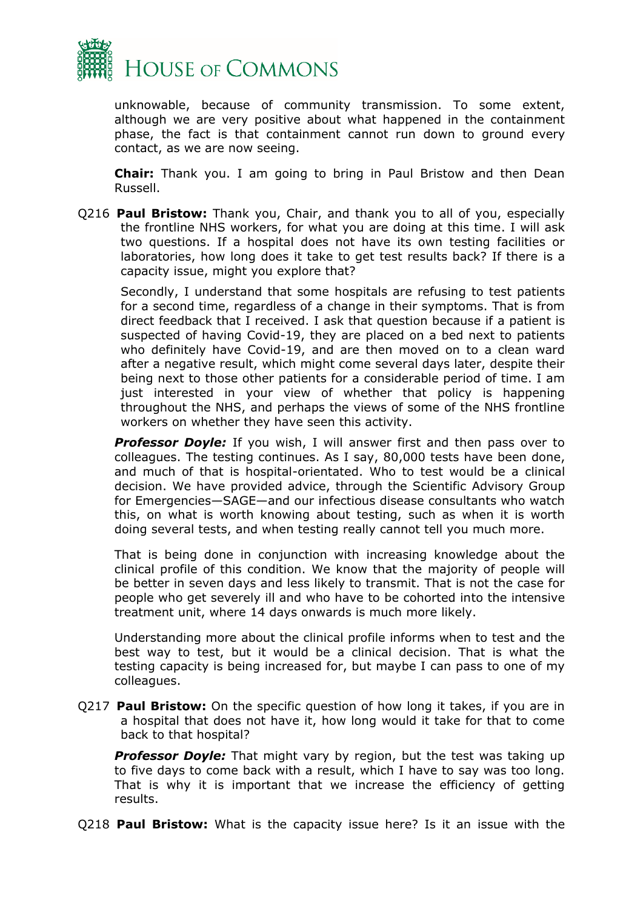unknowable, because of community transmission. To some extent, although we are very positive about what happened in the containment phase, the fact is that containment cannot run down to ground every contact, as we are now seeing.

**Chair:** Thank you. I am going to bring in Paul Bristow and then Dean Russell.

Q216 **Paul Bristow:** Thank you, Chair, and thank you to all of you, especially the frontline NHS workers, for what you are doing at this time. I will ask two questions. If a hospital does not have its own testing facilities or laboratories, how long does it take to get test results back? If there is a capacity issue, might you explore that?

Secondly, I understand that some hospitals are refusing to test patients for a second time, regardless of a change in their symptoms. That is from direct feedback that I received. I ask that question because if a patient is suspected of having Covid-19, they are placed on a bed next to patients who definitely have Covid-19, and are then moved on to a clean ward after a negative result, which might come several days later, despite their being next to those other patients for a considerable period of time. I am just interested in your view of whether that policy is happening throughout the NHS, and perhaps the views of some of the NHS frontline workers on whether they have seen this activity.

***Professor Doyle:*** If you wish, I will answer first and then pass over to colleagues. The testing continues. As I say, 80,000 tests have been done, and much of that is hospital-orientated. Who to test would be a clinical decision. We have provided advice, through the Scientific Advisory Group for Emergencies—SAGE—and our infectious disease consultants who watch this, on what is worth knowing about testing, such as when it is worth doing several tests, and when testing really cannot tell you much more.

That is being done in conjunction with increasing knowledge about the clinical profile of this condition. We know that the majority of people will be better in seven days and less likely to transmit. That is not the case for people who get severely ill and who have to be cohorted into the intensive treatment unit, where 14 days onwards is much more likely.

Understanding more about the clinical profile informs when to test and the best way to test, but it would be a clinical decision. That is what the testing capacity is being increased for, but maybe I can pass to one of my colleagues.

Q217 **Paul Bristow:** On the specific question of how long it takes, if you are in a hospital that does not have it, how long would it take for that to come back to that hospital?

***Professor Doyle:*** That might vary by region, but the test was taking up to five days to come back with a result, which I have to say was too long. That is why it is important that we increase the efficiency of getting results.

Q218 **Paul Bristow:** What is the capacity issue here? Is it an issue with the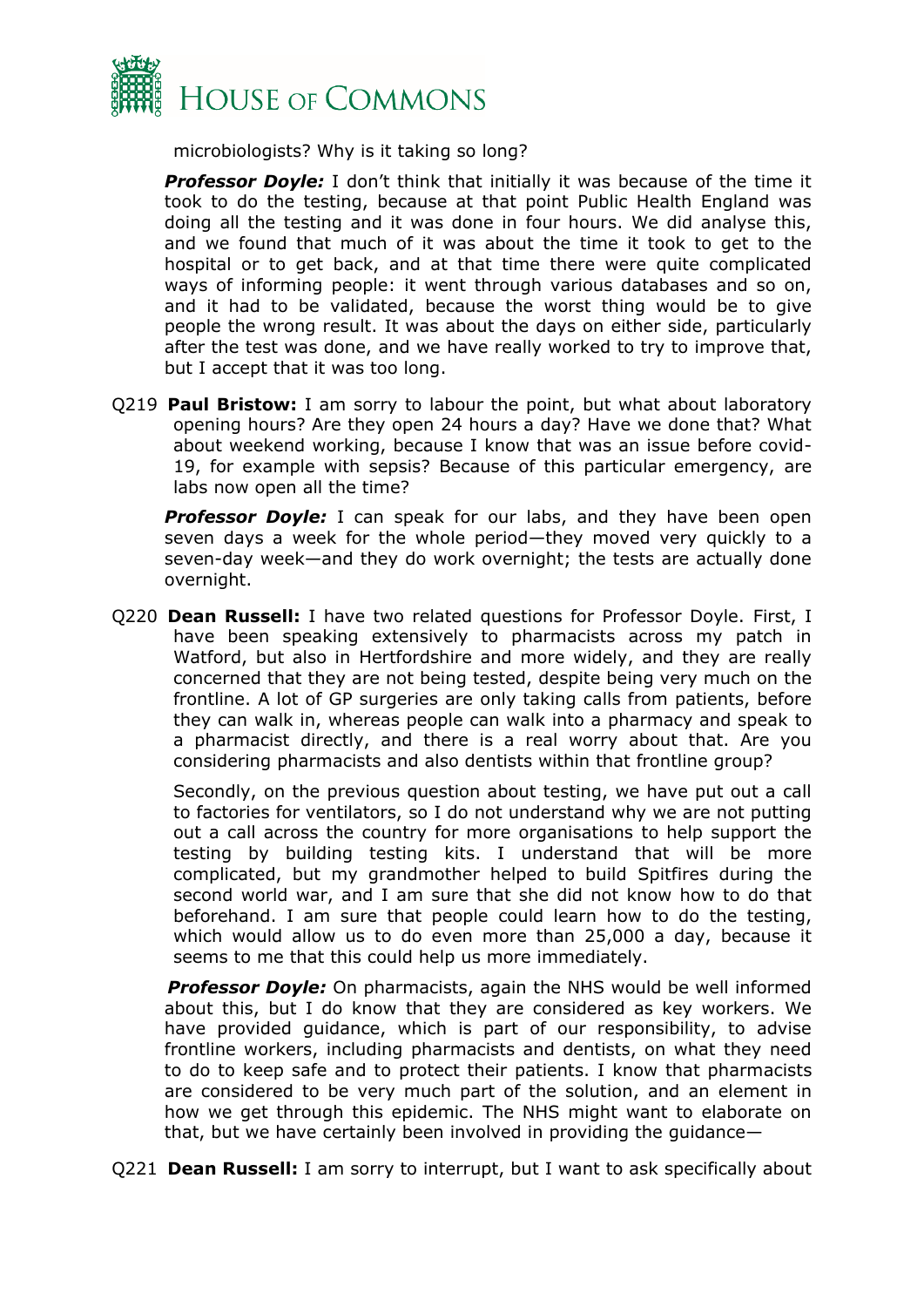microbiologists? Why is it taking so long?

***Professor Doyle:*** I don't think that initially it was because of the time it took to do the testing, because at that point Public Health England was doing all the testing and it was done in four hours. We did analyse this, and we found that much of it was about the time it took to get to the hospital or to get back, and at that time there were quite complicated ways of informing people: it went through various databases and so on, and it had to be validated, because the worst thing would be to give people the wrong result. It was about the days on either side, particularly after the test was done, and we have really worked to try to improve that, but I accept that it was too long.

Q219 **Paul Bristow:** I am sorry to labour the point, but what about laboratory opening hours? Are they open 24 hours a day? Have we done that? What about weekend working, because I know that was an issue before covid-19, for example with sepsis? Because of this particular emergency, are labs now open all the time?

***Professor Doyle:*** I can speak for our labs, and they have been open seven days a week for the whole period—they moved very quickly to a seven-day week—and they do work overnight; the tests are actually done overnight.

Q220 **Dean Russell:** I have two related questions for Professor Doyle. First, I have been speaking extensively to pharmacists across my patch in Watford, but also in Hertfordshire and more widely, and they are really concerned that they are not being tested, despite being very much on the frontline. A lot of GP surgeries are only taking calls from patients, before they can walk in, whereas people can walk into a pharmacy and speak to a pharmacist directly, and there is a real worry about that. Are you considering pharmacists and also dentists within that frontline group?

Secondly, on the previous question about testing, we have put out a call to factories for ventilators, so I do not understand why we are not putting out a call across the country for more organisations to help support the testing by building testing kits. I understand that will be more complicated, but my grandmother helped to build Spitfires during the second world war, and I am sure that she did not know how to do that beforehand. I am sure that people could learn how to do the testing, which would allow us to do even more than 25,000 a day, because it seems to me that this could help us more immediately.

***Professor Doyle:*** On pharmacists, again the NHS would be well informed about this, but I do know that they are considered as key workers. We have provided guidance, which is part of our responsibility, to advise frontline workers, including pharmacists and dentists, on what they need to do to keep safe and to protect their patients. I know that pharmacists are considered to be very much part of the solution, and an element in how we get through this epidemic. The NHS might want to elaborate on that, but we have certainly been involved in providing the guidance—

Q221 **Dean Russell:** I am sorry to interrupt, but I want to ask specifically about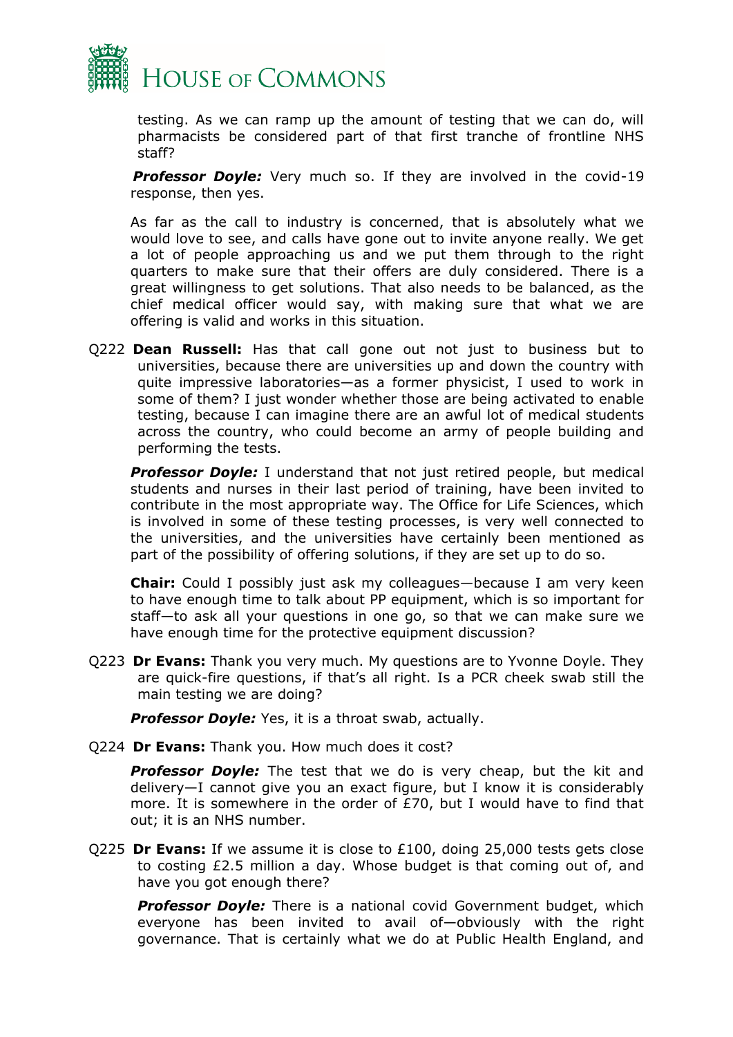testing. As we can ramp up the amount of testing that we can do, will pharmacists be considered part of that first tranche of frontline NHS staff?

***Professor Doyle:*** Very much so. If they are involved in the covid-19 response, then yes.

As far as the call to industry is concerned, that is absolutely what we would love to see, and calls have gone out to invite anyone really. We get a lot of people approaching us and we put them through to the right quarters to make sure that their offers are duly considered. There is a great willingness to get solutions. That also needs to be balanced, as the chief medical officer would say, with making sure that what we are offering is valid and works in this situation.

Q222 **Dean Russell:** Has that call gone out not just to business but to universities, because there are universities up and down the country with quite impressive laboratories—as a former physicist, I used to work in some of them? I just wonder whether those are being activated to enable testing, because I can imagine there are an awful lot of medical students across the country, who could become an army of people building and performing the tests.

***Professor Doyle:*** I understand that not just retired people, but medical students and nurses in their last period of training, have been invited to contribute in the most appropriate way. The Office for Life Sciences, which is involved in some of these testing processes, is very well connected to the universities, and the universities have certainly been mentioned as part of the possibility of offering solutions, if they are set up to do so.

**Chair:** Could I possibly just ask my colleagues—because I am very keen to have enough time to talk about PP equipment, which is so important for staff—to ask all your questions in one go, so that we can make sure we have enough time for the protective equipment discussion?

Q223 **Dr Evans:** Thank you very much. My questions are to Yvonne Doyle. They are quick-fire questions, if that's all right. Is a PCR cheek swab still the main testing we are doing?

***Professor Doyle:*** Yes, it is a throat swab, actually.

Q224 **Dr Evans:** Thank you. How much does it cost?

***Professor Doyle:*** The test that we do is very cheap, but the kit and delivery—I cannot give you an exact figure, but I know it is considerably more. It is somewhere in the order of £70, but I would have to find that out; it is an NHS number.

Q225 **Dr Evans:** If we assume it is close to £100, doing 25,000 tests gets close to costing £2.5 million a day. Whose budget is that coming out of, and have you got enough there?

***Professor Doyle:*** There is a national covid Government budget, which everyone has been invited to avail of—obviously with the right governance. That is certainly what we do at Public Health England, and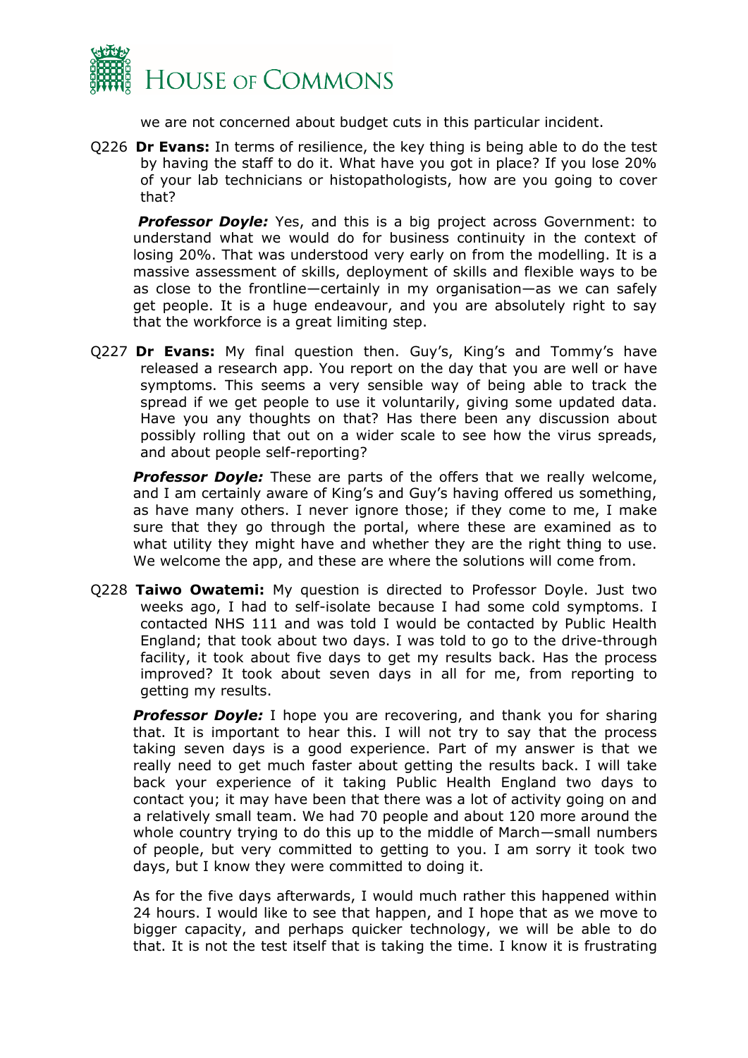we are not concerned about budget cuts in this particular incident.

Q226 **Dr Evans:** In terms of resilience, the key thing is being able to do the test by having the staff to do it. What have you got in place? If you lose 20% of your lab technicians or histopathologists, how are you going to cover that?

***Professor Doyle:*** Yes, and this is a big project across Government: to understand what we would do for business continuity in the context of losing 20%. That was understood very early on from the modelling. It is a massive assessment of skills, deployment of skills and flexible ways to be as close to the frontline—certainly in my organisation—as we can safely get people. It is a huge endeavour, and you are absolutely right to say that the workforce is a great limiting step.

Q227 **Dr Evans:** My final question then. Guy's, King's and Tommy's have released a research app. You report on the day that you are well or have symptoms. This seems a very sensible way of being able to track the spread if we get people to use it voluntarily, giving some updated data. Have you any thoughts on that? Has there been any discussion about possibly rolling that out on a wider scale to see how the virus spreads, and about people self-reporting?

***Professor Doyle:*** These are parts of the offers that we really welcome, and I am certainly aware of King's and Guy's having offered us something, as have many others. I never ignore those; if they come to me, I make sure that they go through the portal, where these are examined as to what utility they might have and whether they are the right thing to use. We welcome the app, and these are where the solutions will come from.

Q228 **Taiwo Owatemi:** My question is directed to Professor Doyle. Just two weeks ago, I had to self-isolate because I had some cold symptoms. I contacted NHS 111 and was told I would be contacted by Public Health England; that took about two days. I was told to go to the drive-through facility, it took about five days to get my results back. Has the process improved? It took about seven days in all for me, from reporting to getting my results.

***Professor Doyle:*** I hope you are recovering, and thank you for sharing that. It is important to hear this. I will not try to say that the process taking seven days is a good experience. Part of my answer is that we really need to get much faster about getting the results back. I will take back your experience of it taking Public Health England two days to contact you; it may have been that there was a lot of activity going on and a relatively small team. We had 70 people and about 120 more around the whole country trying to do this up to the middle of March—small numbers of people, but very committed to getting to you. I am sorry it took two days, but I know they were committed to doing it.

As for the five days afterwards, I would much rather this happened within 24 hours. I would like to see that happen, and I hope that as we move to bigger capacity, and perhaps quicker technology, we will be able to do that. It is not the test itself that is taking the time. I know it is frustrating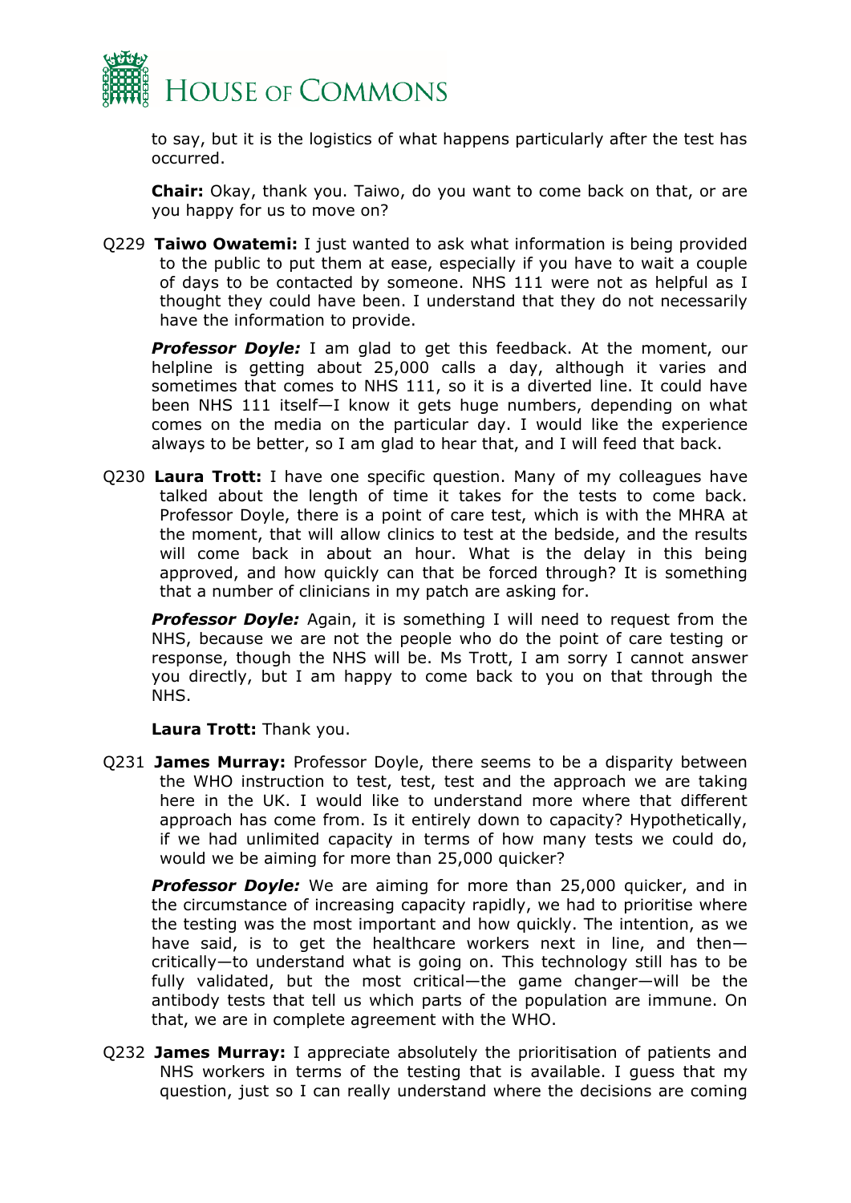to say, but it is the logistics of what happens particularly after the test has occurred.

**Chair:** Okay, thank you. Taiwo, do you want to come back on that, or are you happy for us to move on?

Q229 **Taiwo Owatemi:** I just wanted to ask what information is being provided to the public to put them at ease, especially if you have to wait a couple of days to be contacted by someone. NHS 111 were not as helpful as I thought they could have been. I understand that they do not necessarily have the information to provide.

***Professor Doyle:*** I am glad to get this feedback. At the moment, our helpline is getting about 25,000 calls a day, although it varies and sometimes that comes to NHS 111, so it is a diverted line. It could have been NHS 111 itself—I know it gets huge numbers, depending on what comes on the media on the particular day. I would like the experience always to be better, so I am glad to hear that, and I will feed that back.

Q230 **Laura Trott:** I have one specific question. Many of my colleagues have talked about the length of time it takes for the tests to come back. Professor Doyle, there is a point of care test, which is with the MHRA at the moment, that will allow clinics to test at the bedside, and the results will come back in about an hour. What is the delay in this being approved, and how quickly can that be forced through? It is something that a number of clinicians in my patch are asking for.

***Professor Doyle:*** Again, it is something I will need to request from the NHS, because we are not the people who do the point of care testing or response, though the NHS will be. Ms Trott, I am sorry I cannot answer you directly, but I am happy to come back to you on that through the NHS.

**Laura Trott:** Thank you.

Q231 **James Murray:** Professor Doyle, there seems to be a disparity between the WHO instruction to test, test, test and the approach we are taking here in the UK. I would like to understand more where that different approach has come from. Is it entirely down to capacity? Hypothetically, if we had unlimited capacity in terms of how many tests we could do, would we be aiming for more than 25,000 quicker?

***Professor Doyle:*** We are aiming for more than 25,000 quicker, and in the circumstance of increasing capacity rapidly, we had to prioritise where the testing was the most important and how quickly. The intention, as we have said, is to get the healthcare workers next in line, and then—critically—to understand what is going on. This technology still has to be fully validated, but the most critical—the game changer—will be the antibody tests that tell us which parts of the population are immune. On that, we are in complete agreement with the WHO.

Q232 **James Murray:** I appreciate absolutely the prioritisation of patients and NHS workers in terms of the testing that is available. I guess that my question, just so I can really understand where the decisions are coming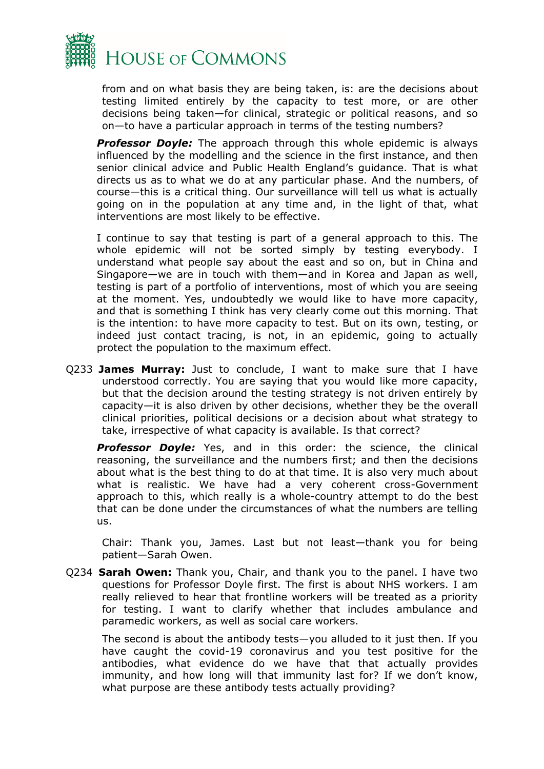from and on what basis they are being taken, is: are the decisions about testing limited entirely by the capacity to test more, or are other decisions being taken—for clinical, strategic or political reasons, and so on—to have a particular approach in terms of the testing numbers?

***Professor Doyle:*** The approach through this whole epidemic is always influenced by the modelling and the science in the first instance, and then senior clinical advice and Public Health England's guidance. That is what directs us as to what we do at any particular phase. And the numbers, of course—this is a critical thing. Our surveillance will tell us what is actually going on in the population at any time and, in the light of that, what interventions are most likely to be effective.

I continue to say that testing is part of a general approach to this. The whole epidemic will not be sorted simply by testing everybody. I understand what people say about the east and so on, but in China and Singapore—we are in touch with them—and in Korea and Japan as well, testing is part of a portfolio of interventions, most of which you are seeing at the moment. Yes, undoubtedly we would like to have more capacity, and that is something I think has very clearly come out this morning. That is the intention: to have more capacity to test. But on its own, testing, or indeed just contact tracing, is not, in an epidemic, going to actually protect the population to the maximum effect.

Q233 **James Murray:** Just to conclude, I want to make sure that I have understood correctly. You are saying that you would like more capacity, but that the decision around the testing strategy is not driven entirely by capacity—it is also driven by other decisions, whether they be the overall clinical priorities, political decisions or a decision about what strategy to take, irrespective of what capacity is available. Is that correct?

***Professor Doyle:*** Yes, and in this order: the science, the clinical reasoning, the surveillance and the numbers first; and then the decisions about what is the best thing to do at that time. It is also very much about what is realistic. We have had a very coherent cross-Government approach to this, which really is a whole-country attempt to do the best that can be done under the circumstances of what the numbers are telling us.

Chair: Thank you, James. Last but not least—thank you for being patient—Sarah Owen.

Q234 **Sarah Owen:** Thank you, Chair, and thank you to the panel. I have two questions for Professor Doyle first. The first is about NHS workers. I am really relieved to hear that frontline workers will be treated as a priority for testing. I want to clarify whether that includes ambulance and paramedic workers, as well as social care workers.

The second is about the antibody tests—you alluded to it just then. If you have caught the covid-19 coronavirus and you test positive for the antibodies, what evidence do we have that that actually provides immunity, and how long will that immunity last for? If we don't know, what purpose are these antibody tests actually providing?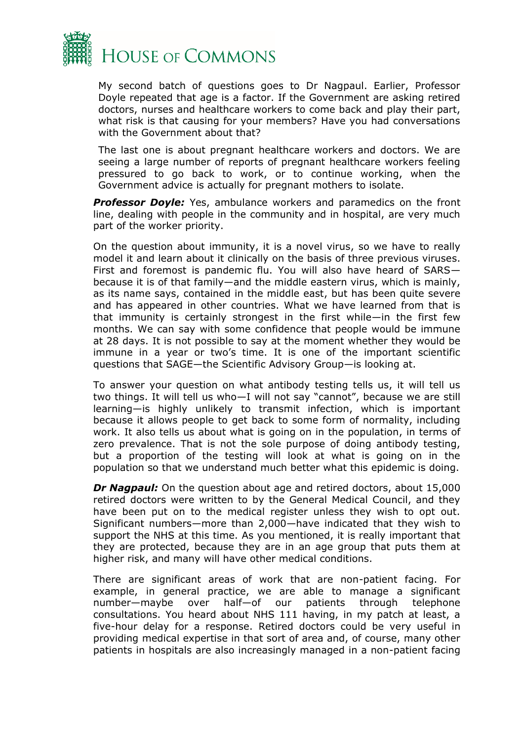My second batch of questions goes to Dr Nagpaul. Earlier, Professor Doyle repeated that age is a factor. If the Government are asking retired doctors, nurses and healthcare workers to come back and play their part, what risk is that causing for your members? Have you had conversations with the Government about that?

The last one is about pregnant healthcare workers and doctors. We are seeing a large number of reports of pregnant healthcare workers feeling pressured to go back to work, or to continue working, when the Government advice is actually for pregnant mothers to isolate.

***Professor Doyle:*** Yes, ambulance workers and paramedics on the front line, dealing with people in the community and in hospital, are very much part of the worker priority.

On the question about immunity, it is a novel virus, so we have to really model it and learn about it clinically on the basis of three previous viruses. First and foremost is pandemic flu. You will also have heard of SARS—because it is of that family—and the middle eastern virus, which is mainly, as its name says, contained in the middle east, but has been quite severe and has appeared in other countries. What we have learned from that is that immunity is certainly strongest in the first while—in the first few months. We can say with some confidence that people would be immune at 28 days. It is not possible to say at the moment whether they would be immune in a year or two's time. It is one of the important scientific questions that SAGE—the Scientific Advisory Group—is looking at.

To answer your question on what antibody testing tells us, it will tell us two things. It will tell us who—I will not say "cannot", because we are still learning—is highly unlikely to transmit infection, which is important because it allows people to get back to some form of normality, including work. It also tells us about what is going on in the population, in terms of zero prevalence. That is not the sole purpose of doing antibody testing, but a proportion of the testing will look at what is going on in the population so that we understand much better what this epidemic is doing.

***Dr Nagpaul:*** On the question about age and retired doctors, about 15,000 retired doctors were written to by the General Medical Council, and they have been put on to the medical register unless they wish to opt out. Significant numbers—more than 2,000—have indicated that they wish to support the NHS at this time. As you mentioned, it is really important that they are protected, because they are in an age group that puts them at higher risk, and many will have other medical conditions.

There are significant areas of work that are non-patient facing. For example, in general practice, we are able to manage a significant number—maybe over half—of our patients through telephone consultations. You heard about NHS 111 having, in my patch at least, a five-hour delay for a response. Retired doctors could be very useful in providing medical expertise in that sort of area and, of course, many other patients in hospitals are also increasingly managed in a non-patient facing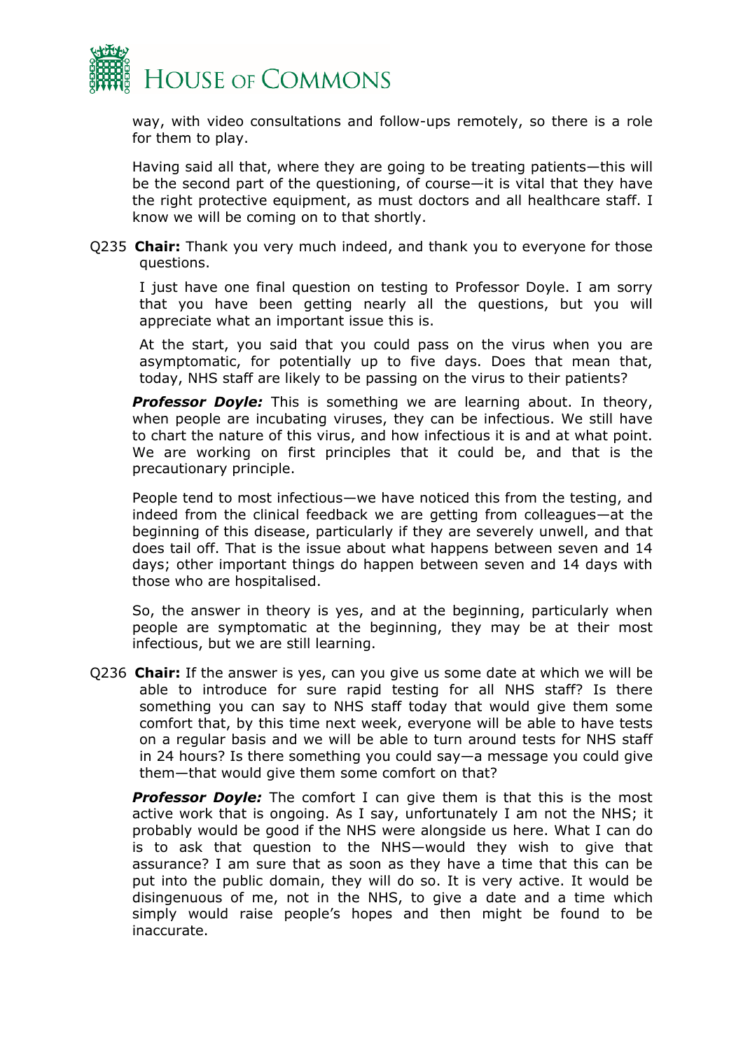way, with video consultations and follow-ups remotely, so there is a role for them to play.

Having said all that, where they are going to be treating patients—this will be the second part of the questioning, of course—it is vital that they have the right protective equipment, as must doctors and all healthcare staff. I know we will be coming on to that shortly.

Q235 **Chair:** Thank you very much indeed, and thank you to everyone for those questions.

I just have one final question on testing to Professor Doyle. I am sorry that you have been getting nearly all the questions, but you will appreciate what an important issue this is.

At the start, you said that you could pass on the virus when you are asymptomatic, for potentially up to five days. Does that mean that, today, NHS staff are likely to be passing on the virus to their patients?

***Professor Doyle:*** This is something we are learning about. In theory, when people are incubating viruses, they can be infectious. We still have to chart the nature of this virus, and how infectious it is and at what point. We are working on first principles that it could be, and that is the precautionary principle.

People tend to most infectious—we have noticed this from the testing, and indeed from the clinical feedback we are getting from colleagues—at the beginning of this disease, particularly if they are severely unwell, and that does tail off. That is the issue about what happens between seven and 14 days; other important things do happen between seven and 14 days with those who are hospitalised.

So, the answer in theory is yes, and at the beginning, particularly when people are symptomatic at the beginning, they may be at their most infectious, but we are still learning.

Q236 **Chair:** If the answer is yes, can you give us some date at which we will be able to introduce for sure rapid testing for all NHS staff? Is there something you can say to NHS staff today that would give them some comfort that, by this time next week, everyone will be able to have tests on a regular basis and we will be able to turn around tests for NHS staff in 24 hours? Is there something you could say—a message you could give them—that would give them some comfort on that?

***Professor Doyle:*** The comfort I can give them is that this is the most active work that is ongoing. As I say, unfortunately I am not the NHS; it probably would be good if the NHS were alongside us here. What I can do is to ask that question to the NHS—would they wish to give that assurance? I am sure that as soon as they have a time that this can be put into the public domain, they will do so. It is very active. It would be disingenuous of me, not in the NHS, to give a date and a time which simply would raise people's hopes and then might be found to be inaccurate.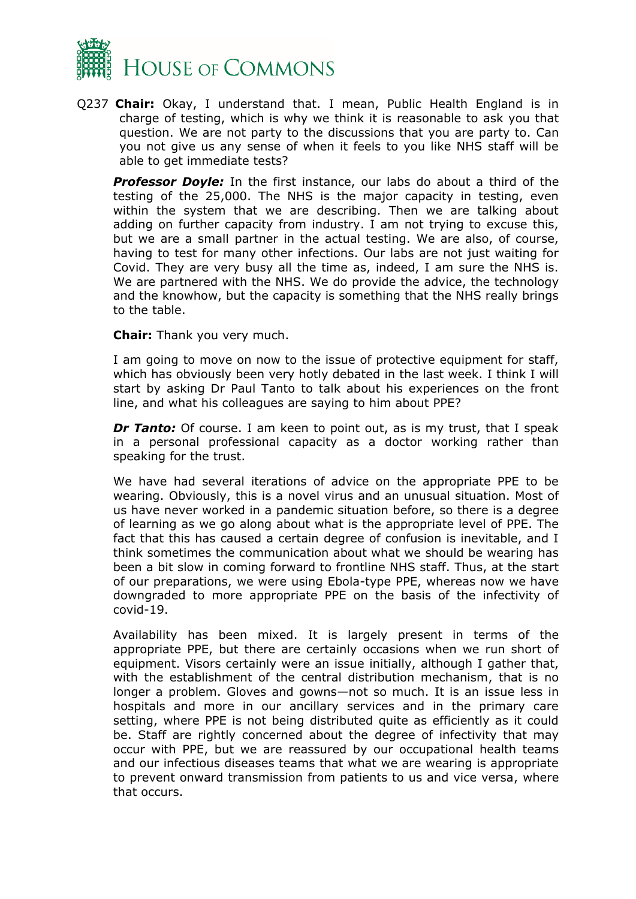Q237 **Chair:** Okay, I understand that. I mean, Public Health England is in charge of testing, which is why we think it is reasonable to ask you that question. We are not party to the discussions that you are party to. Can you not give us any sense of when it feels to you like NHS staff will be able to get immediate tests?

***Professor Doyle:*** In the first instance, our labs do about a third of the testing of the 25,000. The NHS is the major capacity in testing, even within the system that we are describing. Then we are talking about adding on further capacity from industry. I am not trying to excuse this, but we are a small partner in the actual testing. We are also, of course, having to test for many other infections. Our labs are not just waiting for Covid. They are very busy all the time as, indeed, I am sure the NHS is. We are partnered with the NHS. We do provide the advice, the technology and the knowhow, but the capacity is something that the NHS really brings to the table.

**Chair:** Thank you very much.

I am going to move on now to the issue of protective equipment for staff, which has obviously been very hotly debated in the last week. I think I will start by asking Dr Paul Tanto to talk about his experiences on the front line, and what his colleagues are saying to him about PPE?

***Dr Tanto:*** Of course. I am keen to point out, as is my trust, that I speak in a personal professional capacity as a doctor working rather than speaking for the trust.

We have had several iterations of advice on the appropriate PPE to be wearing. Obviously, this is a novel virus and an unusual situation. Most of us have never worked in a pandemic situation before, so there is a degree of learning as we go along about what is the appropriate level of PPE. The fact that this has caused a certain degree of confusion is inevitable, and I think sometimes the communication about what we should be wearing has been a bit slow in coming forward to frontline NHS staff. Thus, at the start of our preparations, we were using Ebola-type PPE, whereas now we have downgraded to more appropriate PPE on the basis of the infectivity of covid-19.

Availability has been mixed. It is largely present in terms of the appropriate PPE, but there are certainly occasions when we run short of equipment. Visors certainly were an issue initially, although I gather that, with the establishment of the central distribution mechanism, that is no longer a problem. Gloves and gowns—not so much. It is an issue less in hospitals and more in our ancillary services and in the primary care setting, where PPE is not being distributed quite as efficiently as it could be. Staff are rightly concerned about the degree of infectivity that may occur with PPE, but we are reassured by our occupational health teams and our infectious diseases teams that what we are wearing is appropriate to prevent onward transmission from patients to us and vice versa, where that occurs.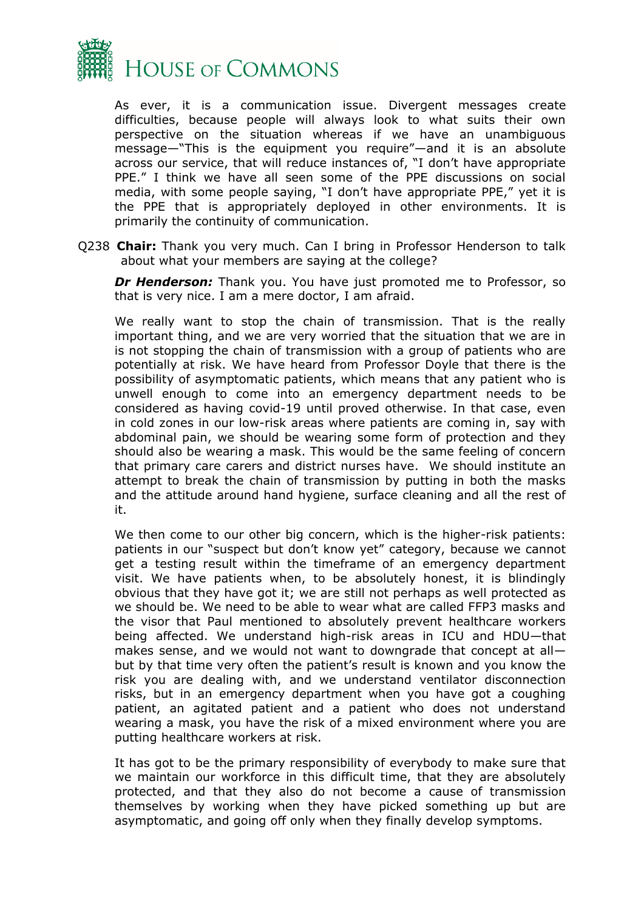As ever, it is a communication issue. Divergent messages create difficulties, because people will always look to what suits their own perspective on the situation whereas if we have an unambiguous message—"This is the equipment you require"—and it is an absolute across our service, that will reduce instances of, "I don't have appropriate PPE." I think we have all seen some of the PPE discussions on social media, with some people saying, "I don't have appropriate PPE," yet it is the PPE that is appropriately deployed in other environments. It is primarily the continuity of communication.

Q238 **Chair:** Thank you very much. Can I bring in Professor Henderson to talk about what your members are saying at the college?

***Dr Henderson:*** Thank you. You have just promoted me to Professor, so that is very nice. I am a mere doctor, I am afraid.

We really want to stop the chain of transmission. That is the really important thing, and we are very worried that the situation that we are in is not stopping the chain of transmission with a group of patients who are potentially at risk. We have heard from Professor Doyle that there is the possibility of asymptomatic patients, which means that any patient who is unwell enough to come into an emergency department needs to be considered as having covid-19 until proved otherwise. In that case, even in cold zones in our low-risk areas where patients are coming in, say with abdominal pain, we should be wearing some form of protection and they should also be wearing a mask. This would be the same feeling of concern that primary care carers and district nurses have. We should institute an attempt to break the chain of transmission by putting in both the masks and the attitude around hand hygiene, surface cleaning and all the rest of it.

We then come to our other big concern, which is the higher-risk patients: patients in our "suspect but don't know yet" category, because we cannot get a testing result within the timeframe of an emergency department visit. We have patients when, to be absolutely honest, it is blindingly obvious that they have got it; we are still not perhaps as well protected as we should be. We need to be able to wear what are called FFP3 masks and the visor that Paul mentioned to absolutely prevent healthcare workers being affected. We understand high-risk areas in ICU and HDU—that makes sense, and we would not want to downgrade that concept at all—but by that time very often the patient's result is known and you know the risk you are dealing with, and we understand ventilator disconnection risks, but in an emergency department when you have got a coughing patient, an agitated patient and a patient who does not understand wearing a mask, you have the risk of a mixed environment where you are putting healthcare workers at risk.

It has got to be the primary responsibility of everybody to make sure that we maintain our workforce in this difficult time, that they are absolutely protected, and that they also do not become a cause of transmission themselves by working when they have picked something up but are asymptomatic, and going off only when they finally develop symptoms.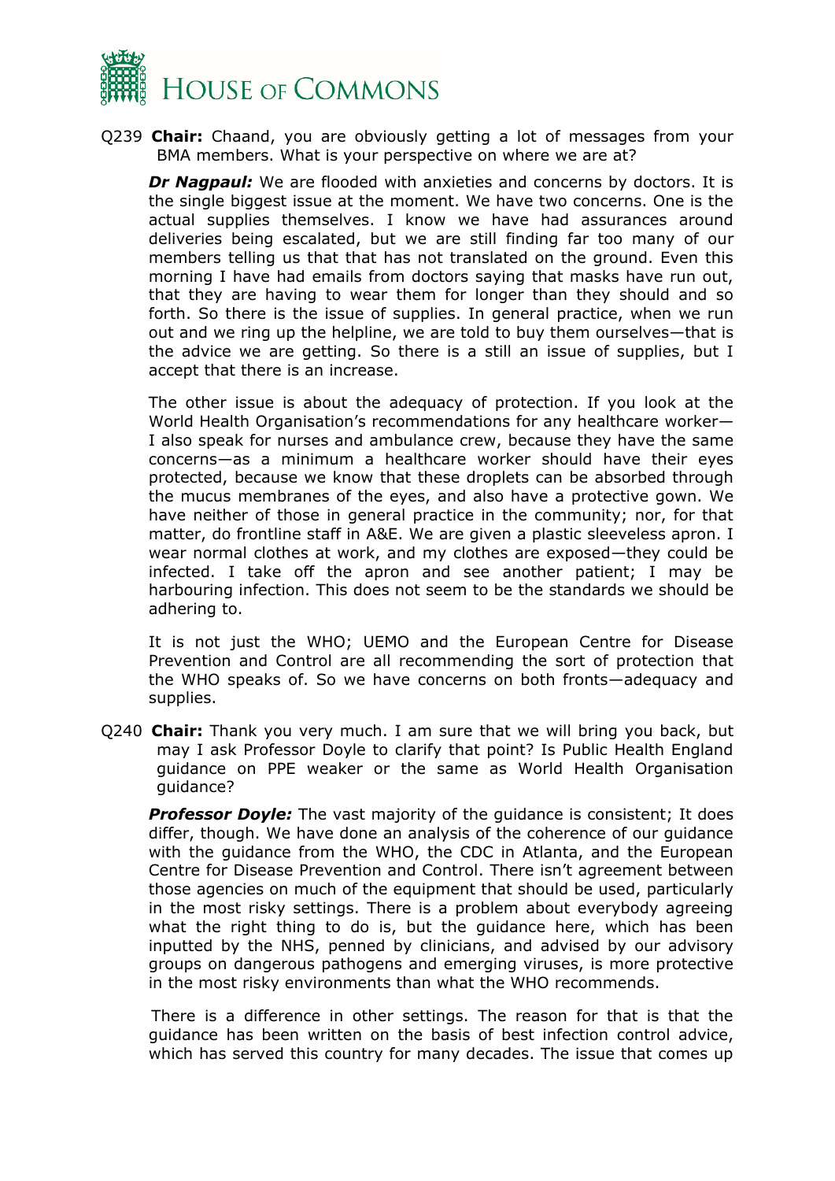Q239 **Chair:** Chaand, you are obviously getting a lot of messages from your BMA members. What is your perspective on where we are at?

***Dr Nagpaul:*** We are flooded with anxieties and concerns by doctors. It is the single biggest issue at the moment. We have two concerns. One is the actual supplies themselves. I know we have had assurances around deliveries being escalated, but we are still finding far too many of our members telling us that that has not translated on the ground. Even this morning I have had emails from doctors saying that masks have run out, that they are having to wear them for longer than they should and so forth. So there is the issue of supplies. In general practice, when we run out and we ring up the helpline, we are told to buy them ourselves—that is the advice we are getting. So there is a still an issue of supplies, but I accept that there is an increase.

The other issue is about the adequacy of protection. If you look at the World Health Organisation's recommendations for any healthcare worker—I also speak for nurses and ambulance crew, because they have the same concerns—as a minimum a healthcare worker should have their eyes protected, because we know that these droplets can be absorbed through the mucus membranes of the eyes, and also have a protective gown. We have neither of those in general practice in the community; nor, for that matter, do frontline staff in A&E. We are given a plastic sleeveless apron. I wear normal clothes at work, and my clothes are exposed—they could be infected. I take off the apron and see another patient; I may be harbouring infection. This does not seem to be the standards we should be adhering to.

It is not just the WHO; UEMO and the European Centre for Disease Prevention and Control are all recommending the sort of protection that the WHO speaks of. So we have concerns on both fronts—adequacy and supplies.

Q240 **Chair:** Thank you very much. I am sure that we will bring you back, but may I ask Professor Doyle to clarify that point? Is Public Health England guidance on PPE weaker or the same as World Health Organisation guidance?

***Professor Doyle:*** The vast majority of the guidance is consistent; It does differ, though. We have done an analysis of the coherence of our guidance with the guidance from the WHO, the CDC in Atlanta, and the European Centre for Disease Prevention and Control. There isn't agreement between those agencies on much of the equipment that should be used, particularly in the most risky settings. There is a problem about everybody agreeing what the right thing to do is, but the guidance here, which has been inputted by the NHS, penned by clinicians, and advised by our advisory groups on dangerous pathogens and emerging viruses, is more protective in the most risky environments than what the WHO recommends.

There is a difference in other settings. The reason for that is that the guidance has been written on the basis of best infection control advice, which has served this country for many decades. The issue that comes up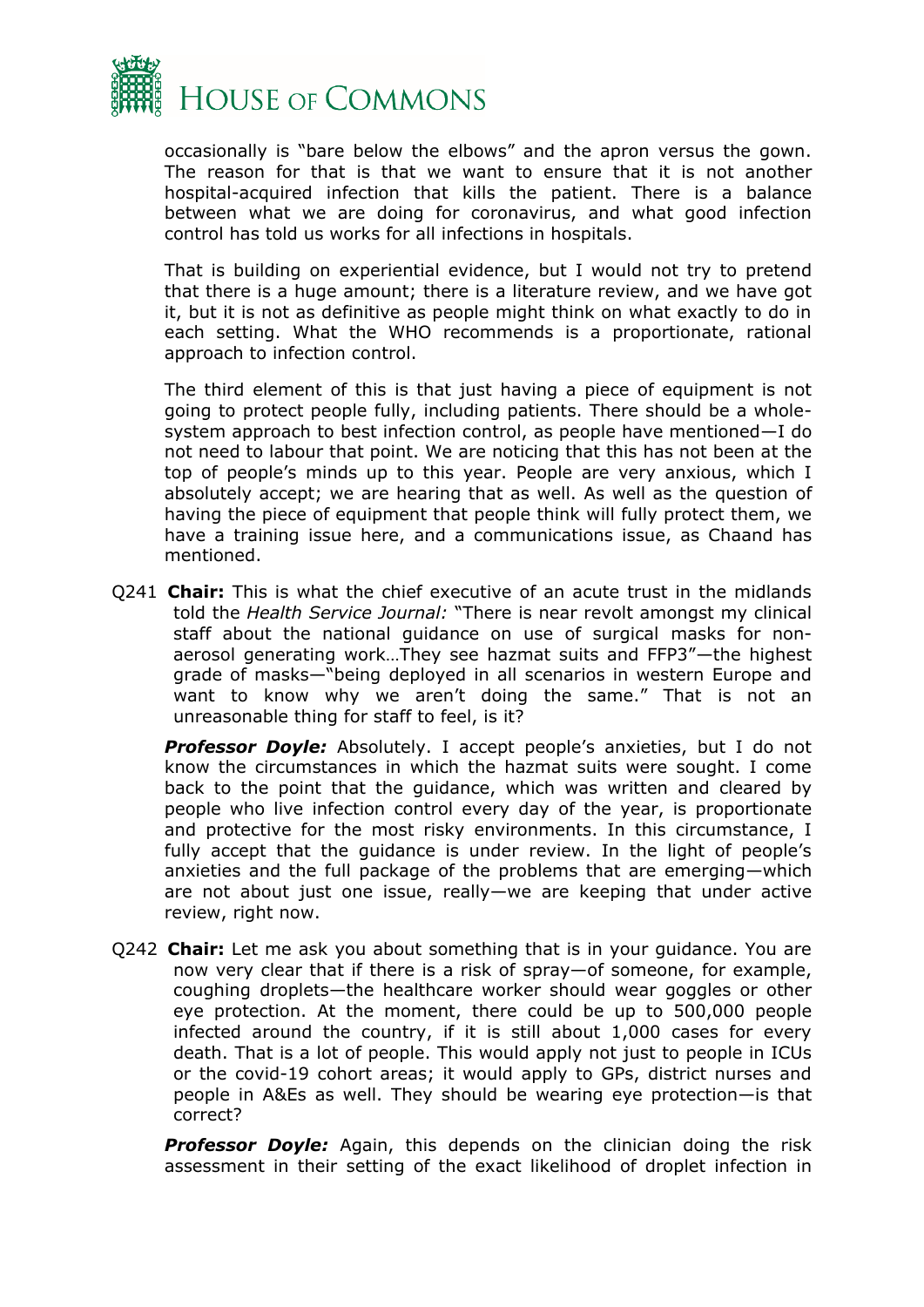occasionally is "bare below the elbows" and the apron versus the gown. The reason for that is that we want to ensure that it is not another hospital-acquired infection that kills the patient. There is a balance between what we are doing for coronavirus, and what good infection control has told us works for all infections in hospitals.

That is building on experiential evidence, but I would not try to pretend that there is a huge amount; there is a literature review, and we have got it, but it is not as definitive as people might think on what exactly to do in each setting. What the WHO recommends is a proportionate, rational approach to infection control.

The third element of this is that just having a piece of equipment is not going to protect people fully, including patients. There should be a whole-system approach to best infection control, as people have mentioned—I do not need to labour that point. We are noticing that this has not been at the top of people's minds up to this year. People are very anxious, which I absolutely accept; we are hearing that as well. As well as the question of having the piece of equipment that people think will fully protect them, we have a training issue here, and a communications issue, as Chaand has mentioned.

Q241 **Chair:** This is what the chief executive of an acute trust in the midlands told the *Health Service Journal:* "There is near revolt amongst my clinical staff about the national guidance on use of surgical masks for non-aerosol generating work…They see hazmat suits and FFP3"—the highest grade of masks—"being deployed in all scenarios in western Europe and want to know why we aren't doing the same." That is not an unreasonable thing for staff to feel, is it?

***Professor Doyle:*** Absolutely. I accept people's anxieties, but I do not know the circumstances in which the hazmat suits were sought. I come back to the point that the guidance, which was written and cleared by people who live infection control every day of the year, is proportionate and protective for the most risky environments. In this circumstance, I fully accept that the guidance is under review. In the light of people's anxieties and the full package of the problems that are emerging—which are not about just one issue, really—we are keeping that under active review, right now.

Q242 **Chair:** Let me ask you about something that is in your guidance. You are now very clear that if there is a risk of spray—of someone, for example, coughing droplets—the healthcare worker should wear goggles or other eye protection. At the moment, there could be up to 500,000 people infected around the country, if it is still about 1,000 cases for every death. That is a lot of people. This would apply not just to people in ICUs or the covid-19 cohort areas; it would apply to GPs, district nurses and people in A&Es as well. They should be wearing eye protection—is that correct?

***Professor Doyle:*** Again, this depends on the clinician doing the risk assessment in their setting of the exact likelihood of droplet infection in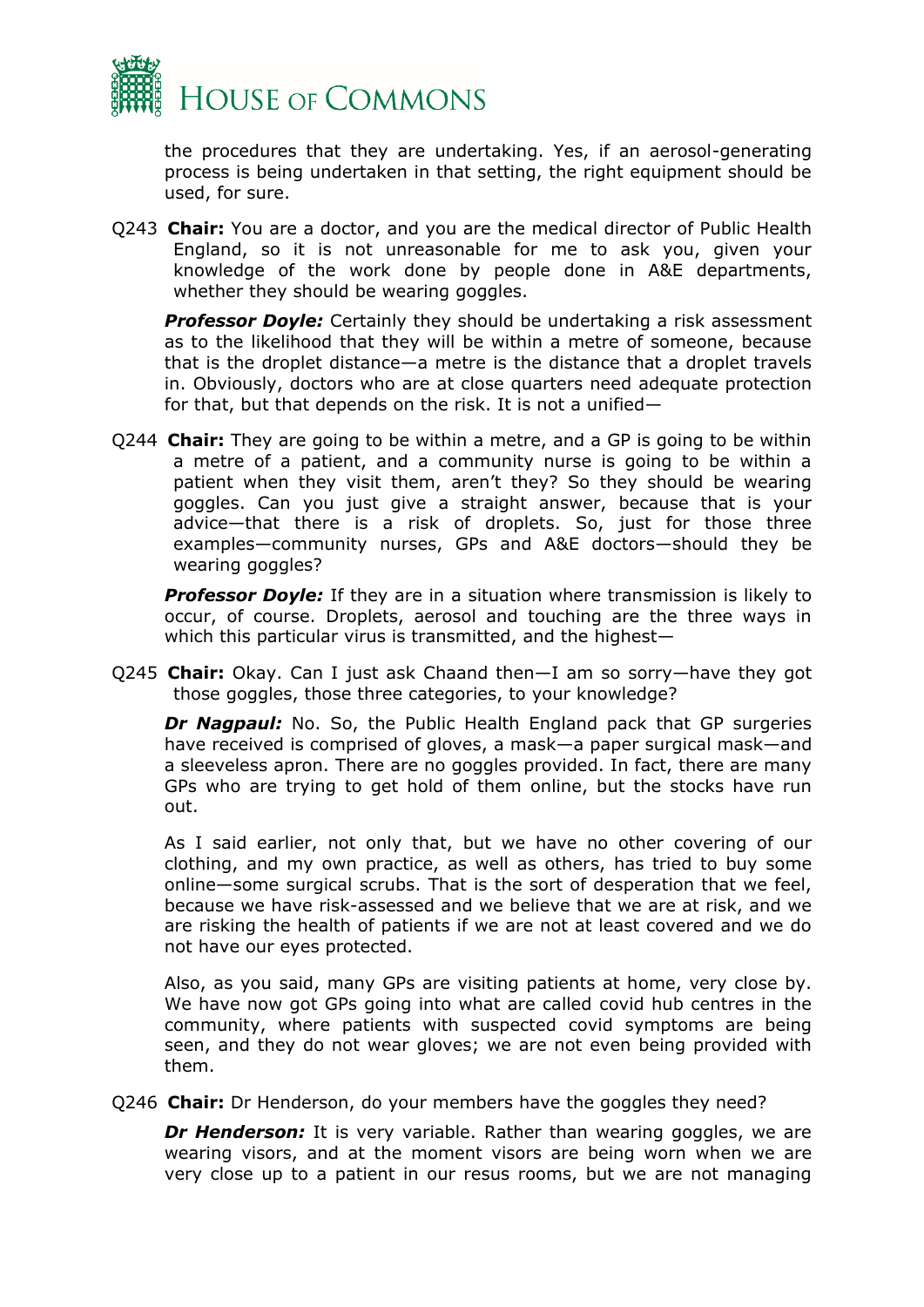the procedures that they are undertaking. Yes, if an aerosol-generating process is being undertaken in that setting, the right equipment should be used, for sure.

Q243 **Chair:** You are a doctor, and you are the medical director of Public Health England, so it is not unreasonable for me to ask you, given your knowledge of the work done by people done in A&E departments, whether they should be wearing goggles.

***Professor Doyle:*** Certainly they should be undertaking a risk assessment as to the likelihood that they will be within a metre of someone, because that is the droplet distance—a metre is the distance that a droplet travels in. Obviously, doctors who are at close quarters need adequate protection for that, but that depends on the risk. It is not a unified—

Q244 **Chair:** They are going to be within a metre, and a GP is going to be within a metre of a patient, and a community nurse is going to be within a patient when they visit them, aren't they? So they should be wearing goggles. Can you just give a straight answer, because that is your advice—that there is a risk of droplets. So, just for those three examples—community nurses, GPs and A&E doctors—should they be wearing goggles?

***Professor Doyle:*** If they are in a situation where transmission is likely to occur, of course. Droplets, aerosol and touching are the three ways in which this particular virus is transmitted, and the highest—

Q245 **Chair:** Okay. Can I just ask Chaand then—I am so sorry—have they got those goggles, those three categories, to your knowledge?

***Dr Nagpaul:*** No. So, the Public Health England pack that GP surgeries have received is comprised of gloves, a mask—a paper surgical mask—and a sleeveless apron. There are no goggles provided. In fact, there are many GPs who are trying to get hold of them online, but the stocks have run out.

As I said earlier, not only that, but we have no other covering of our clothing, and my own practice, as well as others, has tried to buy some online—some surgical scrubs. That is the sort of desperation that we feel, because we have risk-assessed and we believe that we are at risk, and we are risking the health of patients if we are not at least covered and we do not have our eyes protected.

Also, as you said, many GPs are visiting patients at home, very close by. We have now got GPs going into what are called covid hub centres in the community, where patients with suspected covid symptoms are being seen, and they do not wear gloves; we are not even being provided with them.

Q246 **Chair:** Dr Henderson, do your members have the goggles they need?

***Dr Henderson:*** It is very variable. Rather than wearing goggles, we are wearing visors, and at the moment visors are being worn when we are very close up to a patient in our resus rooms, but we are not managing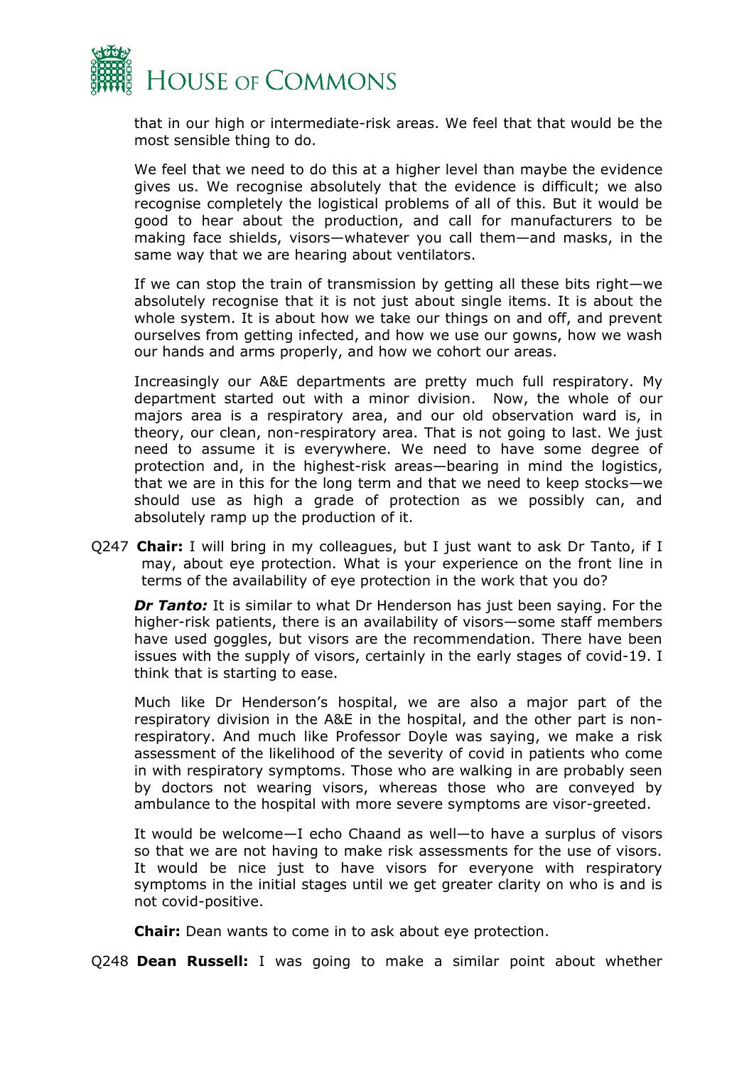that in our high or intermediate-risk areas. We feel that that would be the most sensible thing to do.

We feel that we need to do this at a higher level than maybe the evidence gives us. We recognise absolutely that the evidence is difficult; we also recognise completely the logistical problems of all of this. But it would be good to hear about the production, and call for manufacturers to be making face shields, visors—whatever you call them—and masks, in the same way that we are hearing about ventilators.

If we can stop the train of transmission by getting all these bits right—we absolutely recognise that it is not just about single items. It is about the whole system. It is about how we take our things on and off, and prevent ourselves from getting infected, and how we use our gowns, how we wash our hands and arms properly, and how we cohort our areas.

Increasingly our A&E departments are pretty much full respiratory. My department started out with a minor division. Now, the whole of our majors area is a respiratory area, and our old observation ward is, in theory, our clean, non-respiratory area. That is not going to last. We just need to assume it is everywhere. We need to have some degree of protection and, in the highest-risk areas—bearing in mind the logistics, that we are in this for the long term and that we need to keep stocks—we should use as high a grade of protection as we possibly can, and absolutely ramp up the production of it.

Q247 **Chair:** I will bring in my colleagues, but I just want to ask Dr Tanto, if I may, about eye protection. What is your experience on the front line in terms of the availability of eye protection in the work that you do?

***Dr Tanto:*** It is similar to what Dr Henderson has just been saying. For the higher-risk patients, there is an availability of visors—some staff members have used goggles, but visors are the recommendation. There have been issues with the supply of visors, certainly in the early stages of covid-19. I think that is starting to ease.

Much like Dr Henderson's hospital, we are also a major part of the respiratory division in the A&E in the hospital, and the other part is non-respiratory. And much like Professor Doyle was saying, we make a risk assessment of the likelihood of the severity of covid in patients who come in with respiratory symptoms. Those who are walking in are probably seen by doctors not wearing visors, whereas those who are conveyed by ambulance to the hospital with more severe symptoms are visor-greeted.

It would be welcome—I echo Chaand as well—to have a surplus of visors so that we are not having to make risk assessments for the use of visors. It would be nice just to have visors for everyone with respiratory symptoms in the initial stages until we get greater clarity on who is and is not covid-positive.

**Chair:** Dean wants to come in to ask about eye protection.

Q248 **Dean Russell:** I was going to make a similar point about whether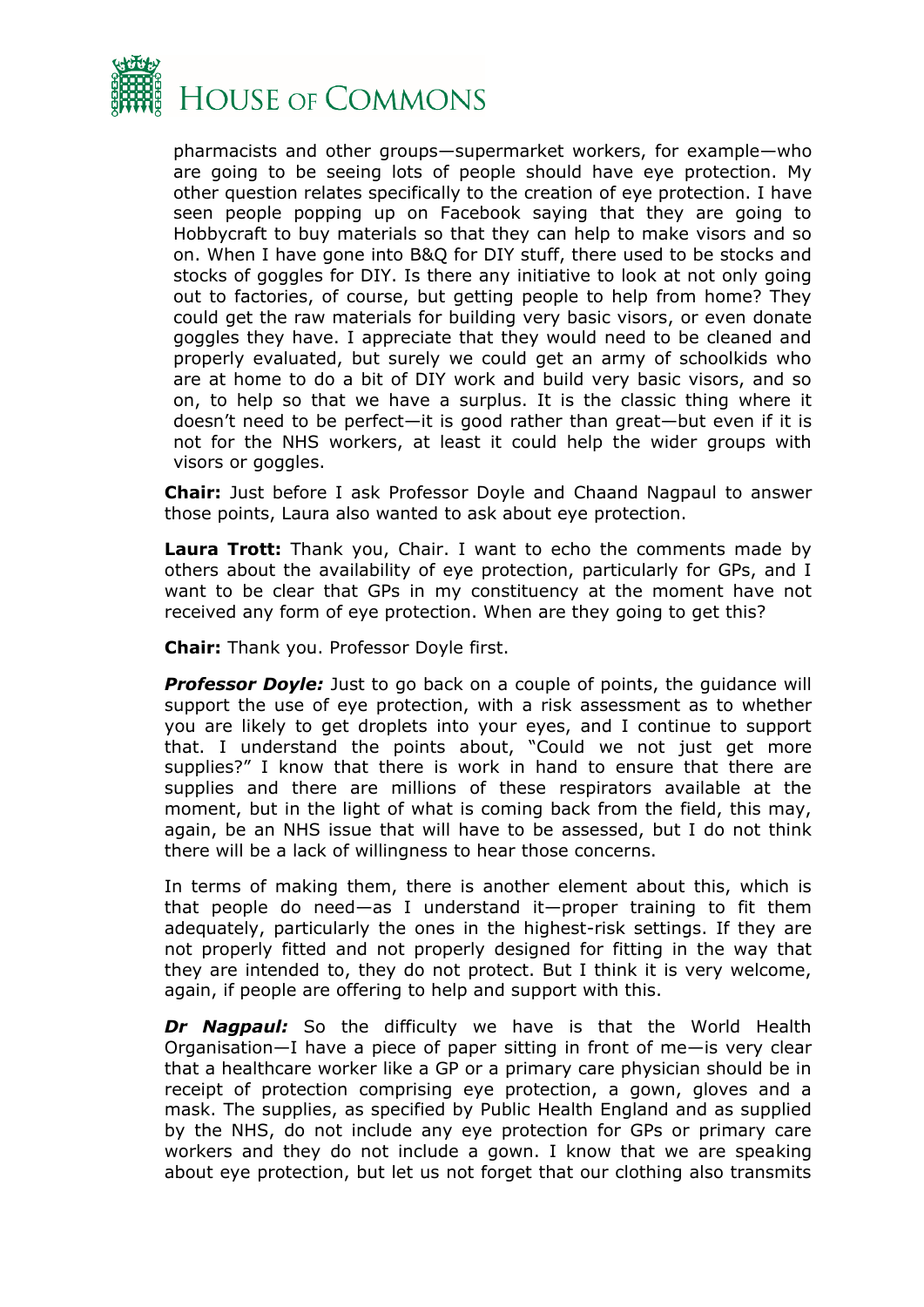pharmacists and other groups—supermarket workers, for example—who are going to be seeing lots of people should have eye protection. My other question relates specifically to the creation of eye protection. I have seen people popping up on Facebook saying that they are going to Hobbycraft to buy materials so that they can help to make visors and so on. When I have gone into B&Q for DIY stuff, there used to be stocks and stocks of goggles for DIY. Is there any initiative to look at not only going out to factories, of course, but getting people to help from home? They could get the raw materials for building very basic visors, or even donate goggles they have. I appreciate that they would need to be cleaned and properly evaluated, but surely we could get an army of schoolkids who are at home to do a bit of DIY work and build very basic visors, and so on, to help so that we have a surplus. It is the classic thing where it doesn't need to be perfect—it is good rather than great—but even if it is not for the NHS workers, at least it could help the wider groups with visors or goggles.

**Chair:** Just before I ask Professor Doyle and Chaand Nagpaul to answer those points, Laura also wanted to ask about eye protection.

**Laura Trott:** Thank you, Chair. I want to echo the comments made by others about the availability of eye protection, particularly for GPs, and I want to be clear that GPs in my constituency at the moment have not received any form of eye protection. When are they going to get this?

**Chair:** Thank you. Professor Doyle first.

***Professor Doyle:*** Just to go back on a couple of points, the guidance will support the use of eye protection, with a risk assessment as to whether you are likely to get droplets into your eyes, and I continue to support that. I understand the points about, "Could we not just get more supplies?" I know that there is work in hand to ensure that there are supplies and there are millions of these respirators available at the moment, but in the light of what is coming back from the field, this may, again, be an NHS issue that will have to be assessed, but I do not think there will be a lack of willingness to hear those concerns.

In terms of making them, there is another element about this, which is that people do need—as I understand it—proper training to fit them adequately, particularly the ones in the highest-risk settings. If they are not properly fitted and not properly designed for fitting in the way that they are intended to, they do not protect. But I think it is very welcome, again, if people are offering to help and support with this.

***Dr Nagpaul:*** So the difficulty we have is that the World Health Organisation—I have a piece of paper sitting in front of me—is very clear that a healthcare worker like a GP or a primary care physician should be in receipt of protection comprising eye protection, a gown, gloves and a mask. The supplies, as specified by Public Health England and as supplied by the NHS, do not include any eye protection for GPs or primary care workers and they do not include a gown. I know that we are speaking about eye protection, but let us not forget that our clothing also transmits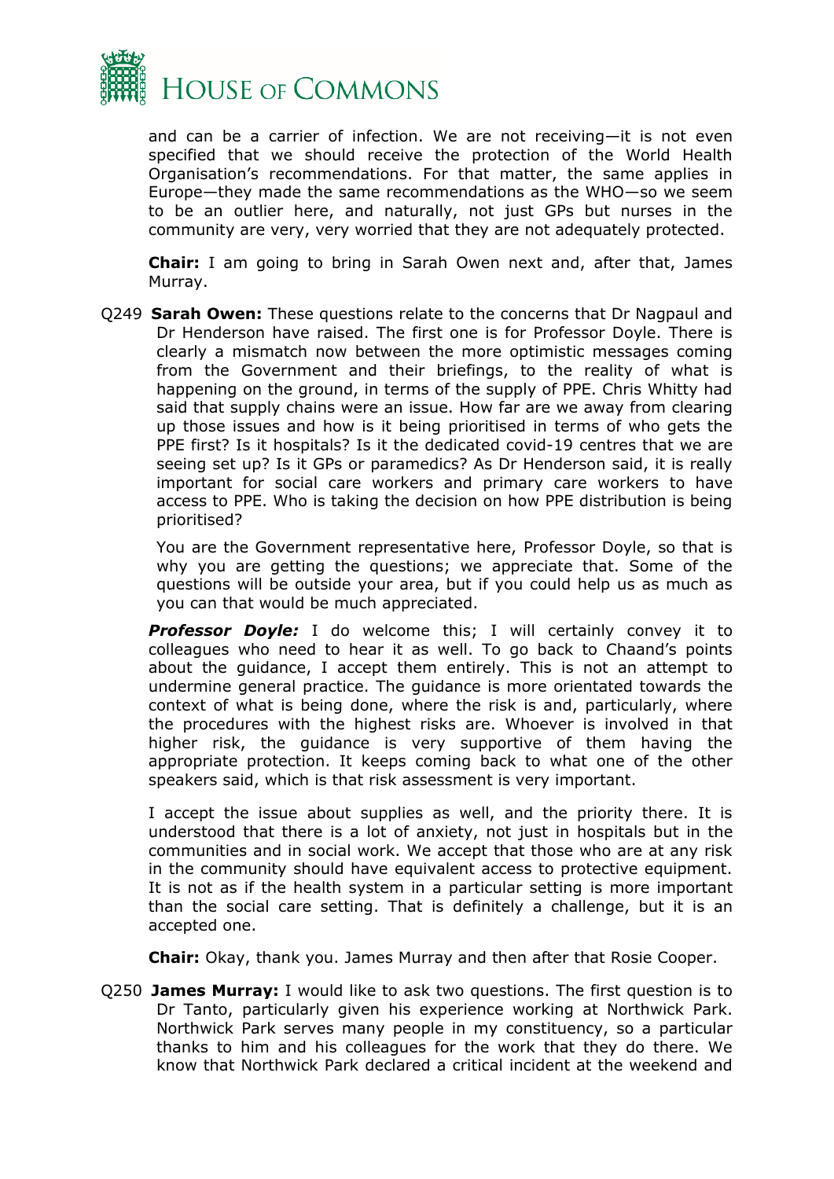and can be a carrier of infection. We are not receiving—it is not even specified that we should receive the protection of the World Health Organisation's recommendations. For that matter, the same applies in Europe—they made the same recommendations as the WHO—so we seem to be an outlier here, and naturally, not just GPs but nurses in the community are very, very worried that they are not adequately protected.

**Chair:** I am going to bring in Sarah Owen next and, after that, James Murray.

Q249 **Sarah Owen:** These questions relate to the concerns that Dr Nagpaul and Dr Henderson have raised. The first one is for Professor Doyle. There is clearly a mismatch now between the more optimistic messages coming from the Government and their briefings, to the reality of what is happening on the ground, in terms of the supply of PPE. Chris Whitty had said that supply chains were an issue. How far are we away from clearing up those issues and how is it being prioritised in terms of who gets the PPE first? Is it hospitals? Is it the dedicated covid-19 centres that we are seeing set up? Is it GPs or paramedics? As Dr Henderson said, it is really important for social care workers and primary care workers to have access to PPE. Who is taking the decision on how PPE distribution is being prioritised?

You are the Government representative here, Professor Doyle, so that is why you are getting the questions; we appreciate that. Some of the questions will be outside your area, but if you could help us as much as you can that would be much appreciated.

***Professor Doyle:*** I do welcome this; I will certainly convey it to colleagues who need to hear it as well. To go back to Chaand's points about the guidance, I accept them entirely. This is not an attempt to undermine general practice. The guidance is more orientated towards the context of what is being done, where the risk is and, particularly, where the procedures with the highest risks are. Whoever is involved in that higher risk, the guidance is very supportive of them having the appropriate protection. It keeps coming back to what one of the other speakers said, which is that risk assessment is very important.

I accept the issue about supplies as well, and the priority there. It is understood that there is a lot of anxiety, not just in hospitals but in the communities and in social work. We accept that those who are at any risk in the community should have equivalent access to protective equipment. It is not as if the health system in a particular setting is more important than the social care setting. That is definitely a challenge, but it is an accepted one.

**Chair:** Okay, thank you. James Murray and then after that Rosie Cooper.

Q250 **James Murray:** I would like to ask two questions. The first question is to Dr Tanto, particularly given his experience working at Northwick Park. Northwick Park serves many people in my constituency, so a particular thanks to him and his colleagues for the work that they do there. We know that Northwick Park declared a critical incident at the weekend and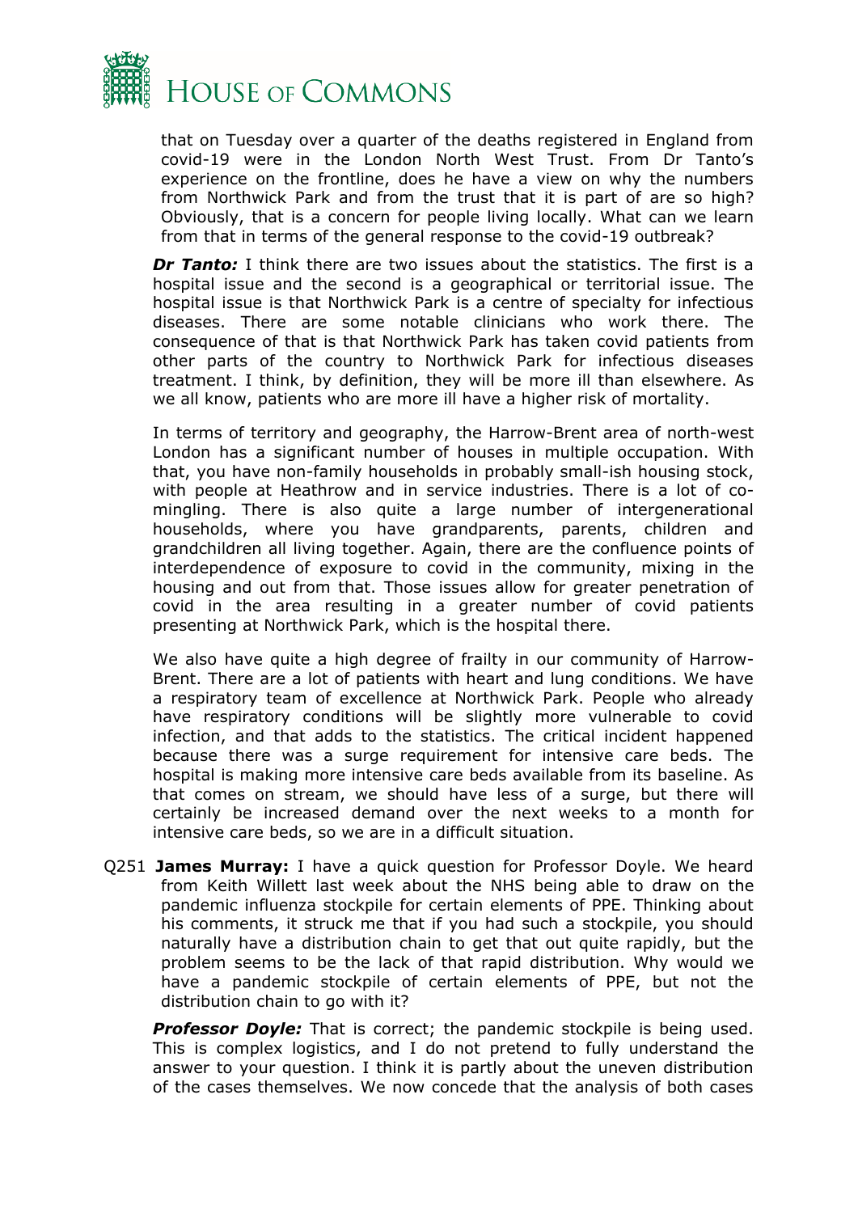that on Tuesday over a quarter of the deaths registered in England from covid-19 were in the London North West Trust. From Dr Tanto's experience on the frontline, does he have a view on why the numbers from Northwick Park and from the trust that it is part of are so high? Obviously, that is a concern for people living locally. What can we learn from that in terms of the general response to the covid-19 outbreak?

***Dr Tanto:*** I think there are two issues about the statistics. The first is a hospital issue and the second is a geographical or territorial issue. The hospital issue is that Northwick Park is a centre of specialty for infectious diseases. There are some notable clinicians who work there. The consequence of that is that Northwick Park has taken covid patients from other parts of the country to Northwick Park for infectious diseases treatment. I think, by definition, they will be more ill than elsewhere. As we all know, patients who are more ill have a higher risk of mortality.

In terms of territory and geography, the Harrow-Brent area of north-west London has a significant number of houses in multiple occupation. With that, you have non-family households in probably small-ish housing stock, with people at Heathrow and in service industries. There is a lot of co-mingling. There is also quite a large number of intergenerational households, where you have grandparents, parents, children and grandchildren all living together. Again, there are the confluence points of interdependence of exposure to covid in the community, mixing in the housing and out from that. Those issues allow for greater penetration of covid in the area resulting in a greater number of covid patients presenting at Northwick Park, which is the hospital there.

We also have quite a high degree of frailty in our community of Harrow-Brent. There are a lot of patients with heart and lung conditions. We have a respiratory team of excellence at Northwick Park. People who already have respiratory conditions will be slightly more vulnerable to covid infection, and that adds to the statistics. The critical incident happened because there was a surge requirement for intensive care beds. The hospital is making more intensive care beds available from its baseline. As that comes on stream, we should have less of a surge, but there will certainly be increased demand over the next weeks to a month for intensive care beds, so we are in a difficult situation.

Q251 **James Murray:** I have a quick question for Professor Doyle. We heard from Keith Willett last week about the NHS being able to draw on the pandemic influenza stockpile for certain elements of PPE. Thinking about his comments, it struck me that if you had such a stockpile, you should naturally have a distribution chain to get that out quite rapidly, but the problem seems to be the lack of that rapid distribution. Why would we have a pandemic stockpile of certain elements of PPE, but not the distribution chain to go with it?

***Professor Doyle:*** That is correct; the pandemic stockpile is being used. This is complex logistics, and I do not pretend to fully understand the answer to your question. I think it is partly about the uneven distribution of the cases themselves. We now concede that the analysis of both cases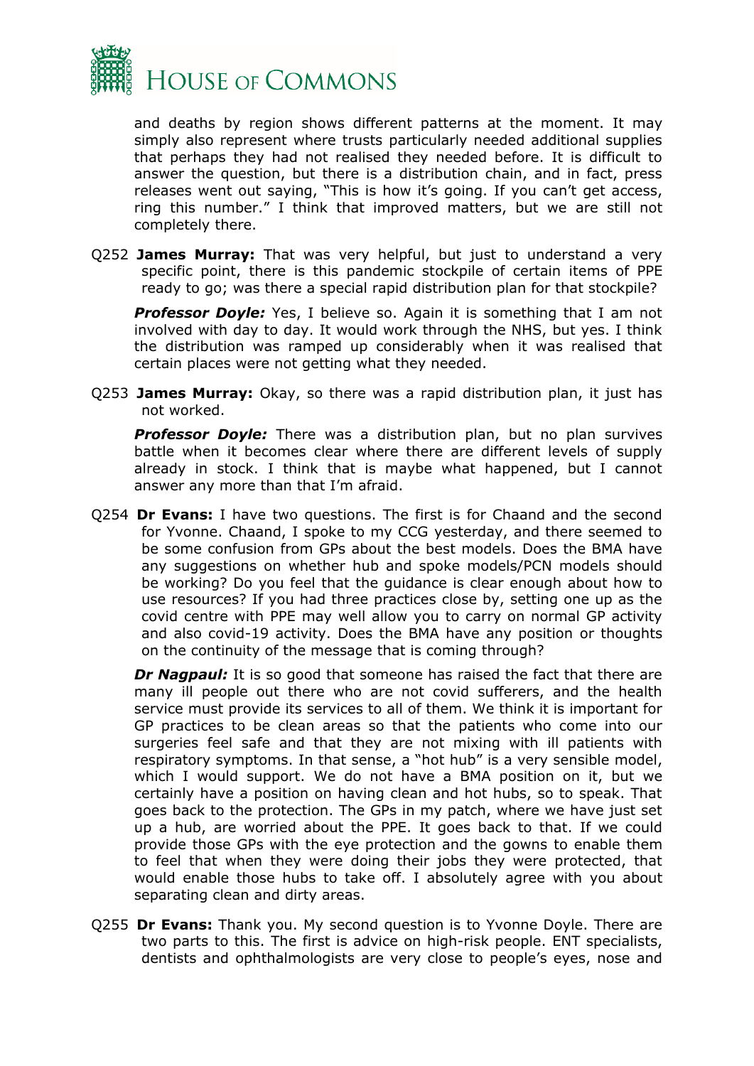and deaths by region shows different patterns at the moment. It may simply also represent where trusts particularly needed additional supplies that perhaps they had not realised they needed before. It is difficult to answer the question, but there is a distribution chain, and in fact, press releases went out saying, "This is how it's going. If you can't get access, ring this number." I think that improved matters, but we are still not completely there.

Q252 **James Murray:** That was very helpful, but just to understand a very specific point, there is this pandemic stockpile of certain items of PPE ready to go; was there a special rapid distribution plan for that stockpile?

***Professor Doyle:*** Yes, I believe so. Again it is something that I am not involved with day to day. It would work through the NHS, but yes. I think the distribution was ramped up considerably when it was realised that certain places were not getting what they needed.

Q253 **James Murray:** Okay, so there was a rapid distribution plan, it just has not worked.

***Professor Doyle:*** There was a distribution plan, but no plan survives battle when it becomes clear where there are different levels of supply already in stock. I think that is maybe what happened, but I cannot answer any more than that I'm afraid.

Q254 **Dr Evans:** I have two questions. The first is for Chaand and the second for Yvonne. Chaand, I spoke to my CCG yesterday, and there seemed to be some confusion from GPs about the best models. Does the BMA have any suggestions on whether hub and spoke models/PCN models should be working? Do you feel that the guidance is clear enough about how to use resources? If you had three practices close by, setting one up as the covid centre with PPE may well allow you to carry on normal GP activity and also covid-19 activity. Does the BMA have any position or thoughts on the continuity of the message that is coming through?

***Dr Nagpaul:*** It is so good that someone has raised the fact that there are many ill people out there who are not covid sufferers, and the health service must provide its services to all of them. We think it is important for GP practices to be clean areas so that the patients who come into our surgeries feel safe and that they are not mixing with ill patients with respiratory symptoms. In that sense, a "hot hub" is a very sensible model, which I would support. We do not have a BMA position on it, but we certainly have a position on having clean and hot hubs, so to speak. That goes back to the protection. The GPs in my patch, where we have just set up a hub, are worried about the PPE. It goes back to that. If we could provide those GPs with the eye protection and the gowns to enable them to feel that when they were doing their jobs they were protected, that would enable those hubs to take off. I absolutely agree with you about separating clean and dirty areas.

Q255 **Dr Evans:** Thank you. My second question is to Yvonne Doyle. There are two parts to this. The first is advice on high-risk people. ENT specialists, dentists and ophthalmologists are very close to people's eyes, nose and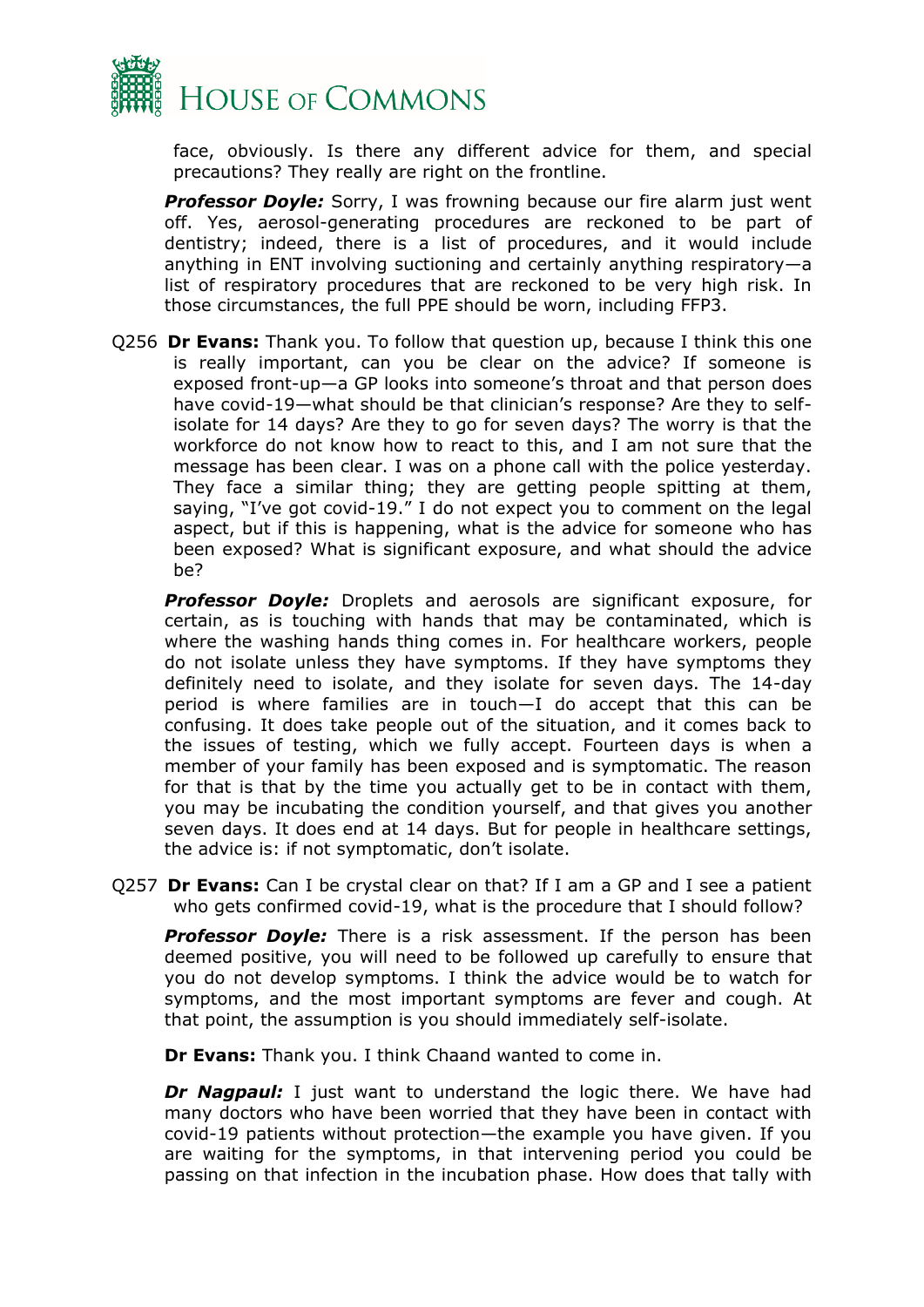face, obviously. Is there any different advice for them, and special precautions? They really are right on the frontline.

***Professor Doyle:*** Sorry, I was frowning because our fire alarm just went off. Yes, aerosol-generating procedures are reckoned to be part of dentistry; indeed, there is a list of procedures, and it would include anything in ENT involving suctioning and certainly anything respiratory—a list of respiratory procedures that are reckoned to be very high risk. In those circumstances, the full PPE should be worn, including FFP3.

Q256 **Dr Evans:** Thank you. To follow that question up, because I think this one is really important, can you be clear on the advice? If someone is exposed front-up—a GP looks into someone's throat and that person does have covid-19—what should be that clinician's response? Are they to self-isolate for 14 days? Are they to go for seven days? The worry is that the workforce do not know how to react to this, and I am not sure that the message has been clear. I was on a phone call with the police yesterday. They face a similar thing; they are getting people spitting at them, saying, "I've got covid-19." I do not expect you to comment on the legal aspect, but if this is happening, what is the advice for someone who has been exposed? What is significant exposure, and what should the advice be?

***Professor Doyle:*** Droplets and aerosols are significant exposure, for certain, as is touching with hands that may be contaminated, which is where the washing hands thing comes in. For healthcare workers, people do not isolate unless they have symptoms. If they have symptoms they definitely need to isolate, and they isolate for seven days. The 14-day period is where families are in touch—I do accept that this can be confusing. It does take people out of the situation, and it comes back to the issues of testing, which we fully accept. Fourteen days is when a member of your family has been exposed and is symptomatic. The reason for that is that by the time you actually get to be in contact with them, you may be incubating the condition yourself, and that gives you another seven days. It does end at 14 days. But for people in healthcare settings, the advice is: if not symptomatic, don't isolate.

Q257 **Dr Evans:** Can I be crystal clear on that? If I am a GP and I see a patient who gets confirmed covid-19, what is the procedure that I should follow?

***Professor Doyle:*** There is a risk assessment. If the person has been deemed positive, you will need to be followed up carefully to ensure that you do not develop symptoms. I think the advice would be to watch for symptoms, and the most important symptoms are fever and cough. At that point, the assumption is you should immediately self-isolate.

**Dr Evans:** Thank you. I think Chaand wanted to come in.

***Dr Nagpaul:*** I just want to understand the logic there. We have had many doctors who have been worried that they have been in contact with covid-19 patients without protection—the example you have given. If you are waiting for the symptoms, in that intervening period you could be passing on that infection in the incubation phase. How does that tally with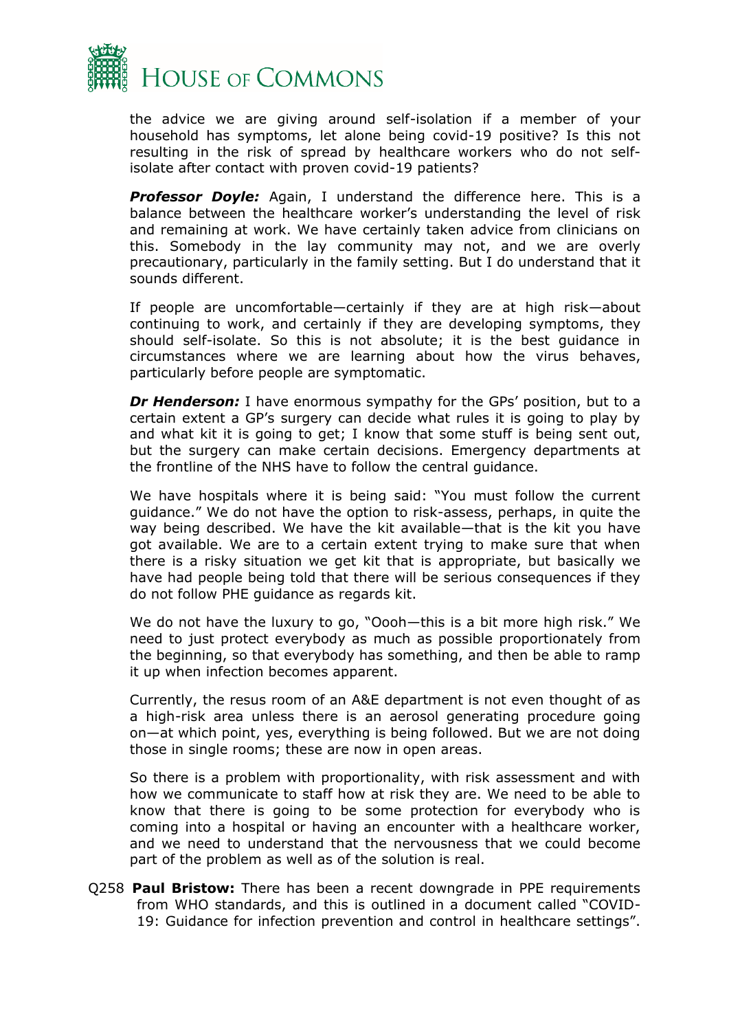the advice we are giving around self-isolation if a member of your household has symptoms, let alone being covid-19 positive? Is this not resulting in the risk of spread by healthcare workers who do not self-isolate after contact with proven covid-19 patients?

***Professor Doyle:*** Again, I understand the difference here. This is a balance between the healthcare worker's understanding the level of risk and remaining at work. We have certainly taken advice from clinicians on this. Somebody in the lay community may not, and we are overly precautionary, particularly in the family setting. But I do understand that it sounds different.

If people are uncomfortable—certainly if they are at high risk—about continuing to work, and certainly if they are developing symptoms, they should self-isolate. So this is not absolute; it is the best guidance in circumstances where we are learning about how the virus behaves, particularly before people are symptomatic.

***Dr Henderson:*** I have enormous sympathy for the GPs' position, but to a certain extent a GP's surgery can decide what rules it is going to play by and what kit it is going to get; I know that some stuff is being sent out, but the surgery can make certain decisions. Emergency departments at the frontline of the NHS have to follow the central guidance.

We have hospitals where it is being said: "You must follow the current guidance." We do not have the option to risk-assess, perhaps, in quite the way being described. We have the kit available—that is the kit you have got available. We are to a certain extent trying to make sure that when there is a risky situation we get kit that is appropriate, but basically we have had people being told that there will be serious consequences if they do not follow PHE guidance as regards kit.

We do not have the luxury to go, "Oooh—this is a bit more high risk." We need to just protect everybody as much as possible proportionately from the beginning, so that everybody has something, and then be able to ramp it up when infection becomes apparent.

Currently, the resus room of an A&E department is not even thought of as a high-risk area unless there is an aerosol generating procedure going on—at which point, yes, everything is being followed. But we are not doing those in single rooms; these are now in open areas.

So there is a problem with proportionality, with risk assessment and with how we communicate to staff how at risk they are. We need to be able to know that there is going to be some protection for everybody who is coming into a hospital or having an encounter with a healthcare worker, and we need to understand that the nervousness that we could become part of the problem as well as of the solution is real.

Q258 **Paul Bristow:** There has been a recent downgrade in PPE requirements from WHO standards, and this is outlined in a document called "COVID-19: Guidance for infection prevention and control in healthcare settings".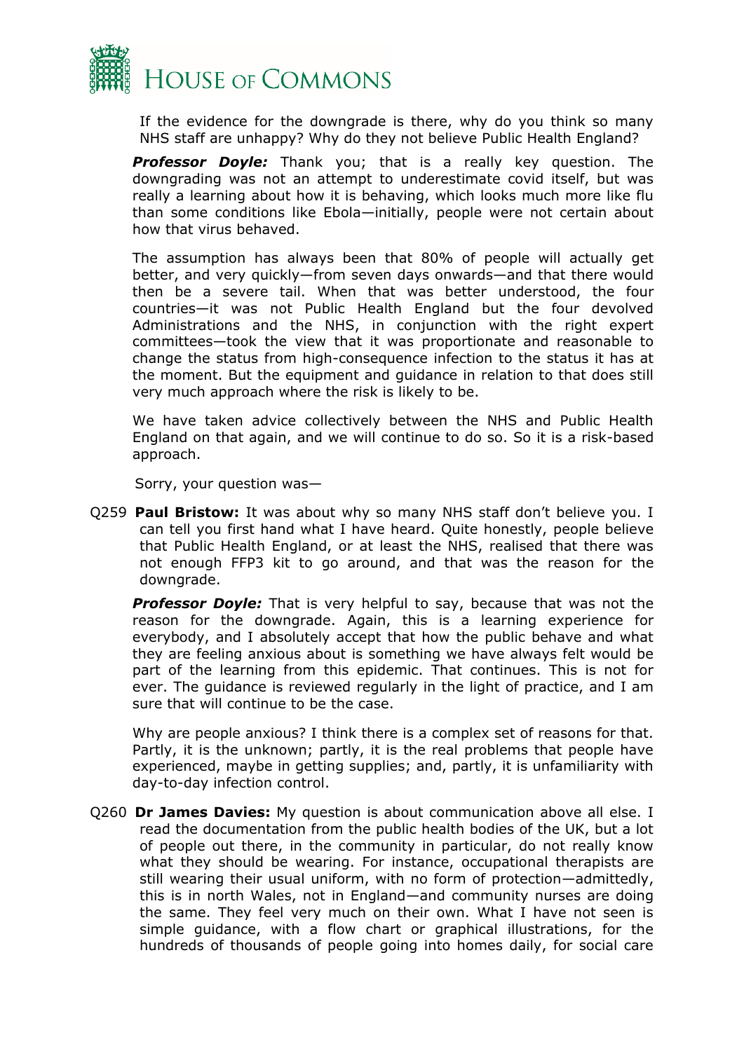If the evidence for the downgrade is there, why do you think so many NHS staff are unhappy? Why do they not believe Public Health England?

***Professor Doyle:*** Thank you; that is a really key question. The downgrading was not an attempt to underestimate covid itself, but was really a learning about how it is behaving, which looks much more like flu than some conditions like Ebola—initially, people were not certain about how that virus behaved.

The assumption has always been that 80% of people will actually get better, and very quickly—from seven days onwards—and that there would then be a severe tail. When that was better understood, the four countries—it was not Public Health England but the four devolved Administrations and the NHS, in conjunction with the right expert committees—took the view that it was proportionate and reasonable to change the status from high-consequence infection to the status it has at the moment. But the equipment and guidance in relation to that does still very much approach where the risk is likely to be.

We have taken advice collectively between the NHS and Public Health England on that again, and we will continue to do so. So it is a risk-based approach.

Sorry, your question was—

Q259 **Paul Bristow:** It was about why so many NHS staff don't believe you. I can tell you first hand what I have heard. Quite honestly, people believe that Public Health England, or at least the NHS, realised that there was not enough FFP3 kit to go around, and that was the reason for the downgrade.

***Professor Doyle:*** That is very helpful to say, because that was not the reason for the downgrade. Again, this is a learning experience for everybody, and I absolutely accept that how the public behave and what they are feeling anxious about is something we have always felt would be part of the learning from this epidemic. That continues. This is not for ever. The guidance is reviewed regularly in the light of practice, and I am sure that will continue to be the case.

Why are people anxious? I think there is a complex set of reasons for that. Partly, it is the unknown; partly, it is the real problems that people have experienced, maybe in getting supplies; and, partly, it is unfamiliarity with day-to-day infection control.

Q260 **Dr James Davies:** My question is about communication above all else. I read the documentation from the public health bodies of the UK, but a lot of people out there, in the community in particular, do not really know what they should be wearing. For instance, occupational therapists are still wearing their usual uniform, with no form of protection—admittedly, this is in north Wales, not in England—and community nurses are doing the same. They feel very much on their own. What I have not seen is simple guidance, with a flow chart or graphical illustrations, for the hundreds of thousands of people going into homes daily, for social care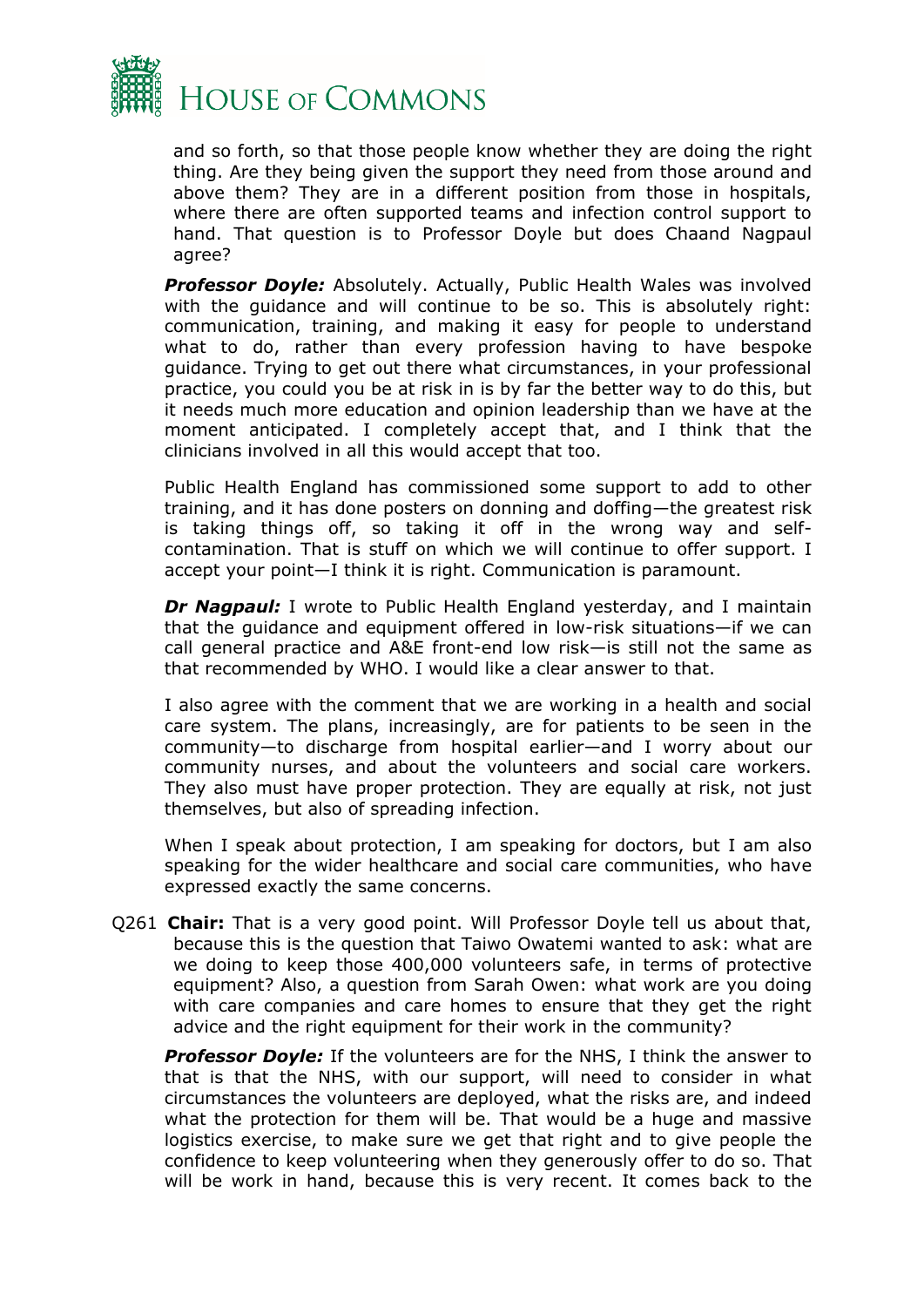and so forth, so that those people know whether they are doing the right thing. Are they being given the support they need from those around and above them? They are in a different position from those in hospitals, where there are often supported teams and infection control support to hand. That question is to Professor Doyle but does Chaand Nagpaul agree?

***Professor Doyle:*** Absolutely. Actually, Public Health Wales was involved with the guidance and will continue to be so. This is absolutely right: communication, training, and making it easy for people to understand what to do, rather than every profession having to have bespoke guidance. Trying to get out there what circumstances, in your professional practice, you could you be at risk in is by far the better way to do this, but it needs much more education and opinion leadership than we have at the moment anticipated. I completely accept that, and I think that the clinicians involved in all this would accept that too.

Public Health England has commissioned some support to add to other training, and it has done posters on donning and doffing—the greatest risk is taking things off, so taking it off in the wrong way and self-contamination. That is stuff on which we will continue to offer support. I accept your point—I think it is right. Communication is paramount.

***Dr Nagpaul:*** I wrote to Public Health England yesterday, and I maintain that the guidance and equipment offered in low-risk situations—if we can call general practice and A&E front-end low risk—is still not the same as that recommended by WHO. I would like a clear answer to that.

I also agree with the comment that we are working in a health and social care system. The plans, increasingly, are for patients to be seen in the community—to discharge from hospital earlier—and I worry about our community nurses, and about the volunteers and social care workers. They also must have proper protection. They are equally at risk, not just themselves, but also of spreading infection.

When I speak about protection, I am speaking for doctors, but I am also speaking for the wider healthcare and social care communities, who have expressed exactly the same concerns.

Q261 **Chair:** That is a very good point. Will Professor Doyle tell us about that, because this is the question that Taiwo Owatemi wanted to ask: what are we doing to keep those 400,000 volunteers safe, in terms of protective equipment? Also, a question from Sarah Owen: what work are you doing with care companies and care homes to ensure that they get the right advice and the right equipment for their work in the community?

***Professor Doyle:*** If the volunteers are for the NHS, I think the answer to that is that the NHS, with our support, will need to consider in what circumstances the volunteers are deployed, what the risks are, and indeed what the protection for them will be. That would be a huge and massive logistics exercise, to make sure we get that right and to give people the confidence to keep volunteering when they generously offer to do so. That will be work in hand, because this is very recent. It comes back to the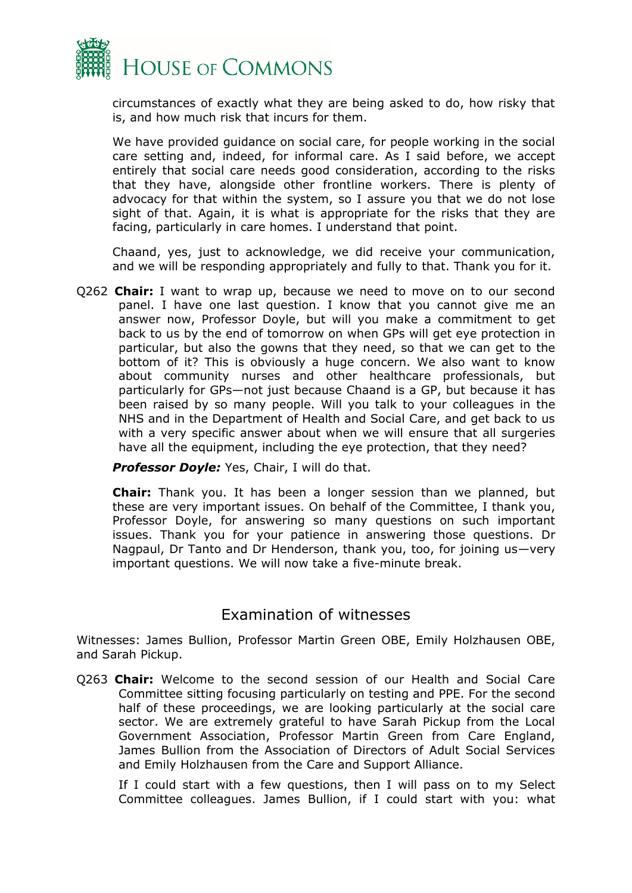circumstances of exactly what they are being asked to do, how risky that is, and how much risk that incurs for them.

We have provided guidance on social care, for people working in the social care setting and, indeed, for informal care. As I said before, we accept entirely that social care needs good consideration, according to the risks that they have, alongside other frontline workers. There is plenty of advocacy for that within the system, so I assure you that we do not lose sight of that. Again, it is what is appropriate for the risks that they are facing, particularly in care homes. I understand that point.

Chaand, yes, just to acknowledge, we did receive your communication, and we will be responding appropriately and fully to that. Thank you for it.

Q262 **Chair:** I want to wrap up, because we need to move on to our second panel. I have one last question. I know that you cannot give me an answer now, Professor Doyle, but will you make a commitment to get back to us by the end of tomorrow on when GPs will get eye protection in particular, but also the gowns that they need, so that we can get to the bottom of it? This is obviously a huge concern. We also want to know about community nurses and other healthcare professionals, but particularly for GPs—not just because Chaand is a GP, but because it has been raised by so many people. Will you talk to your colleagues in the NHS and in the Department of Health and Social Care, and get back to us with a very specific answer about when we will ensure that all surgeries have all the equipment, including the eye protection, that they need?

***Professor Doyle:*** Yes, Chair, I will do that.

**Chair:** Thank you. It has been a longer session than we planned, but these are very important issues. On behalf of the Committee, I thank you, Professor Doyle, for answering so many questions on such important issues. Thank you for your patience in answering those questions. Dr Nagpaul, Dr Tanto and Dr Henderson, thank you, too, for joining us—very important questions. We will now take a five-minute break.

## Examination of witnesses

Witnesses: James Bullion, Professor Martin Green OBE, Emily Holzhausen OBE, and Sarah Pickup.

Q263 **Chair:** Welcome to the second session of our Health and Social Care Committee sitting focusing particularly on testing and PPE. For the second half of these proceedings, we are looking particularly at the social care sector. We are extremely grateful to have Sarah Pickup from the Local Government Association, Professor Martin Green from Care England, James Bullion from the Association of Directors of Adult Social Services and Emily Holzhausen from the Care and Support Alliance.

If I could start with a few questions, then I will pass on to my Select Committee colleagues. James Bullion, if I could start with you: what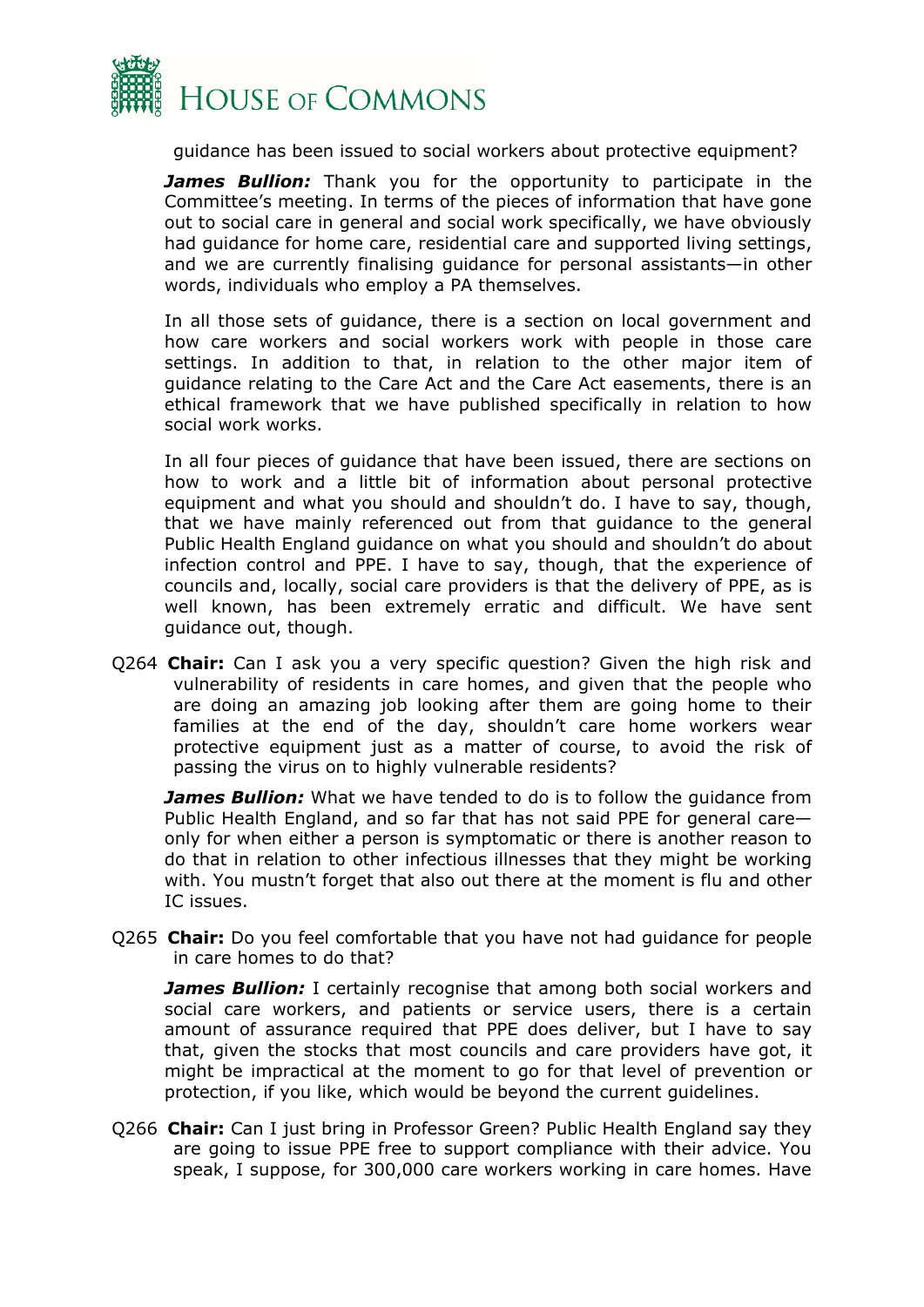guidance has been issued to social workers about protective equipment?

***James Bullion:*** Thank you for the opportunity to participate in the Committee's meeting. In terms of the pieces of information that have gone out to social care in general and social work specifically, we have obviously had guidance for home care, residential care and supported living settings, and we are currently finalising guidance for personal assistants—in other words, individuals who employ a PA themselves.

In all those sets of guidance, there is a section on local government and how care workers and social workers work with people in those care settings. In addition to that, in relation to the other major item of guidance relating to the Care Act and the Care Act easements, there is an ethical framework that we have published specifically in relation to how social work works.

In all four pieces of guidance that have been issued, there are sections on how to work and a little bit of information about personal protective equipment and what you should and shouldn't do. I have to say, though, that we have mainly referenced out from that guidance to the general Public Health England guidance on what you should and shouldn't do about infection control and PPE. I have to say, though, that the experience of councils and, locally, social care providers is that the delivery of PPE, as is well known, has been extremely erratic and difficult. We have sent guidance out, though.

Q264 **Chair:** Can I ask you a very specific question? Given the high risk and vulnerability of residents in care homes, and given that the people who are doing an amazing job looking after them are going home to their families at the end of the day, shouldn't care home workers wear protective equipment just as a matter of course, to avoid the risk of passing the virus on to highly vulnerable residents?

***James Bullion:*** What we have tended to do is to follow the guidance from Public Health England, and so far that has not said PPE for general care—only for when either a person is symptomatic or there is another reason to do that in relation to other infectious illnesses that they might be working with. You mustn't forget that also out there at the moment is flu and other IC issues.

Q265 **Chair:** Do you feel comfortable that you have not had guidance for people in care homes to do that?

***James Bullion:*** I certainly recognise that among both social workers and social care workers, and patients or service users, there is a certain amount of assurance required that PPE does deliver, but I have to say that, given the stocks that most councils and care providers have got, it might be impractical at the moment to go for that level of prevention or protection, if you like, which would be beyond the current guidelines.

Q266 **Chair:** Can I just bring in Professor Green? Public Health England say they are going to issue PPE free to support compliance with their advice. You speak, I suppose, for 300,000 care workers working in care homes. Have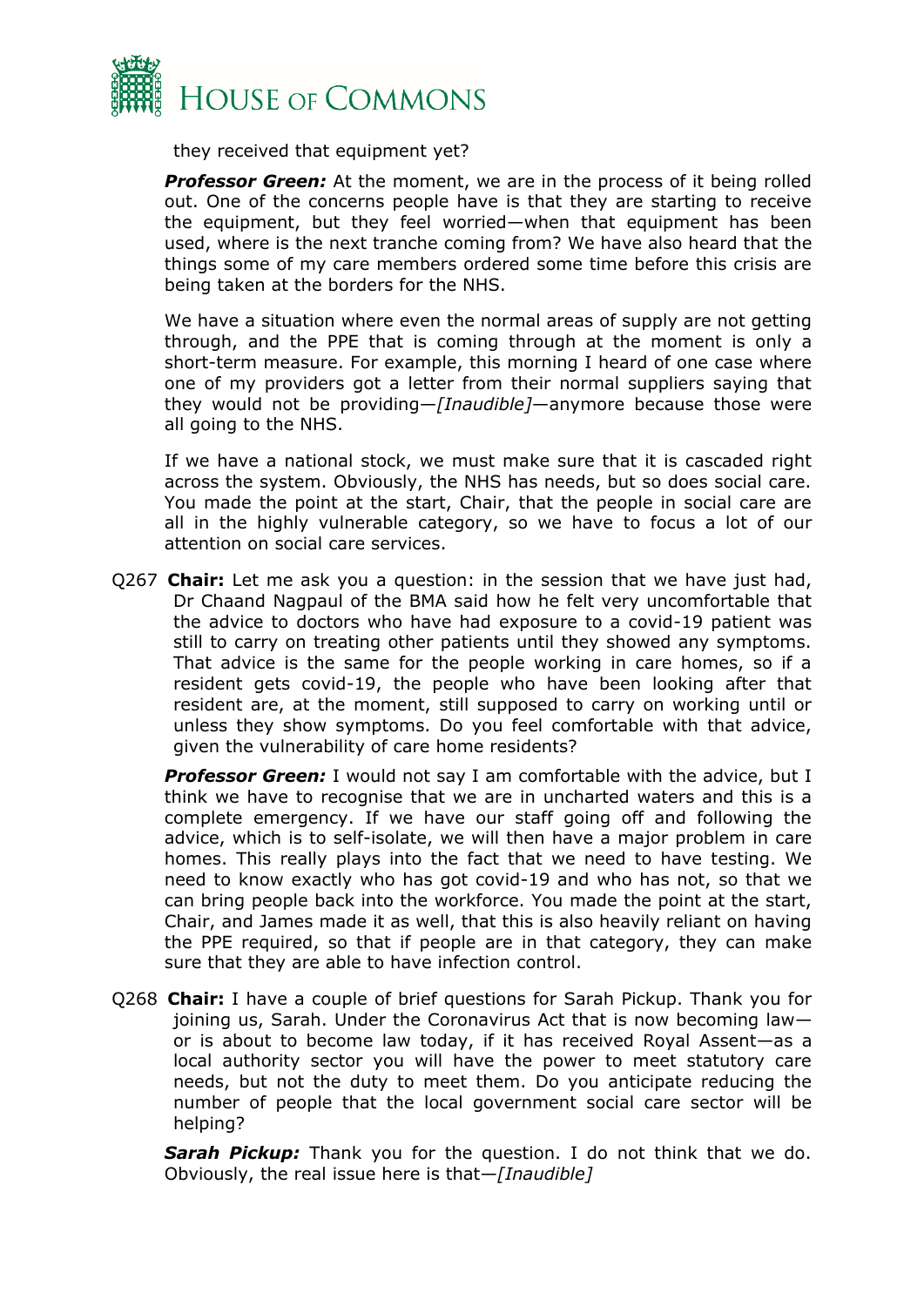they received that equipment yet?

***Professor Green:*** At the moment, we are in the process of it being rolled out. One of the concerns people have is that they are starting to receive the equipment, but they feel worried—when that equipment has been used, where is the next tranche coming from? We have also heard that the things some of my care members ordered some time before this crisis are being taken at the borders for the NHS.

We have a situation where even the normal areas of supply are not getting through, and the PPE that is coming through at the moment is only a short-term measure. For example, this morning I heard of one case where one of my providers got a letter from their normal suppliers saying that they would not be providing—*[Inaudible]*—anymore because those were all going to the NHS.

If we have a national stock, we must make sure that it is cascaded right across the system. Obviously, the NHS has needs, but so does social care. You made the point at the start, Chair, that the people in social care are all in the highly vulnerable category, so we have to focus a lot of our attention on social care services.

Q267 **Chair:** Let me ask you a question: in the session that we have just had, Dr Chaand Nagpaul of the BMA said how he felt very uncomfortable that the advice to doctors who have had exposure to a covid-19 patient was still to carry on treating other patients until they showed any symptoms. That advice is the same for the people working in care homes, so if a resident gets covid-19, the people who have been looking after that resident are, at the moment, still supposed to carry on working until or unless they show symptoms. Do you feel comfortable with that advice, given the vulnerability of care home residents?

***Professor Green:*** I would not say I am comfortable with the advice, but I think we have to recognise that we are in uncharted waters and this is a complete emergency. If we have our staff going off and following the advice, which is to self-isolate, we will then have a major problem in care homes. This really plays into the fact that we need to have testing. We need to know exactly who has got covid-19 and who has not, so that we can bring people back into the workforce. You made the point at the start, Chair, and James made it as well, that this is also heavily reliant on having the PPE required, so that if people are in that category, they can make sure that they are able to have infection control.

Q268 **Chair:** I have a couple of brief questions for Sarah Pickup. Thank you for joining us, Sarah. Under the Coronavirus Act that is now becoming law—or is about to become law today, if it has received Royal Assent—as a local authority sector you will have the power to meet statutory care needs, but not the duty to meet them. Do you anticipate reducing the number of people that the local government social care sector will be helping?

***Sarah Pickup:*** Thank you for the question. I do not think that we do. Obviously, the real issue here is that—*[Inaudible]*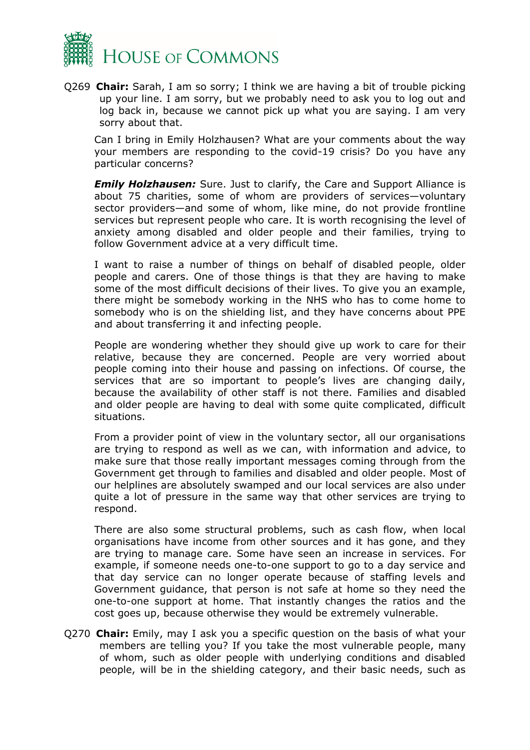Q269 **Chair:** Sarah, I am so sorry; I think we are having a bit of trouble picking up your line. I am sorry, but we probably need to ask you to log out and log back in, because we cannot pick up what you are saying. I am very sorry about that.

Can I bring in Emily Holzhausen? What are your comments about the way your members are responding to the covid-19 crisis? Do you have any particular concerns?

***Emily Holzhausen:*** Sure. Just to clarify, the Care and Support Alliance is about 75 charities, some of whom are providers of services—voluntary sector providers—and some of whom, like mine, do not provide frontline services but represent people who care. It is worth recognising the level of anxiety among disabled and older people and their families, trying to follow Government advice at a very difficult time.

I want to raise a number of things on behalf of disabled people, older people and carers. One of those things is that they are having to make some of the most difficult decisions of their lives. To give you an example, there might be somebody working in the NHS who has to come home to somebody who is on the shielding list, and they have concerns about PPE and about transferring it and infecting people.

People are wondering whether they should give up work to care for their relative, because they are concerned. People are very worried about people coming into their house and passing on infections. Of course, the services that are so important to people's lives are changing daily, because the availability of other staff is not there. Families and disabled and older people are having to deal with some quite complicated, difficult situations.

From a provider point of view in the voluntary sector, all our organisations are trying to respond as well as we can, with information and advice, to make sure that those really important messages coming through from the Government get through to families and disabled and older people. Most of our helplines are absolutely swamped and our local services are also under quite a lot of pressure in the same way that other services are trying to respond.

There are also some structural problems, such as cash flow, when local organisations have income from other sources and it has gone, and they are trying to manage care. Some have seen an increase in services. For example, if someone needs one-to-one support to go to a day service and that day service can no longer operate because of staffing levels and Government guidance, that person is not safe at home so they need the one-to-one support at home. That instantly changes the ratios and the cost goes up, because otherwise they would be extremely vulnerable.

Q270 **Chair:** Emily, may I ask you a specific question on the basis of what your members are telling you? If you take the most vulnerable people, many of whom, such as older people with underlying conditions and disabled people, will be in the shielding category, and their basic needs, such as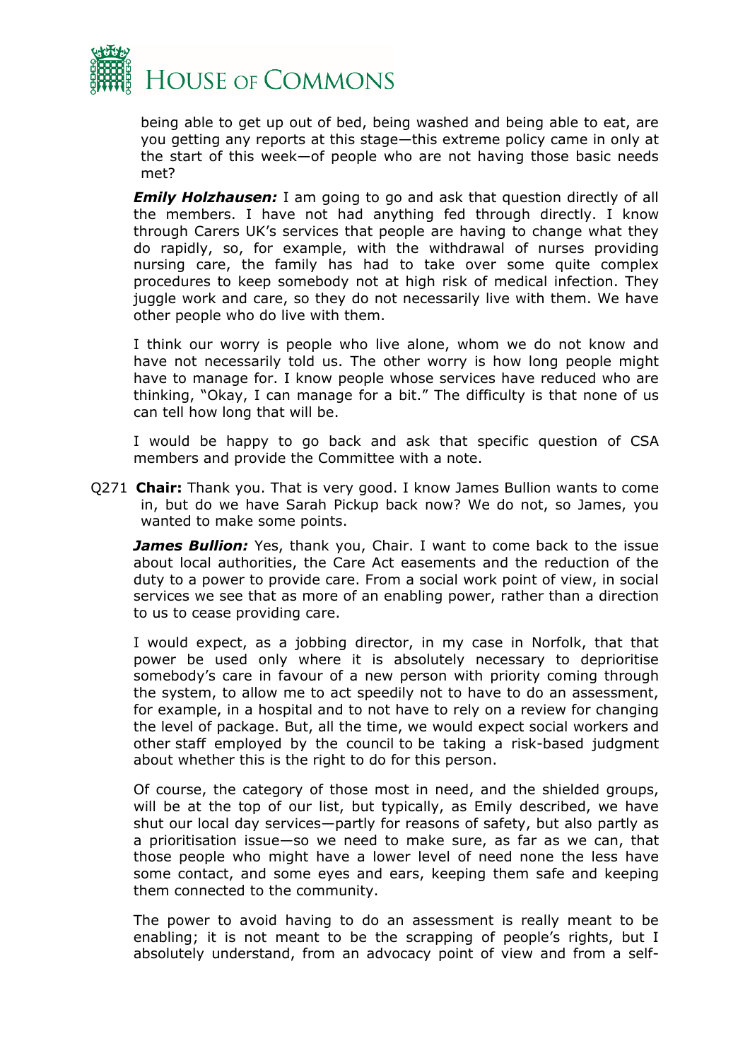being able to get up out of bed, being washed and being able to eat, are you getting any reports at this stage—this extreme policy came in only at the start of this week—of people who are not having those basic needs met?

***Emily Holzhausen:*** I am going to go and ask that question directly of all the members. I have not had anything fed through directly. I know through Carers UK's services that people are having to change what they do rapidly, so, for example, with the withdrawal of nurses providing nursing care, the family has had to take over some quite complex procedures to keep somebody not at high risk of medical infection. They juggle work and care, so they do not necessarily live with them. We have other people who do live with them.

I think our worry is people who live alone, whom we do not know and have not necessarily told us. The other worry is how long people might have to manage for. I know people whose services have reduced who are thinking, "Okay, I can manage for a bit." The difficulty is that none of us can tell how long that will be.

I would be happy to go back and ask that specific question of CSA members and provide the Committee with a note.

Q271 **Chair:** Thank you. That is very good. I know James Bullion wants to come in, but do we have Sarah Pickup back now? We do not, so James, you wanted to make some points.

***James Bullion:*** Yes, thank you, Chair. I want to come back to the issue about local authorities, the Care Act easements and the reduction of the duty to a power to provide care. From a social work point of view, in social services we see that as more of an enabling power, rather than a direction to us to cease providing care.

I would expect, as a jobbing director, in my case in Norfolk, that that power be used only where it is absolutely necessary to deprioritise somebody's care in favour of a new person with priority coming through the system, to allow me to act speedily not to have to do an assessment, for example, in a hospital and to not have to rely on a review for changing the level of package. But, all the time, we would expect social workers and other staff employed by the council to be taking a risk-based judgment about whether this is the right to do for this person.

Of course, the category of those most in need, and the shielded groups, will be at the top of our list, but typically, as Emily described, we have shut our local day services—partly for reasons of safety, but also partly as a prioritisation issue—so we need to make sure, as far as we can, that those people who might have a lower level of need none the less have some contact, and some eyes and ears, keeping them safe and keeping them connected to the community.

The power to avoid having to do an assessment is really meant to be enabling; it is not meant to be the scrapping of people's rights, but I absolutely understand, from an advocacy point of view and from a self-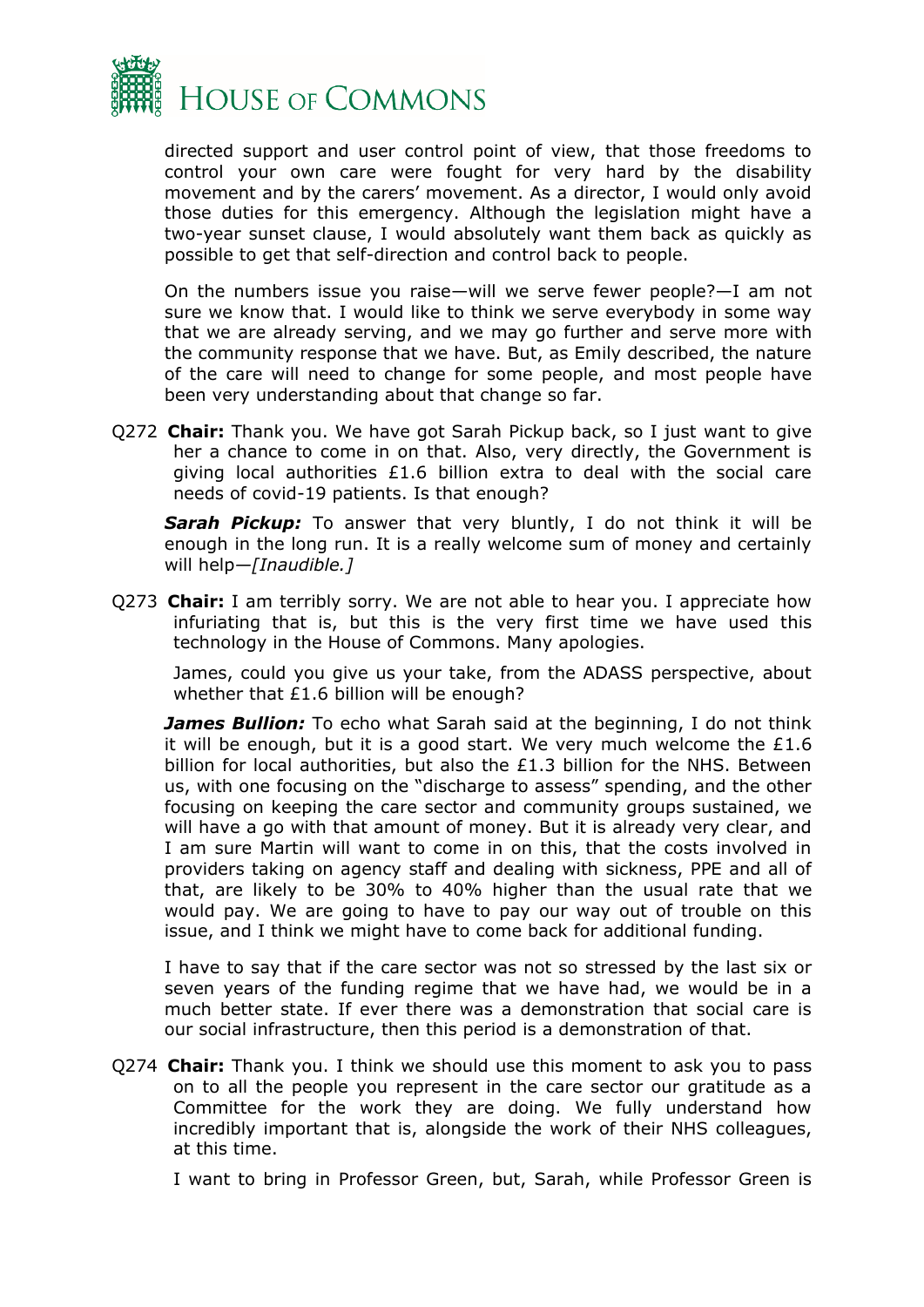directed support and user control point of view, that those freedoms to control your own care were fought for very hard by the disability movement and by the carers' movement. As a director, I would only avoid those duties for this emergency. Although the legislation might have a two-year sunset clause, I would absolutely want them back as quickly as possible to get that self-direction and control back to people.

On the numbers issue you raise—will we serve fewer people?—I am not sure we know that. I would like to think we serve everybody in some way that we are already serving, and we may go further and serve more with the community response that we have. But, as Emily described, the nature of the care will need to change for some people, and most people have been very understanding about that change so far.

Q272 **Chair:** Thank you. We have got Sarah Pickup back, so I just want to give her a chance to come in on that. Also, very directly, the Government is giving local authorities £1.6 billion extra to deal with the social care needs of covid-19 patients. Is that enough?

***Sarah Pickup:*** To answer that very bluntly, I do not think it will be enough in the long run. It is a really welcome sum of money and certainly will help—*[Inaudible.]*

Q273 **Chair:** I am terribly sorry. We are not able to hear you. I appreciate how infuriating that is, but this is the very first time we have used this technology in the House of Commons. Many apologies.

James, could you give us your take, from the ADASS perspective, about whether that £1.6 billion will be enough?

***James Bullion:*** To echo what Sarah said at the beginning, I do not think it will be enough, but it is a good start. We very much welcome the £1.6 billion for local authorities, but also the £1.3 billion for the NHS. Between us, with one focusing on the "discharge to assess" spending, and the other focusing on keeping the care sector and community groups sustained, we will have a go with that amount of money. But it is already very clear, and I am sure Martin will want to come in on this, that the costs involved in providers taking on agency staff and dealing with sickness, PPE and all of that, are likely to be 30% to 40% higher than the usual rate that we would pay. We are going to have to pay our way out of trouble on this issue, and I think we might have to come back for additional funding.

I have to say that if the care sector was not so stressed by the last six or seven years of the funding regime that we have had, we would be in a much better state. If ever there was a demonstration that social care is our social infrastructure, then this period is a demonstration of that.

Q274 **Chair:** Thank you. I think we should use this moment to ask you to pass on to all the people you represent in the care sector our gratitude as a Committee for the work they are doing. We fully understand how incredibly important that is, alongside the work of their NHS colleagues, at this time.

I want to bring in Professor Green, but, Sarah, while Professor Green is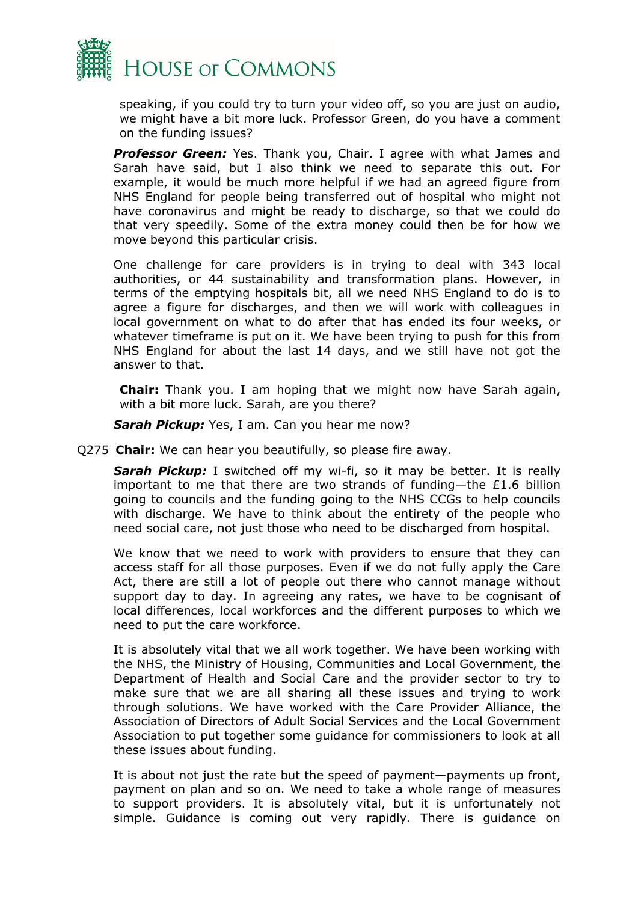speaking, if you could try to turn your video off, so you are just on audio, we might have a bit more luck. Professor Green, do you have a comment on the funding issues?

***Professor Green:*** Yes. Thank you, Chair. I agree with what James and Sarah have said, but I also think we need to separate this out. For example, it would be much more helpful if we had an agreed figure from NHS England for people being transferred out of hospital who might not have coronavirus and might be ready to discharge, so that we could do that very speedily. Some of the extra money could then be for how we move beyond this particular crisis.

One challenge for care providers is in trying to deal with 343 local authorities, or 44 sustainability and transformation plans. However, in terms of the emptying hospitals bit, all we need NHS England to do is to agree a figure for discharges, and then we will work with colleagues in local government on what to do after that has ended its four weeks, or whatever timeframe is put on it. We have been trying to push for this from NHS England for about the last 14 days, and we still have not got the answer to that.

**Chair:** Thank you. I am hoping that we might now have Sarah again, with a bit more luck. Sarah, are you there?

***Sarah Pickup:*** Yes, I am. Can you hear me now?

Q275 **Chair:** We can hear you beautifully, so please fire away.

***Sarah Pickup:*** I switched off my wi-fi, so it may be better. It is really important to me that there are two strands of funding—the £1.6 billion going to councils and the funding going to the NHS CCGs to help councils with discharge. We have to think about the entirety of the people who need social care, not just those who need to be discharged from hospital.

We know that we need to work with providers to ensure that they can access staff for all those purposes. Even if we do not fully apply the Care Act, there are still a lot of people out there who cannot manage without support day to day. In agreeing any rates, we have to be cognisant of local differences, local workforces and the different purposes to which we need to put the care workforce.

It is absolutely vital that we all work together. We have been working with the NHS, the Ministry of Housing, Communities and Local Government, the Department of Health and Social Care and the provider sector to try to make sure that we are all sharing all these issues and trying to work through solutions. We have worked with the Care Provider Alliance, the Association of Directors of Adult Social Services and the Local Government Association to put together some guidance for commissioners to look at all these issues about funding.

It is about not just the rate but the speed of payment—payments up front, payment on plan and so on. We need to take a whole range of measures to support providers. It is absolutely vital, but it is unfortunately not simple. Guidance is coming out very rapidly. There is guidance on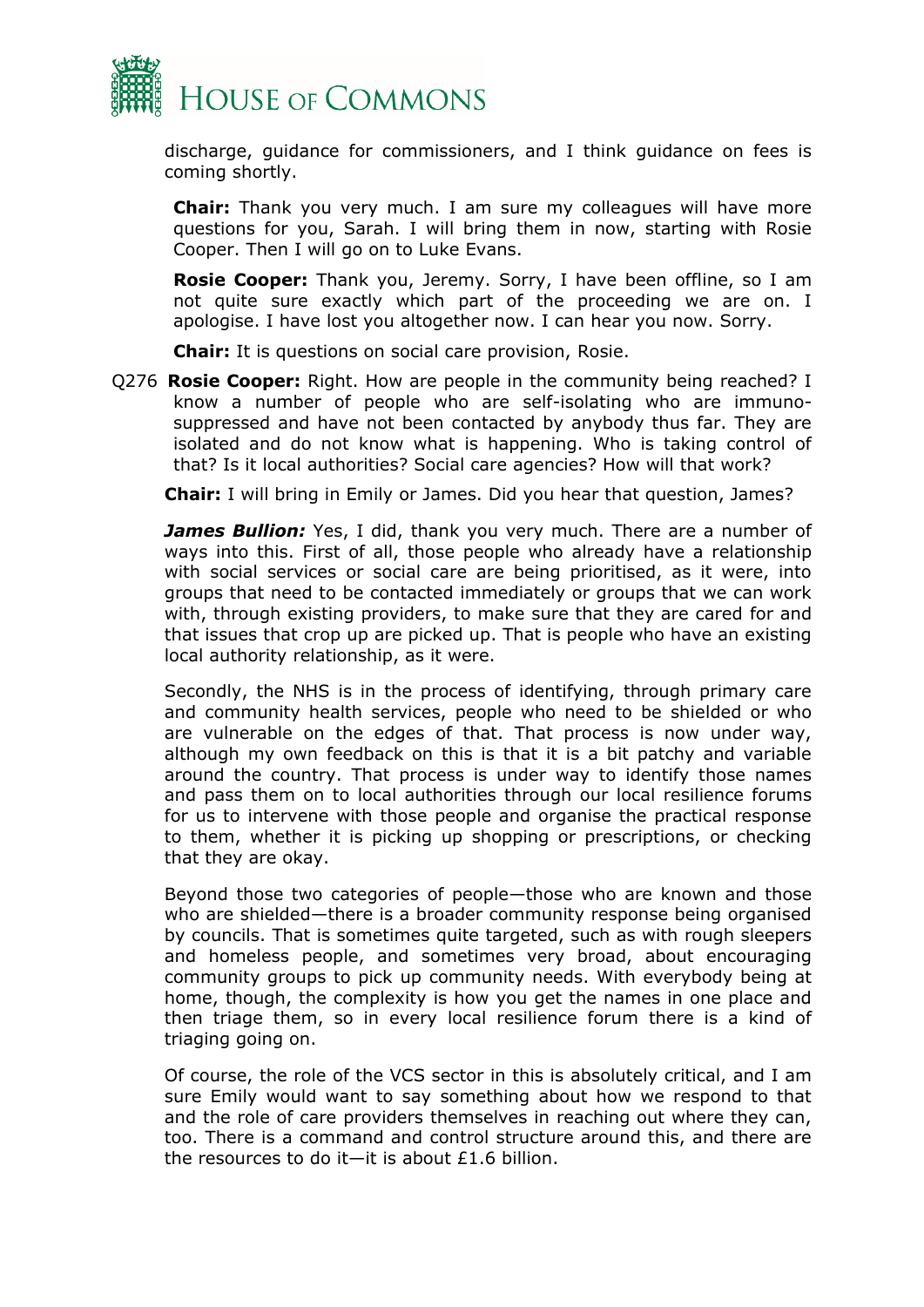discharge, guidance for commissioners, and I think guidance on fees is coming shortly.

**Chair:** Thank you very much. I am sure my colleagues will have more questions for you, Sarah. I will bring them in now, starting with Rosie Cooper. Then I will go on to Luke Evans.

**Rosie Cooper:** Thank you, Jeremy. Sorry, I have been offline, so I am not quite sure exactly which part of the proceeding we are on. I apologise. I have lost you altogether now. I can hear you now. Sorry.

**Chair:** It is questions on social care provision, Rosie.

Q276 **Rosie Cooper:** Right. How are people in the community being reached? I know a number of people who are self-isolating who are immuno-suppressed and have not been contacted by anybody thus far. They are isolated and do not know what is happening. Who is taking control of that? Is it local authorities? Social care agencies? How will that work?

**Chair:** I will bring in Emily or James. Did you hear that question, James?

***James Bullion:*** Yes, I did, thank you very much. There are a number of ways into this. First of all, those people who already have a relationship with social services or social care are being prioritised, as it were, into groups that need to be contacted immediately or groups that we can work with, through existing providers, to make sure that they are cared for and that issues that crop up are picked up. That is people who have an existing local authority relationship, as it were.

Secondly, the NHS is in the process of identifying, through primary care and community health services, people who need to be shielded or who are vulnerable on the edges of that. That process is now under way, although my own feedback on this is that it is a bit patchy and variable around the country. That process is under way to identify those names and pass them on to local authorities through our local resilience forums for us to intervene with those people and organise the practical response to them, whether it is picking up shopping or prescriptions, or checking that they are okay.

Beyond those two categories of people—those who are known and those who are shielded—there is a broader community response being organised by councils. That is sometimes quite targeted, such as with rough sleepers and homeless people, and sometimes very broad, about encouraging community groups to pick up community needs. With everybody being at home, though, the complexity is how you get the names in one place and then triage them, so in every local resilience forum there is a kind of triaging going on.

Of course, the role of the VCS sector in this is absolutely critical, and I am sure Emily would want to say something about how we respond to that and the role of care providers themselves in reaching out where they can, too. There is a command and control structure around this, and there are the resources to do it—it is about £1.6 billion.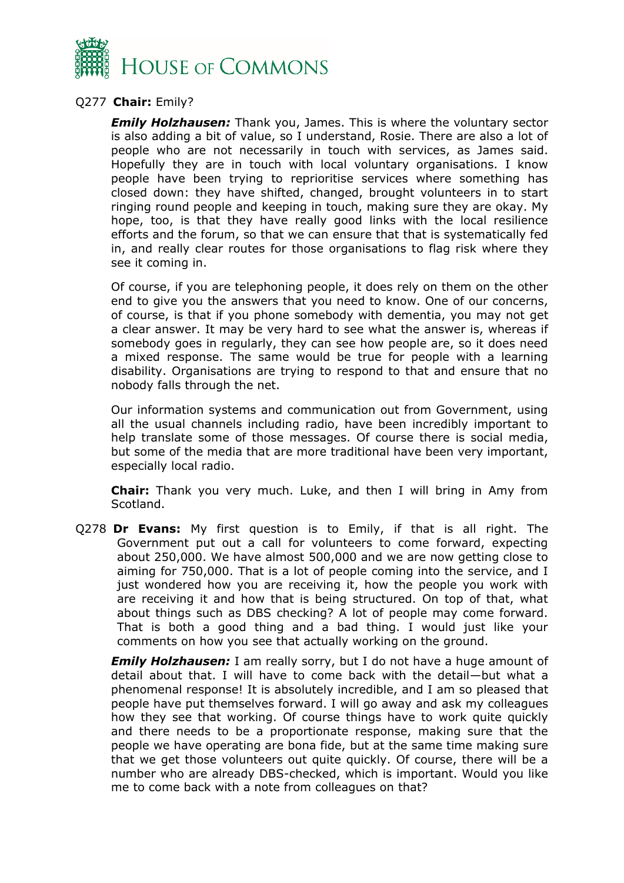Q277 **Chair:** Emily?

***Emily Holzhausen:*** Thank you, James. This is where the voluntary sector is also adding a bit of value, so I understand, Rosie. There are also a lot of people who are not necessarily in touch with services, as James said. Hopefully they are in touch with local voluntary organisations. I know people have been trying to reprioritise services where something has closed down: they have shifted, changed, brought volunteers in to start ringing round people and keeping in touch, making sure they are okay. My hope, too, is that they have really good links with the local resilience efforts and the forum, so that we can ensure that that is systematically fed in, and really clear routes for those organisations to flag risk where they see it coming in.

Of course, if you are telephoning people, it does rely on them on the other end to give you the answers that you need to know. One of our concerns, of course, is that if you phone somebody with dementia, you may not get a clear answer. It may be very hard to see what the answer is, whereas if somebody goes in regularly, they can see how people are, so it does need a mixed response. The same would be true for people with a learning disability. Organisations are trying to respond to that and ensure that no nobody falls through the net.

Our information systems and communication out from Government, using all the usual channels including radio, have been incredibly important to help translate some of those messages. Of course there is social media, but some of the media that are more traditional have been very important, especially local radio.

**Chair:** Thank you very much. Luke, and then I will bring in Amy from Scotland.

Q278 **Dr Evans:** My first question is to Emily, if that is all right. The Government put out a call for volunteers to come forward, expecting about 250,000. We have almost 500,000 and we are now getting close to aiming for 750,000. That is a lot of people coming into the service, and I just wondered how you are receiving it, how the people you work with are receiving it and how that is being structured. On top of that, what about things such as DBS checking? A lot of people may come forward. That is both a good thing and a bad thing. I would just like your comments on how you see that actually working on the ground.

***Emily Holzhausen:*** I am really sorry, but I do not have a huge amount of detail about that. I will have to come back with the detail—but what a phenomenal response! It is absolutely incredible, and I am so pleased that people have put themselves forward. I will go away and ask my colleagues how they see that working. Of course things have to work quite quickly and there needs to be a proportionate response, making sure that the people we have operating are bona fide, but at the same time making sure that we get those volunteers out quite quickly. Of course, there will be a number who are already DBS-checked, which is important. Would you like me to come back with a note from colleagues on that?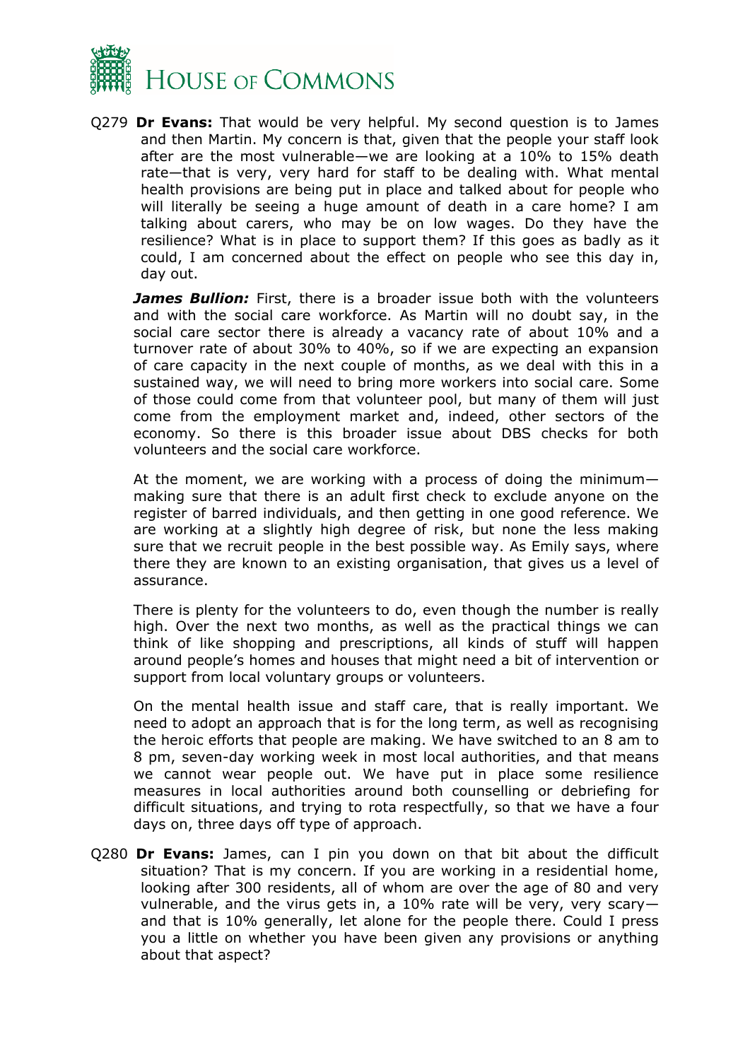Q279 **Dr Evans:** That would be very helpful. My second question is to James and then Martin. My concern is that, given that the people your staff look after are the most vulnerable—we are looking at a 10% to 15% death rate—that is very, very hard for staff to be dealing with. What mental health provisions are being put in place and talked about for people who will literally be seeing a huge amount of death in a care home? I am talking about carers, who may be on low wages. Do they have the resilience? What is in place to support them? If this goes as badly as it could, I am concerned about the effect on people who see this day in, day out.

***James Bullion:*** First, there is a broader issue both with the volunteers and with the social care workforce. As Martin will no doubt say, in the social care sector there is already a vacancy rate of about 10% and a turnover rate of about 30% to 40%, so if we are expecting an expansion of care capacity in the next couple of months, as we deal with this in a sustained way, we will need to bring more workers into social care. Some of those could come from that volunteer pool, but many of them will just come from the employment market and, indeed, other sectors of the economy. So there is this broader issue about DBS checks for both volunteers and the social care workforce.

At the moment, we are working with a process of doing the minimum—making sure that there is an adult first check to exclude anyone on the register of barred individuals, and then getting in one good reference. We are working at a slightly high degree of risk, but none the less making sure that we recruit people in the best possible way. As Emily says, where there they are known to an existing organisation, that gives us a level of assurance.

There is plenty for the volunteers to do, even though the number is really high. Over the next two months, as well as the practical things we can think of like shopping and prescriptions, all kinds of stuff will happen around people's homes and houses that might need a bit of intervention or support from local voluntary groups or volunteers.

On the mental health issue and staff care, that is really important. We need to adopt an approach that is for the long term, as well as recognising the heroic efforts that people are making. We have switched to an 8 am to 8 pm, seven-day working week in most local authorities, and that means we cannot wear people out. We have put in place some resilience measures in local authorities around both counselling or debriefing for difficult situations, and trying to rota respectfully, so that we have a four days on, three days off type of approach.

Q280 **Dr Evans:** James, can I pin you down on that bit about the difficult situation? That is my concern. If you are working in a residential home, looking after 300 residents, all of whom are over the age of 80 and very vulnerable, and the virus gets in, a 10% rate will be very, very scary—and that is 10% generally, let alone for the people there. Could I press you a little on whether you have been given any provisions or anything about that aspect?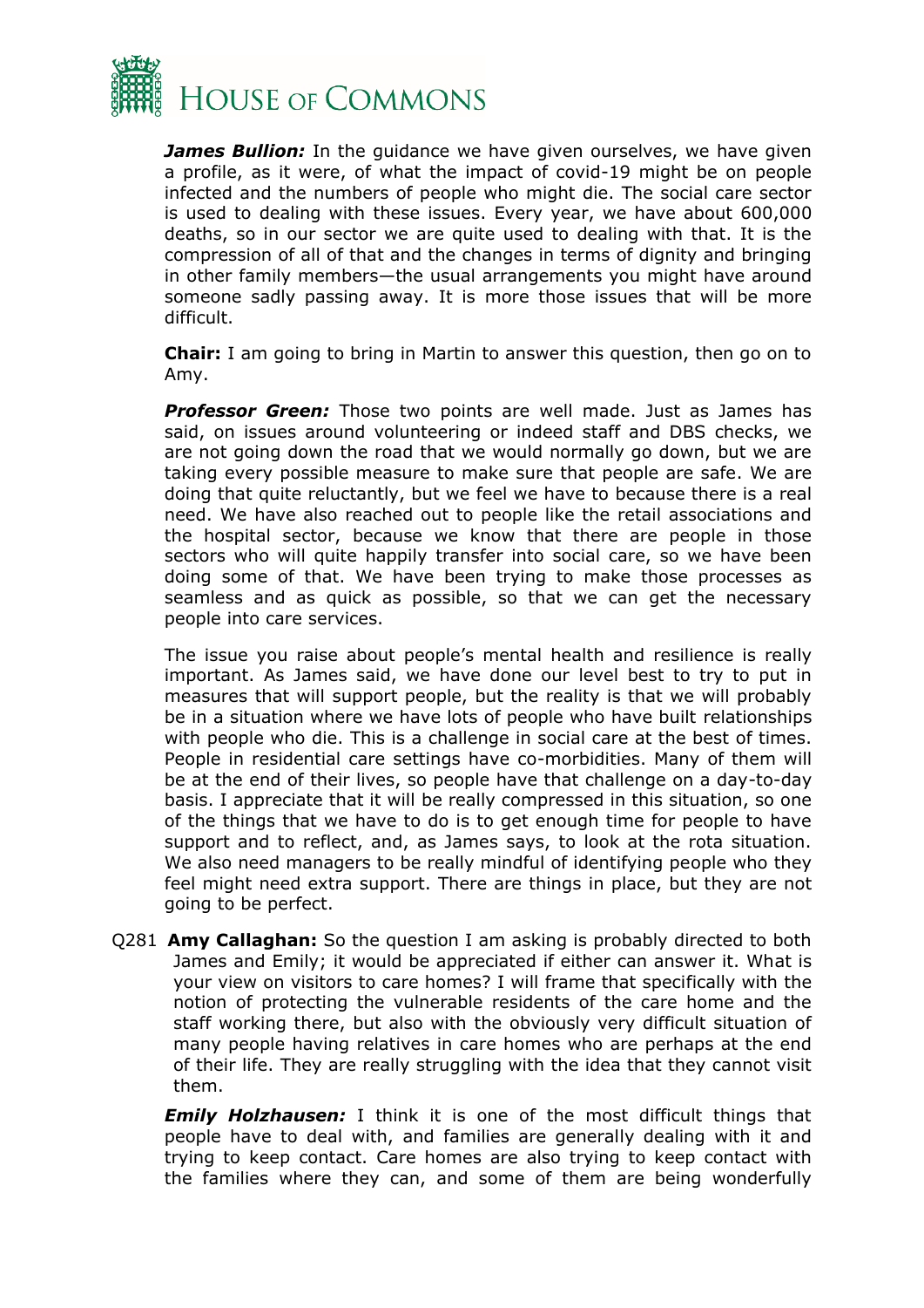***James Bullion:*** In the guidance we have given ourselves, we have given a profile, as it were, of what the impact of covid-19 might be on people infected and the numbers of people who might die. The social care sector is used to dealing with these issues. Every year, we have about 600,000 deaths, so in our sector we are quite used to dealing with that. It is the compression of all of that and the changes in terms of dignity and bringing in other family members—the usual arrangements you might have around someone sadly passing away. It is more those issues that will be more difficult.

**Chair:** I am going to bring in Martin to answer this question, then go on to Amy.

***Professor Green:*** Those two points are well made. Just as James has said, on issues around volunteering or indeed staff and DBS checks, we are not going down the road that we would normally go down, but we are taking every possible measure to make sure that people are safe. We are doing that quite reluctantly, but we feel we have to because there is a real need. We have also reached out to people like the retail associations and the hospital sector, because we know that there are people in those sectors who will quite happily transfer into social care, so we have been doing some of that. We have been trying to make those processes as seamless and as quick as possible, so that we can get the necessary people into care services.

The issue you raise about people's mental health and resilience is really important. As James said, we have done our level best to try to put in measures that will support people, but the reality is that we will probably be in a situation where we have lots of people who have built relationships with people who die. This is a challenge in social care at the best of times. People in residential care settings have co-morbidities. Many of them will be at the end of their lives, so people have that challenge on a day-to-day basis. I appreciate that it will be really compressed in this situation, so one of the things that we have to do is to get enough time for people to have support and to reflect, and, as James says, to look at the rota situation. We also need managers to be really mindful of identifying people who they feel might need extra support. There are things in place, but they are not going to be perfect.

Q281 **Amy Callaghan:** So the question I am asking is probably directed to both James and Emily; it would be appreciated if either can answer it. What is your view on visitors to care homes? I will frame that specifically with the notion of protecting the vulnerable residents of the care home and the staff working there, but also with the obviously very difficult situation of many people having relatives in care homes who are perhaps at the end of their life. They are really struggling with the idea that they cannot visit them.

***Emily Holzhausen:*** I think it is one of the most difficult things that people have to deal with, and families are generally dealing with it and trying to keep contact. Care homes are also trying to keep contact with the families where they can, and some of them are being wonderfully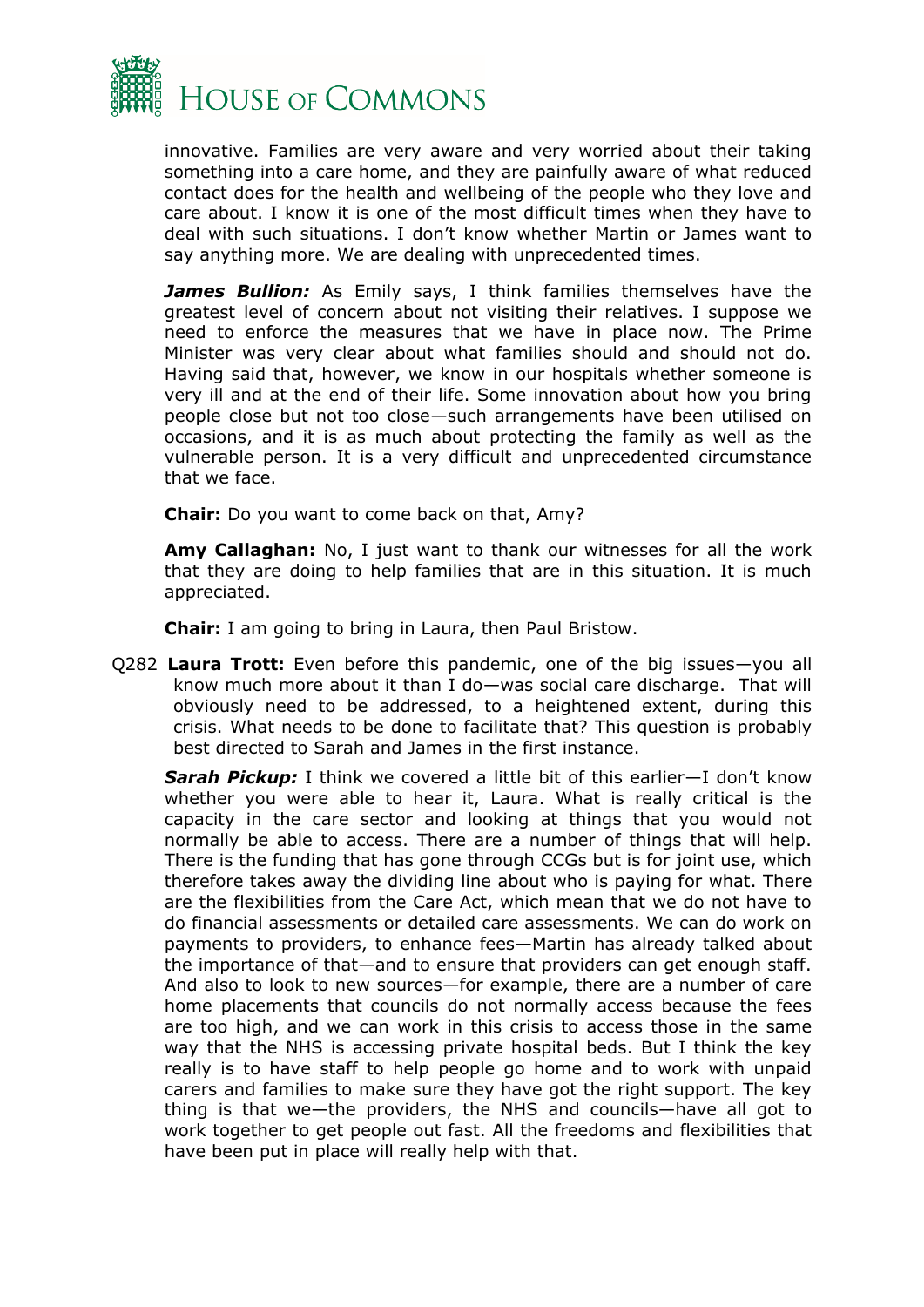innovative. Families are very aware and very worried about their taking something into a care home, and they are painfully aware of what reduced contact does for the health and wellbeing of the people who they love and care about. I know it is one of the most difficult times when they have to deal with such situations. I don't know whether Martin or James want to say anything more. We are dealing with unprecedented times.

***James Bullion:*** As Emily says, I think families themselves have the greatest level of concern about not visiting their relatives. I suppose we need to enforce the measures that we have in place now. The Prime Minister was very clear about what families should and should not do. Having said that, however, we know in our hospitals whether someone is very ill and at the end of their life. Some innovation about how you bring people close but not too close—such arrangements have been utilised on occasions, and it is as much about protecting the family as well as the vulnerable person. It is a very difficult and unprecedented circumstance that we face.

**Chair:** Do you want to come back on that, Amy?

**Amy Callaghan:** No, I just want to thank our witnesses for all the work that they are doing to help families that are in this situation. It is much appreciated.

**Chair:** I am going to bring in Laura, then Paul Bristow.

Q282 **Laura Trott:** Even before this pandemic, one of the big issues—you all know much more about it than I do—was social care discharge. That will obviously need to be addressed, to a heightened extent, during this crisis. What needs to be done to facilitate that? This question is probably best directed to Sarah and James in the first instance.

***Sarah Pickup:*** I think we covered a little bit of this earlier—I don't know whether you were able to hear it, Laura. What is really critical is the capacity in the care sector and looking at things that you would not normally be able to access. There are a number of things that will help. There is the funding that has gone through CCGs but is for joint use, which therefore takes away the dividing line about who is paying for what. There are the flexibilities from the Care Act, which mean that we do not have to do financial assessments or detailed care assessments. We can do work on payments to providers, to enhance fees—Martin has already talked about the importance of that—and to ensure that providers can get enough staff. And also to look to new sources—for example, there are a number of care home placements that councils do not normally access because the fees are too high, and we can work in this crisis to access those in the same way that the NHS is accessing private hospital beds. But I think the key really is to have staff to help people go home and to work with unpaid carers and families to make sure they have got the right support. The key thing is that we—the providers, the NHS and councils—have all got to work together to get people out fast. All the freedoms and flexibilities that have been put in place will really help with that.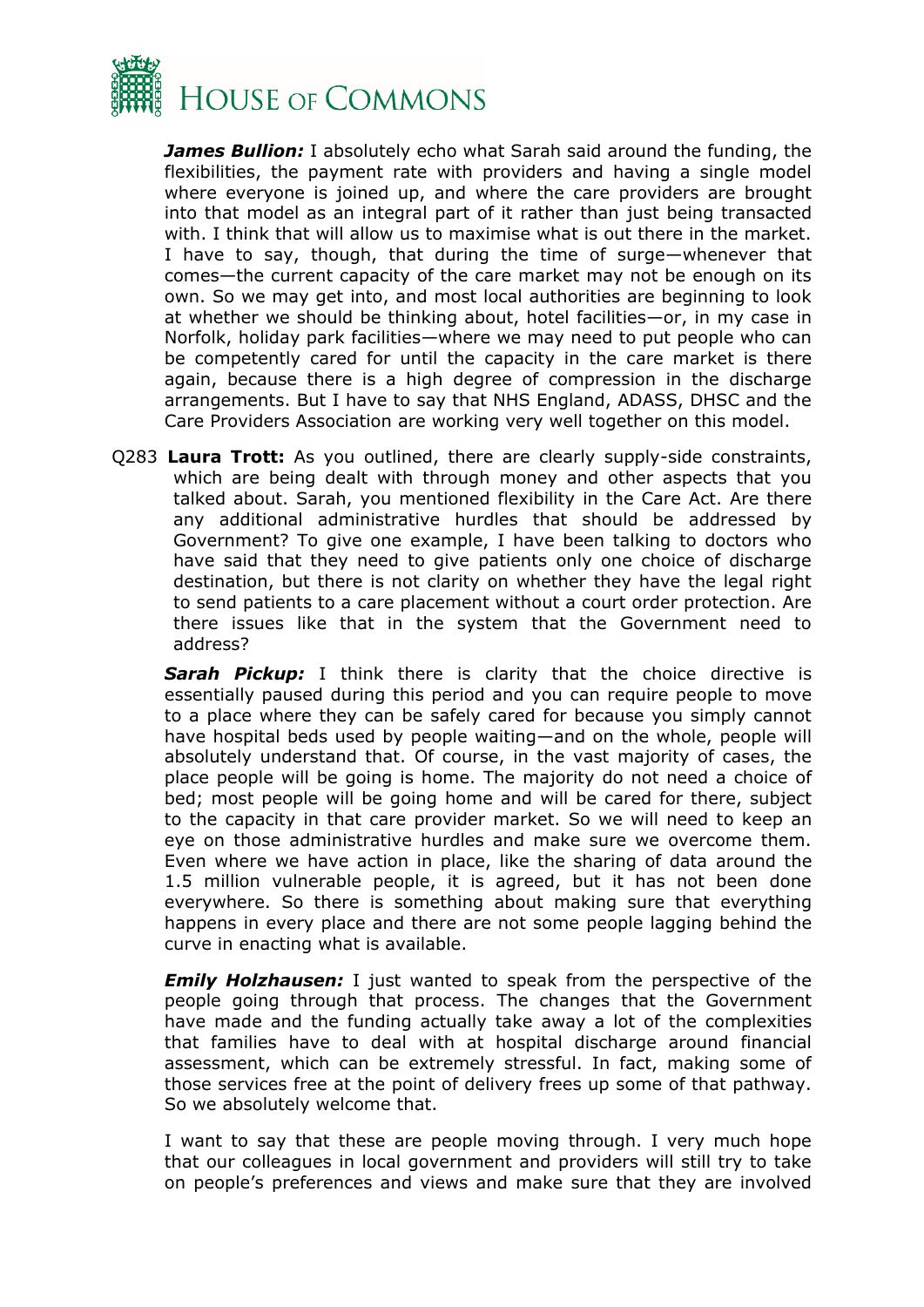***James Bullion:*** I absolutely echo what Sarah said around the funding, the flexibilities, the payment rate with providers and having a single model where everyone is joined up, and where the care providers are brought into that model as an integral part of it rather than just being transacted with. I think that will allow us to maximise what is out there in the market. I have to say, though, that during the time of surge—whenever that comes—the current capacity of the care market may not be enough on its own. So we may get into, and most local authorities are beginning to look at whether we should be thinking about, hotel facilities—or, in my case in Norfolk, holiday park facilities—where we may need to put people who can be competently cared for until the capacity in the care market is there again, because there is a high degree of compression in the discharge arrangements. But I have to say that NHS England, ADASS, DHSC and the Care Providers Association are working very well together on this model.

Q283 **Laura Trott:** As you outlined, there are clearly supply-side constraints, which are being dealt with through money and other aspects that you talked about. Sarah, you mentioned flexibility in the Care Act. Are there any additional administrative hurdles that should be addressed by Government? To give one example, I have been talking to doctors who have said that they need to give patients only one choice of discharge destination, but there is not clarity on whether they have the legal right to send patients to a care placement without a court order protection. Are there issues like that in the system that the Government need to address?

***Sarah Pickup:*** I think there is clarity that the choice directive is essentially paused during this period and you can require people to move to a place where they can be safely cared for because you simply cannot have hospital beds used by people waiting—and on the whole, people will absolutely understand that. Of course, in the vast majority of cases, the place people will be going is home. The majority do not need a choice of bed; most people will be going home and will be cared for there, subject to the capacity in that care provider market. So we will need to keep an eye on those administrative hurdles and make sure we overcome them. Even where we have action in place, like the sharing of data around the 1.5 million vulnerable people, it is agreed, but it has not been done everywhere. So there is something about making sure that everything happens in every place and there are not some people lagging behind the curve in enacting what is available.

***Emily Holzhausen:*** I just wanted to speak from the perspective of the people going through that process. The changes that the Government have made and the funding actually take away a lot of the complexities that families have to deal with at hospital discharge around financial assessment, which can be extremely stressful. In fact, making some of those services free at the point of delivery frees up some of that pathway. So we absolutely welcome that.

I want to say that these are people moving through. I very much hope that our colleagues in local government and providers will still try to take on people's preferences and views and make sure that they are involved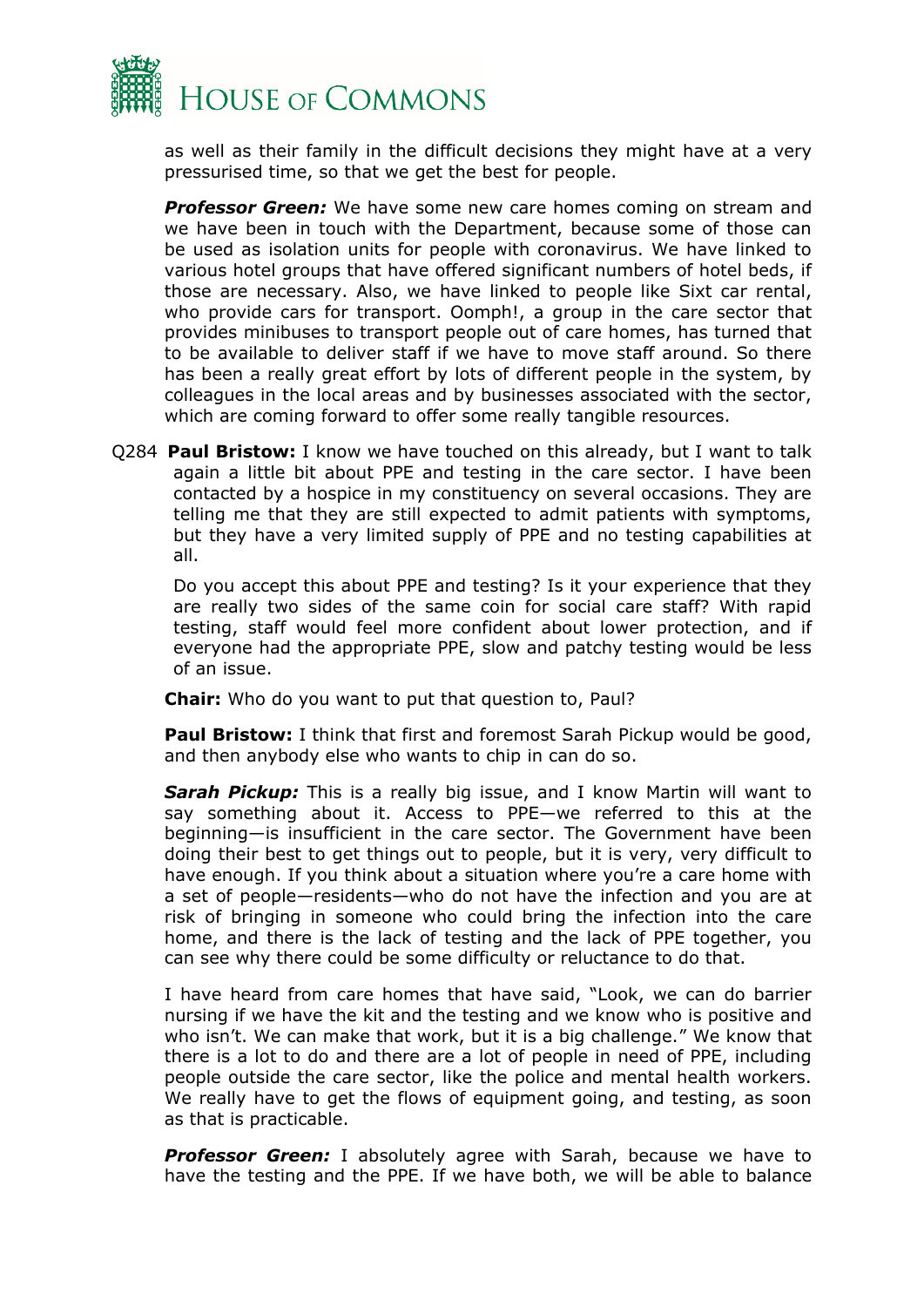as well as their family in the difficult decisions they might have at a very pressurised time, so that we get the best for people.

***Professor Green:*** We have some new care homes coming on stream and we have been in touch with the Department, because some of those can be used as isolation units for people with coronavirus. We have linked to various hotel groups that have offered significant numbers of hotel beds, if those are necessary. Also, we have linked to people like Sixt car rental, who provide cars for transport. Oomph!, a group in the care sector that provides minibuses to transport people out of care homes, has turned that to be available to deliver staff if we have to move staff around. So there has been a really great effort by lots of different people in the system, by colleagues in the local areas and by businesses associated with the sector, which are coming forward to offer some really tangible resources.

Q284 **Paul Bristow:** I know we have touched on this already, but I want to talk again a little bit about PPE and testing in the care sector. I have been contacted by a hospice in my constituency on several occasions. They are telling me that they are still expected to admit patients with symptoms, but they have a very limited supply of PPE and no testing capabilities at all.

Do you accept this about PPE and testing? Is it your experience that they are really two sides of the same coin for social care staff? With rapid testing, staff would feel more confident about lower protection, and if everyone had the appropriate PPE, slow and patchy testing would be less of an issue.

**Chair:** Who do you want to put that question to, Paul?

**Paul Bristow:** I think that first and foremost Sarah Pickup would be good, and then anybody else who wants to chip in can do so.

***Sarah Pickup:*** This is a really big issue, and I know Martin will want to say something about it. Access to PPE—we referred to this at the beginning—is insufficient in the care sector. The Government have been doing their best to get things out to people, but it is very, very difficult to have enough. If you think about a situation where you're a care home with a set of people—residents—who do not have the infection and you are at risk of bringing in someone who could bring the infection into the care home, and there is the lack of testing and the lack of PPE together, you can see why there could be some difficulty or reluctance to do that.

I have heard from care homes that have said, "Look, we can do barrier nursing if we have the kit and the testing and we know who is positive and who isn't. We can make that work, but it is a big challenge." We know that there is a lot to do and there are a lot of people in need of PPE, including people outside the care sector, like the police and mental health workers. We really have to get the flows of equipment going, and testing, as soon as that is practicable.

***Professor Green:*** I absolutely agree with Sarah, because we have to have the testing and the PPE. If we have both, we will be able to balance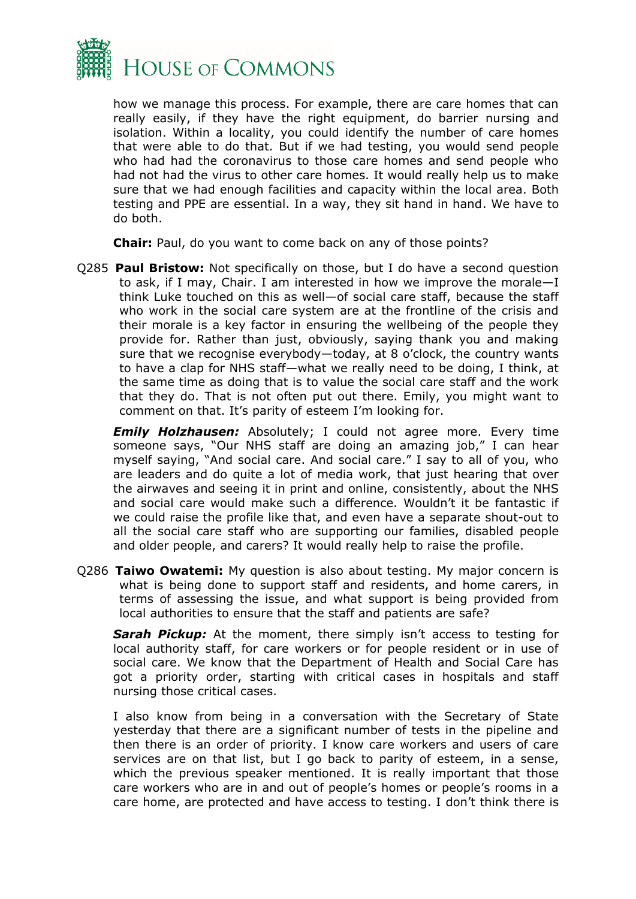how we manage this process. For example, there are care homes that can really easily, if they have the right equipment, do barrier nursing and isolation. Within a locality, you could identify the number of care homes that were able to do that. But if we had testing, you would send people who had had the coronavirus to those care homes and send people who had not had the virus to other care homes. It would really help us to make sure that we had enough facilities and capacity within the local area. Both testing and PPE are essential. In a way, they sit hand in hand. We have to do both.

**Chair:** Paul, do you want to come back on any of those points?

Q285 **Paul Bristow:** Not specifically on those, but I do have a second question to ask, if I may, Chair. I am interested in how we improve the morale—I think Luke touched on this as well—of social care staff, because the staff who work in the social care system are at the frontline of the crisis and their morale is a key factor in ensuring the wellbeing of the people they provide for. Rather than just, obviously, saying thank you and making sure that we recognise everybody—today, at 8 o'clock, the country wants to have a clap for NHS staff—what we really need to be doing, I think, at the same time as doing that is to value the social care staff and the work that they do. That is not often put out there. Emily, you might want to comment on that. It's parity of esteem I'm looking for.

***Emily Holzhausen:*** Absolutely; I could not agree more. Every time someone says, "Our NHS staff are doing an amazing job," I can hear myself saying, "And social care. And social care." I say to all of you, who are leaders and do quite a lot of media work, that just hearing that over the airwaves and seeing it in print and online, consistently, about the NHS and social care would make such a difference. Wouldn't it be fantastic if we could raise the profile like that, and even have a separate shout-out to all the social care staff who are supporting our families, disabled people and older people, and carers? It would really help to raise the profile.

Q286 **Taiwo Owatemi:** My question is also about testing. My major concern is what is being done to support staff and residents, and home carers, in terms of assessing the issue, and what support is being provided from local authorities to ensure that the staff and patients are safe?

***Sarah Pickup:*** At the moment, there simply isn't access to testing for local authority staff, for care workers or for people resident or in use of social care. We know that the Department of Health and Social Care has got a priority order, starting with critical cases in hospitals and staff nursing those critical cases.

I also know from being in a conversation with the Secretary of State yesterday that there are a significant number of tests in the pipeline and then there is an order of priority. I know care workers and users of care services are on that list, but I go back to parity of esteem, in a sense, which the previous speaker mentioned. It is really important that those care workers who are in and out of people's homes or people's rooms in a care home, are protected and have access to testing. I don't think there is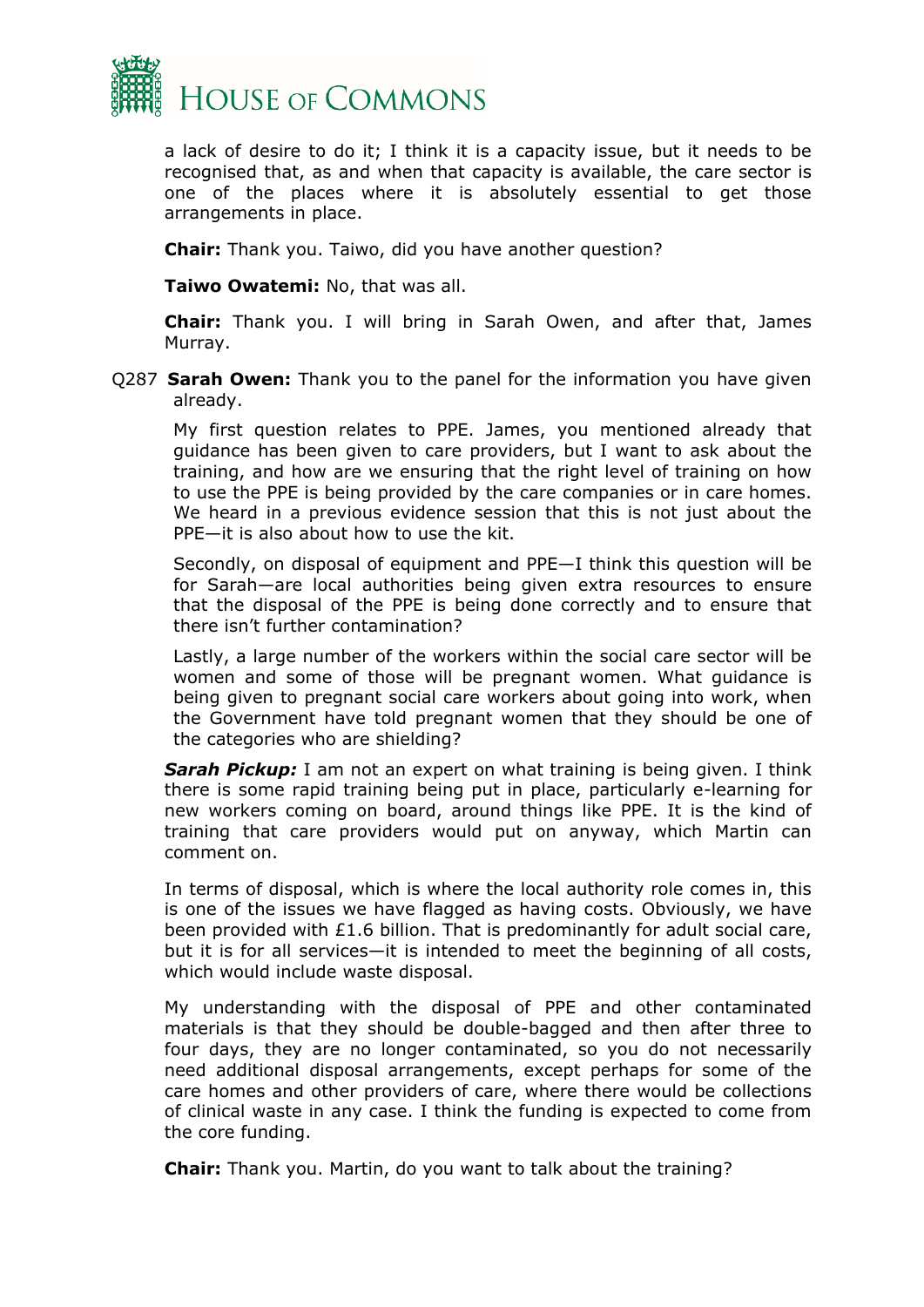a lack of desire to do it; I think it is a capacity issue, but it needs to be recognised that, as and when that capacity is available, the care sector is one of the places where it is absolutely essential to get those arrangements in place.

**Chair:** Thank you. Taiwo, did you have another question?

**Taiwo Owatemi:** No, that was all.

**Chair:** Thank you. I will bring in Sarah Owen, and after that, James Murray.

Q287 **Sarah Owen:** Thank you to the panel for the information you have given already.

My first question relates to PPE. James, you mentioned already that guidance has been given to care providers, but I want to ask about the training, and how are we ensuring that the right level of training on how to use the PPE is being provided by the care companies or in care homes. We heard in a previous evidence session that this is not just about the PPE—it is also about how to use the kit.

Secondly, on disposal of equipment and PPE—I think this question will be for Sarah—are local authorities being given extra resources to ensure that the disposal of the PPE is being done correctly and to ensure that there isn't further contamination?

Lastly, a large number of the workers within the social care sector will be women and some of those will be pregnant women. What guidance is being given to pregnant social care workers about going into work, when the Government have told pregnant women that they should be one of the categories who are shielding?

***Sarah Pickup:*** I am not an expert on what training is being given. I think there is some rapid training being put in place, particularly e-learning for new workers coming on board, around things like PPE. It is the kind of training that care providers would put on anyway, which Martin can comment on.

In terms of disposal, which is where the local authority role comes in, this is one of the issues we have flagged as having costs. Obviously, we have been provided with £1.6 billion. That is predominantly for adult social care, but it is for all services—it is intended to meet the beginning of all costs, which would include waste disposal.

My understanding with the disposal of PPE and other contaminated materials is that they should be double-bagged and then after three to four days, they are no longer contaminated, so you do not necessarily need additional disposal arrangements, except perhaps for some of the care homes and other providers of care, where there would be collections of clinical waste in any case. I think the funding is expected to come from the core funding.

**Chair:** Thank you. Martin, do you want to talk about the training?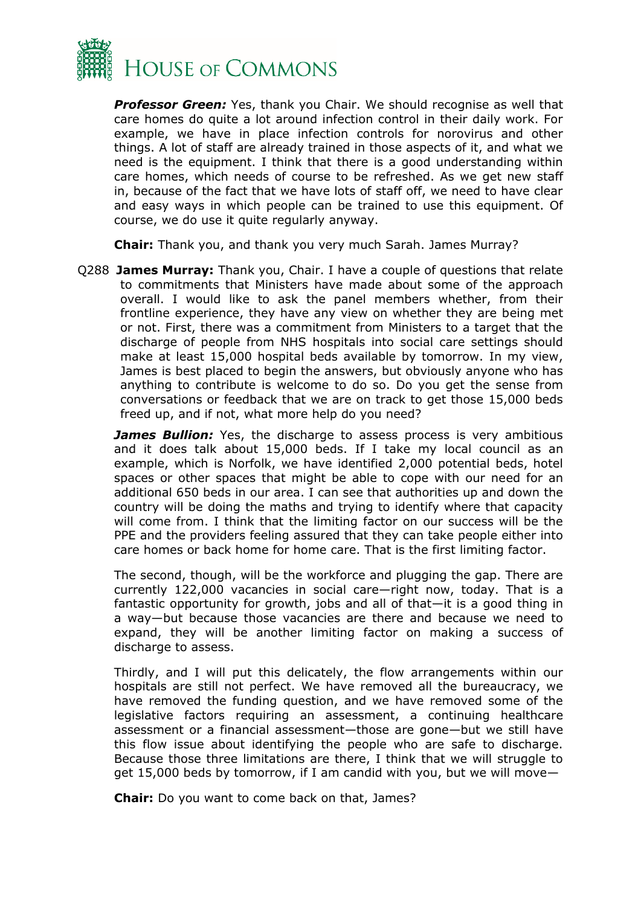***Professor Green:*** Yes, thank you Chair. We should recognise as well that care homes do quite a lot around infection control in their daily work. For example, we have in place infection controls for norovirus and other things. A lot of staff are already trained in those aspects of it, and what we need is the equipment. I think that there is a good understanding within care homes, which needs of course to be refreshed. As we get new staff in, because of the fact that we have lots of staff off, we need to have clear and easy ways in which people can be trained to use this equipment. Of course, we do use it quite regularly anyway.

**Chair:** Thank you, and thank you very much Sarah. James Murray?

Q288 **James Murray:** Thank you, Chair. I have a couple of questions that relate to commitments that Ministers have made about some of the approach overall. I would like to ask the panel members whether, from their frontline experience, they have any view on whether they are being met or not. First, there was a commitment from Ministers to a target that the discharge of people from NHS hospitals into social care settings should make at least 15,000 hospital beds available by tomorrow. In my view, James is best placed to begin the answers, but obviously anyone who has anything to contribute is welcome to do so. Do you get the sense from conversations or feedback that we are on track to get those 15,000 beds freed up, and if not, what more help do you need?

***James Bullion:*** Yes, the discharge to assess process is very ambitious and it does talk about 15,000 beds. If I take my local council as an example, which is Norfolk, we have identified 2,000 potential beds, hotel spaces or other spaces that might be able to cope with our need for an additional 650 beds in our area. I can see that authorities up and down the country will be doing the maths and trying to identify where that capacity will come from. I think that the limiting factor on our success will be the PPE and the providers feeling assured that they can take people either into care homes or back home for home care. That is the first limiting factor.

The second, though, will be the workforce and plugging the gap. There are currently 122,000 vacancies in social care—right now, today. That is a fantastic opportunity for growth, jobs and all of that—it is a good thing in a way—but because those vacancies are there and because we need to expand, they will be another limiting factor on making a success of discharge to assess.

Thirdly, and I will put this delicately, the flow arrangements within our hospitals are still not perfect. We have removed all the bureaucracy, we have removed the funding question, and we have removed some of the legislative factors requiring an assessment, a continuing healthcare assessment or a financial assessment—those are gone—but we still have this flow issue about identifying the people who are safe to discharge. Because those three limitations are there, I think that we will struggle to get 15,000 beds by tomorrow, if I am candid with you, but we will move—

**Chair:** Do you want to come back on that, James?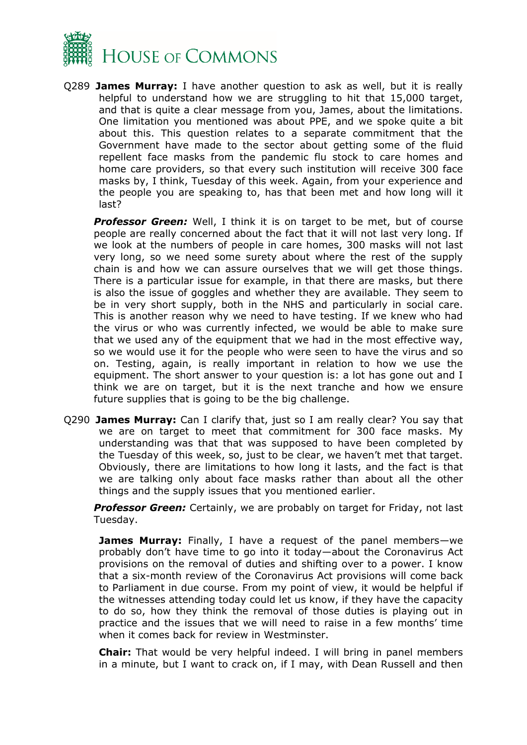Q289 **James Murray:** I have another question to ask as well, but it is really helpful to understand how we are struggling to hit that 15,000 target, and that is quite a clear message from you, James, about the limitations. One limitation you mentioned was about PPE, and we spoke quite a bit about this. This question relates to a separate commitment that the Government have made to the sector about getting some of the fluid repellent face masks from the pandemic flu stock to care homes and home care providers, so that every such institution will receive 300 face masks by, I think, Tuesday of this week. Again, from your experience and the people you are speaking to, has that been met and how long will it last?

***Professor Green:*** Well, I think it is on target to be met, but of course people are really concerned about the fact that it will not last very long. If we look at the numbers of people in care homes, 300 masks will not last very long, so we need some surety about where the rest of the supply chain is and how we can assure ourselves that we will get those things. There is a particular issue for example, in that there are masks, but there is also the issue of goggles and whether they are available. They seem to be in very short supply, both in the NHS and particularly in social care. This is another reason why we need to have testing. If we knew who had the virus or who was currently infected, we would be able to make sure that we used any of the equipment that we had in the most effective way, so we would use it for the people who were seen to have the virus and so on. Testing, again, is really important in relation to how we use the equipment. The short answer to your question is: a lot has gone out and I think we are on target, but it is the next tranche and how we ensure future supplies that is going to be the big challenge.

Q290 **James Murray:** Can I clarify that, just so I am really clear? You say that we are on target to meet that commitment for 300 face masks. My understanding was that that was supposed to have been completed by the Tuesday of this week, so, just to be clear, we haven't met that target. Obviously, there are limitations to how long it lasts, and the fact is that we are talking only about face masks rather than about all the other things and the supply issues that you mentioned earlier.

***Professor Green:*** Certainly, we are probably on target for Friday, not last Tuesday.

**James Murray:** Finally, I have a request of the panel members—we probably don't have time to go into it today—about the Coronavirus Act provisions on the removal of duties and shifting over to a power. I know that a six-month review of the Coronavirus Act provisions will come back to Parliament in due course. From my point of view, it would be helpful if the witnesses attending today could let us know, if they have the capacity to do so, how they think the removal of those duties is playing out in practice and the issues that we will need to raise in a few months' time when it comes back for review in Westminster.

**Chair:** That would be very helpful indeed. I will bring in panel members in a minute, but I want to crack on, if I may, with Dean Russell and then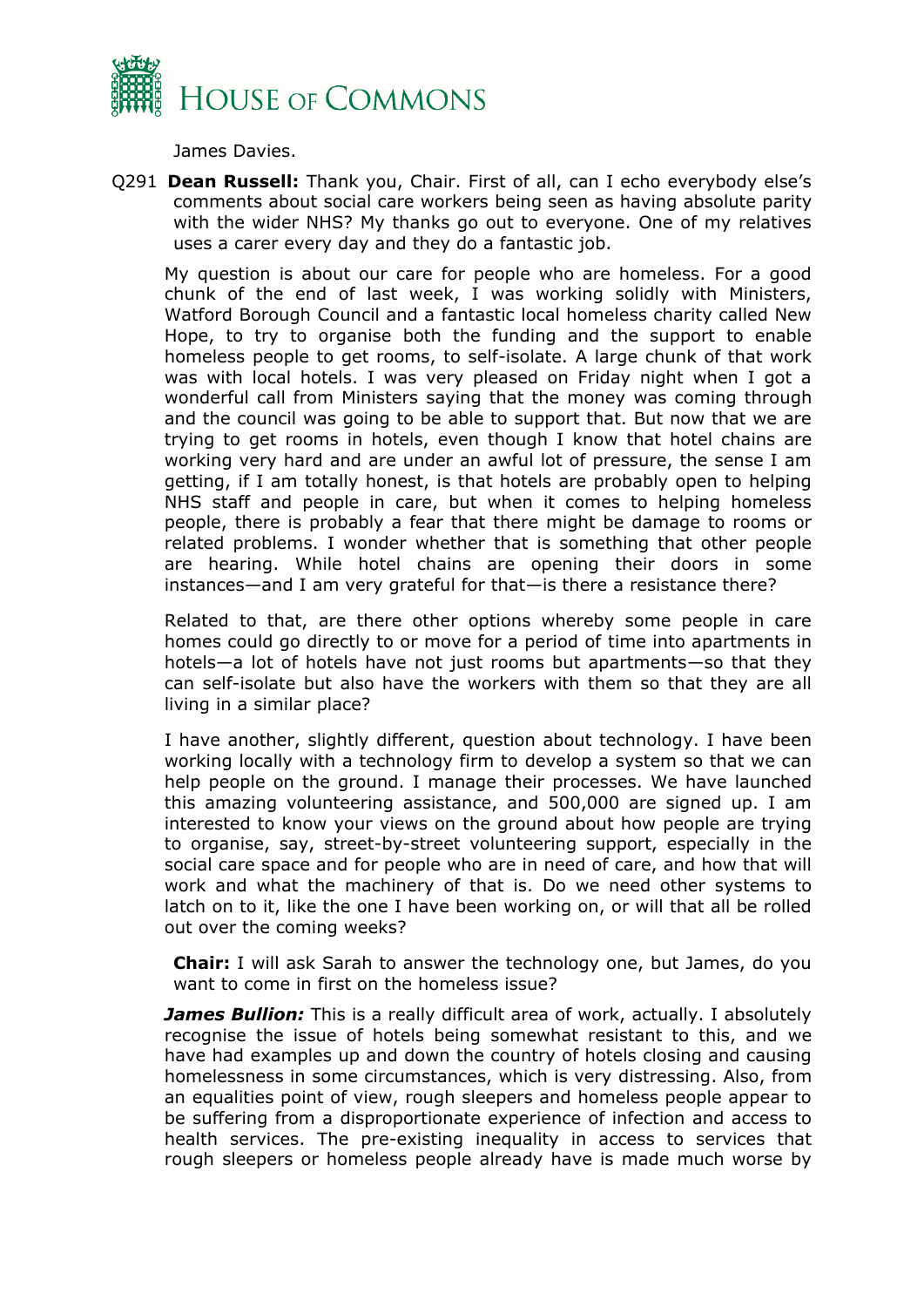James Davies.

Q291 **Dean Russell:** Thank you, Chair. First of all, can I echo everybody else's comments about social care workers being seen as having absolute parity with the wider NHS? My thanks go out to everyone. One of my relatives uses a carer every day and they do a fantastic job.

My question is about our care for people who are homeless. For a good chunk of the end of last week, I was working solidly with Ministers, Watford Borough Council and a fantastic local homeless charity called New Hope, to try to organise both the funding and the support to enable homeless people to get rooms, to self-isolate. A large chunk of that work was with local hotels. I was very pleased on Friday night when I got a wonderful call from Ministers saying that the money was coming through and the council was going to be able to support that. But now that we are trying to get rooms in hotels, even though I know that hotel chains are working very hard and are under an awful lot of pressure, the sense I am getting, if I am totally honest, is that hotels are probably open to helping NHS staff and people in care, but when it comes to helping homeless people, there is probably a fear that there might be damage to rooms or related problems. I wonder whether that is something that other people are hearing. While hotel chains are opening their doors in some instances—and I am very grateful for that—is there a resistance there?

Related to that, are there other options whereby some people in care homes could go directly to or move for a period of time into apartments in hotels—a lot of hotels have not just rooms but apartments—so that they can self-isolate but also have the workers with them so that they are all living in a similar place?

I have another, slightly different, question about technology. I have been working locally with a technology firm to develop a system so that we can help people on the ground. I manage their processes. We have launched this amazing volunteering assistance, and 500,000 are signed up. I am interested to know your views on the ground about how people are trying to organise, say, street-by-street volunteering support, especially in the social care space and for people who are in need of care, and how that will work and what the machinery of that is. Do we need other systems to latch on to it, like the one I have been working on, or will that all be rolled out over the coming weeks?

**Chair:** I will ask Sarah to answer the technology one, but James, do you want to come in first on the homeless issue?

***James Bullion:*** This is a really difficult area of work, actually. I absolutely recognise the issue of hotels being somewhat resistant to this, and we have had examples up and down the country of hotels closing and causing homelessness in some circumstances, which is very distressing. Also, from an equalities point of view, rough sleepers and homeless people appear to be suffering from a disproportionate experience of infection and access to health services. The pre-existing inequality in access to services that rough sleepers or homeless people already have is made much worse by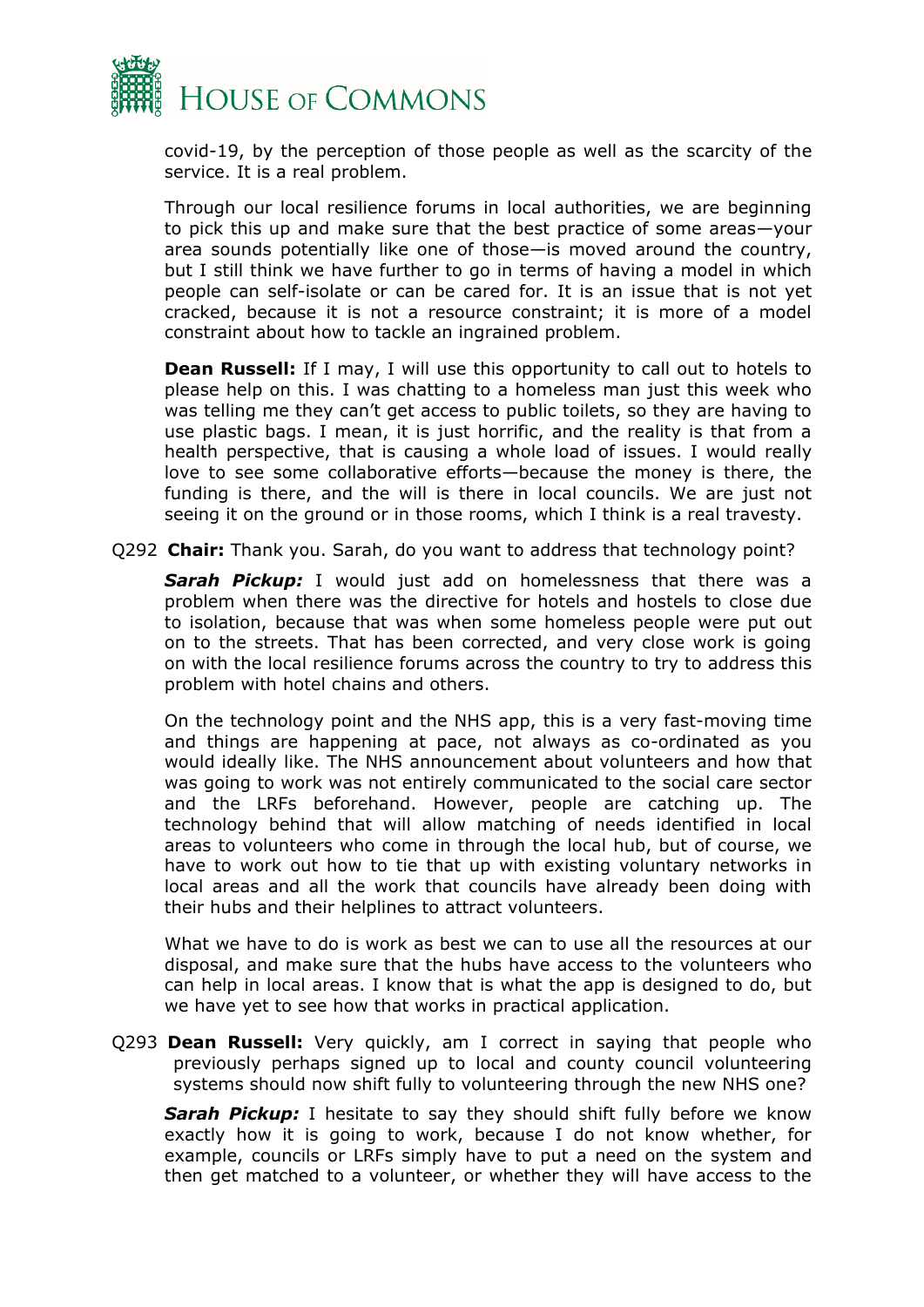covid-19, by the perception of those people as well as the scarcity of the service. It is a real problem.

Through our local resilience forums in local authorities, we are beginning to pick this up and make sure that the best practice of some areas—your area sounds potentially like one of those—is moved around the country, but I still think we have further to go in terms of having a model in which people can self-isolate or can be cared for. It is an issue that is not yet cracked, because it is not a resource constraint; it is more of a model constraint about how to tackle an ingrained problem.

**Dean Russell:** If I may, I will use this opportunity to call out to hotels to please help on this. I was chatting to a homeless man just this week who was telling me they can't get access to public toilets, so they are having to use plastic bags. I mean, it is just horrific, and the reality is that from a health perspective, that is causing a whole load of issues. I would really love to see some collaborative efforts—because the money is there, the funding is there, and the will is there in local councils. We are just not seeing it on the ground or in those rooms, which I think is a real travesty.

Q292 **Chair:** Thank you. Sarah, do you want to address that technology point?

***Sarah Pickup:*** I would just add on homelessness that there was a problem when there was the directive for hotels and hostels to close due to isolation, because that was when some homeless people were put out on to the streets. That has been corrected, and very close work is going on with the local resilience forums across the country to try to address this problem with hotel chains and others.

On the technology point and the NHS app, this is a very fast-moving time and things are happening at pace, not always as co-ordinated as you would ideally like. The NHS announcement about volunteers and how that was going to work was not entirely communicated to the social care sector and the LRFs beforehand. However, people are catching up. The technology behind that will allow matching of needs identified in local areas to volunteers who come in through the local hub, but of course, we have to work out how to tie that up with existing voluntary networks in local areas and all the work that councils have already been doing with their hubs and their helplines to attract volunteers.

What we have to do is work as best we can to use all the resources at our disposal, and make sure that the hubs have access to the volunteers who can help in local areas. I know that is what the app is designed to do, but we have yet to see how that works in practical application.

Q293 **Dean Russell:** Very quickly, am I correct in saying that people who previously perhaps signed up to local and county council volunteering systems should now shift fully to volunteering through the new NHS one?

***Sarah Pickup:*** I hesitate to say they should shift fully before we know exactly how it is going to work, because I do not know whether, for example, councils or LRFs simply have to put a need on the system and then get matched to a volunteer, or whether they will have access to the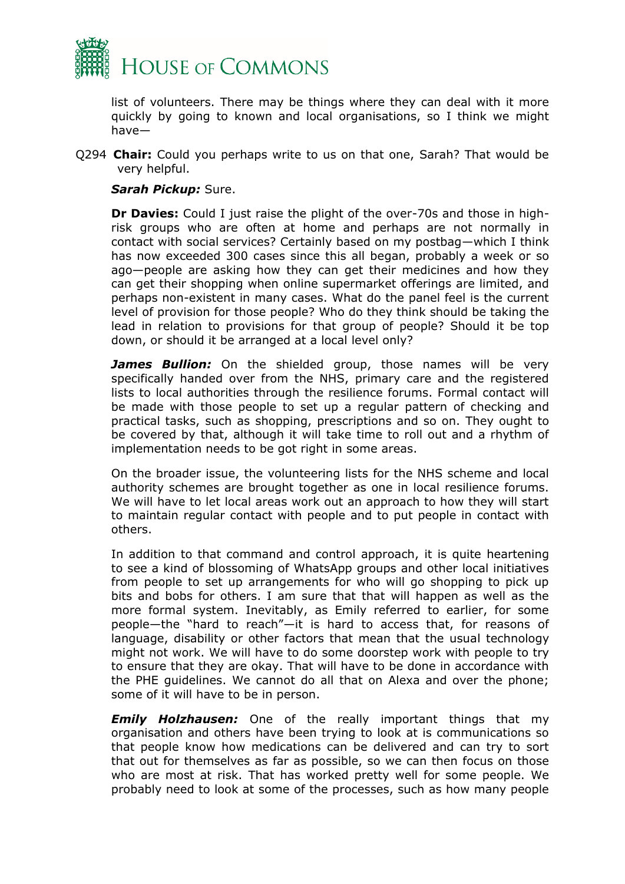list of volunteers. There may be things where they can deal with it more quickly by going to known and local organisations, so I think we might have—

Q294 **Chair:** Could you perhaps write to us on that one, Sarah? That would be very helpful.

***Sarah Pickup:*** Sure.

**Dr Davies:** Could I just raise the plight of the over-70s and those in high-risk groups who are often at home and perhaps are not normally in contact with social services? Certainly based on my postbag—which I think has now exceeded 300 cases since this all began, probably a week or so ago—people are asking how they can get their medicines and how they can get their shopping when online supermarket offerings are limited, and perhaps non-existent in many cases. What do the panel feel is the current level of provision for those people? Who do they think should be taking the lead in relation to provisions for that group of people? Should it be top down, or should it be arranged at a local level only?

***James Bullion:*** On the shielded group, those names will be very specifically handed over from the NHS, primary care and the registered lists to local authorities through the resilience forums. Formal contact will be made with those people to set up a regular pattern of checking and practical tasks, such as shopping, prescriptions and so on. They ought to be covered by that, although it will take time to roll out and a rhythm of implementation needs to be got right in some areas.

On the broader issue, the volunteering lists for the NHS scheme and local authority schemes are brought together as one in local resilience forums. We will have to let local areas work out an approach to how they will start to maintain regular contact with people and to put people in contact with others.

In addition to that command and control approach, it is quite heartening to see a kind of blossoming of WhatsApp groups and other local initiatives from people to set up arrangements for who will go shopping to pick up bits and bobs for others. I am sure that that will happen as well as the more formal system. Inevitably, as Emily referred to earlier, for some people—the "hard to reach"—it is hard to access that, for reasons of language, disability or other factors that mean that the usual technology might not work. We will have to do some doorstep work with people to try to ensure that they are okay. That will have to be done in accordance with the PHE guidelines. We cannot do all that on Alexa and over the phone; some of it will have to be in person.

***Emily Holzhausen:*** One of the really important things that my organisation and others have been trying to look at is communications so that people know how medications can be delivered and can try to sort that out for themselves as far as possible, so we can then focus on those who are most at risk. That has worked pretty well for some people. We probably need to look at some of the processes, such as how many people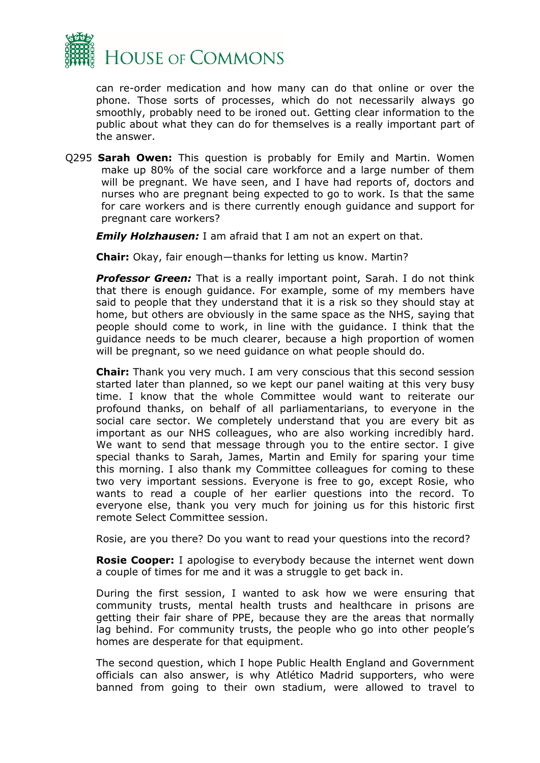can re-order medication and how many can do that online or over the phone. Those sorts of processes, which do not necessarily always go smoothly, probably need to be ironed out. Getting clear information to the public about what they can do for themselves is a really important part of the answer.

Q295 **Sarah Owen:** This question is probably for Emily and Martin. Women make up 80% of the social care workforce and a large number of them will be pregnant. We have seen, and I have had reports of, doctors and nurses who are pregnant being expected to go to work. Is that the same for care workers and is there currently enough guidance and support for pregnant care workers?

***Emily Holzhausen:*** I am afraid that I am not an expert on that.

**Chair:** Okay, fair enough—thanks for letting us know. Martin?

***Professor Green:*** That is a really important point, Sarah. I do not think that there is enough guidance. For example, some of my members have said to people that they understand that it is a risk so they should stay at home, but others are obviously in the same space as the NHS, saying that people should come to work, in line with the guidance. I think that the guidance needs to be much clearer, because a high proportion of women will be pregnant, so we need guidance on what people should do.

**Chair:** Thank you very much. I am very conscious that this second session started later than planned, so we kept our panel waiting at this very busy time. I know that the whole Committee would want to reiterate our profound thanks, on behalf of all parliamentarians, to everyone in the social care sector. We completely understand that you are every bit as important as our NHS colleagues, who are also working incredibly hard. We want to send that message through you to the entire sector. I give special thanks to Sarah, James, Martin and Emily for sparing your time this morning. I also thank my Committee colleagues for coming to these two very important sessions. Everyone is free to go, except Rosie, who wants to read a couple of her earlier questions into the record. To everyone else, thank you very much for joining us for this historic first remote Select Committee session.

Rosie, are you there? Do you want to read your questions into the record?

**Rosie Cooper:** I apologise to everybody because the internet went down a couple of times for me and it was a struggle to get back in.

During the first session, I wanted to ask how we were ensuring that community trusts, mental health trusts and healthcare in prisons are getting their fair share of PPE, because they are the areas that normally lag behind. For community trusts, the people who go into other people's homes are desperate for that equipment.

The second question, which I hope Public Health England and Government officials can also answer, is why Atlético Madrid supporters, who were banned from going to their own stadium, were allowed to travel to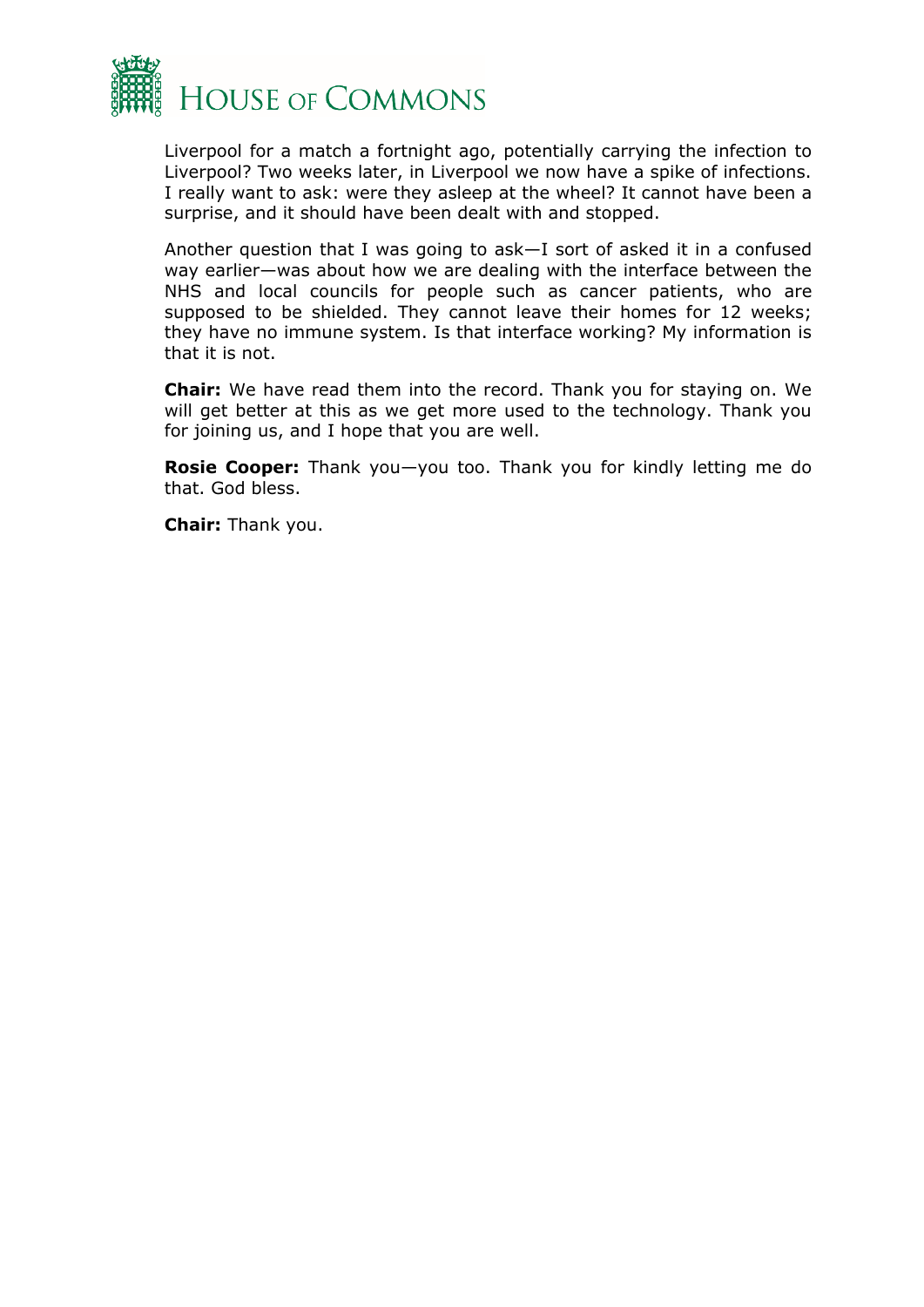Liverpool for a match a fortnight ago, potentially carrying the infection to Liverpool? Two weeks later, in Liverpool we now have a spike of infections. I really want to ask: were they asleep at the wheel? It cannot have been a surprise, and it should have been dealt with and stopped.

Another question that I was going to ask—I sort of asked it in a confused way earlier—was about how we are dealing with the interface between the NHS and local councils for people such as cancer patients, who are supposed to be shielded. They cannot leave their homes for 12 weeks; they have no immune system. Is that interface working? My information is that it is not.

**Chair:** We have read them into the record. Thank you for staying on. We will get better at this as we get more used to the technology. Thank you for joining us, and I hope that you are well.

**Rosie Cooper:** Thank you—you too. Thank you for kindly letting me do that. God bless.

**Chair:** Thank you.